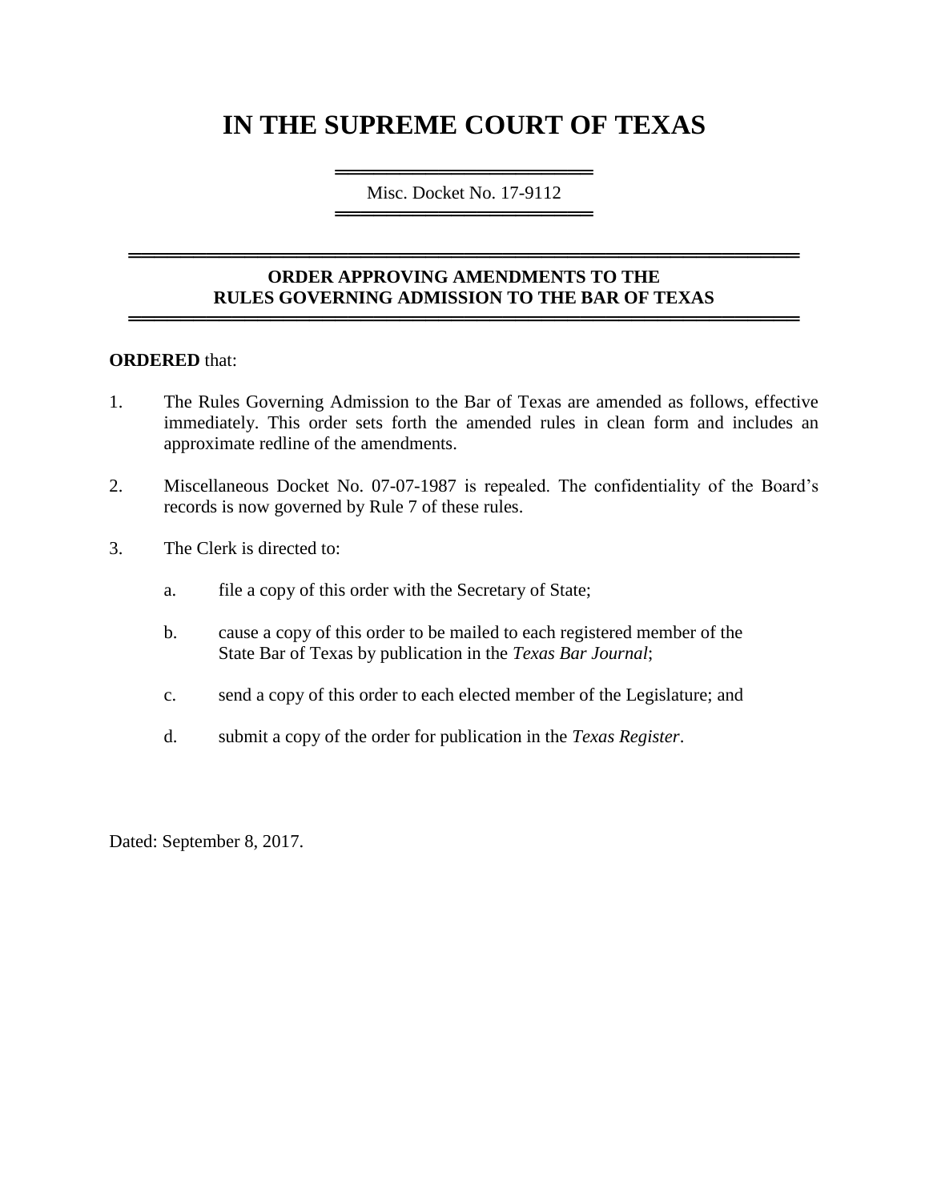# IN THE SUPREME COURT OF TEXAS

Misc. Docket No. 17-9112

## ORDER APPROVING AMENDMENTS TO THE RULES GOVERNING ADMISSION TO THE BAR OF TEXAS

**ORDERED** that:

1. The Rules Governing Admission to the Bar of Texas are amended as follows, effective immediately. This order sets forth the amended rules in clean form and includes an approximate redline of the amendments.

2. Miscellaneous Docket No. 07-07-1987 is repealed. The confidentiality of the Board's records is now governed by Rule 7 of these rules.

3. The Clerk is directed to:

   a. file a copy of this order with the Secretary of State;

   b. cause a copy of this order to be mailed to each registered member of the State Bar of Texas by publication in the *Texas Bar Journal*;

   c. send a copy of this order to each elected member of the Legislature; and

   d. submit a copy of the order for publication in the *Texas Register*.

Dated: September 8, 2017.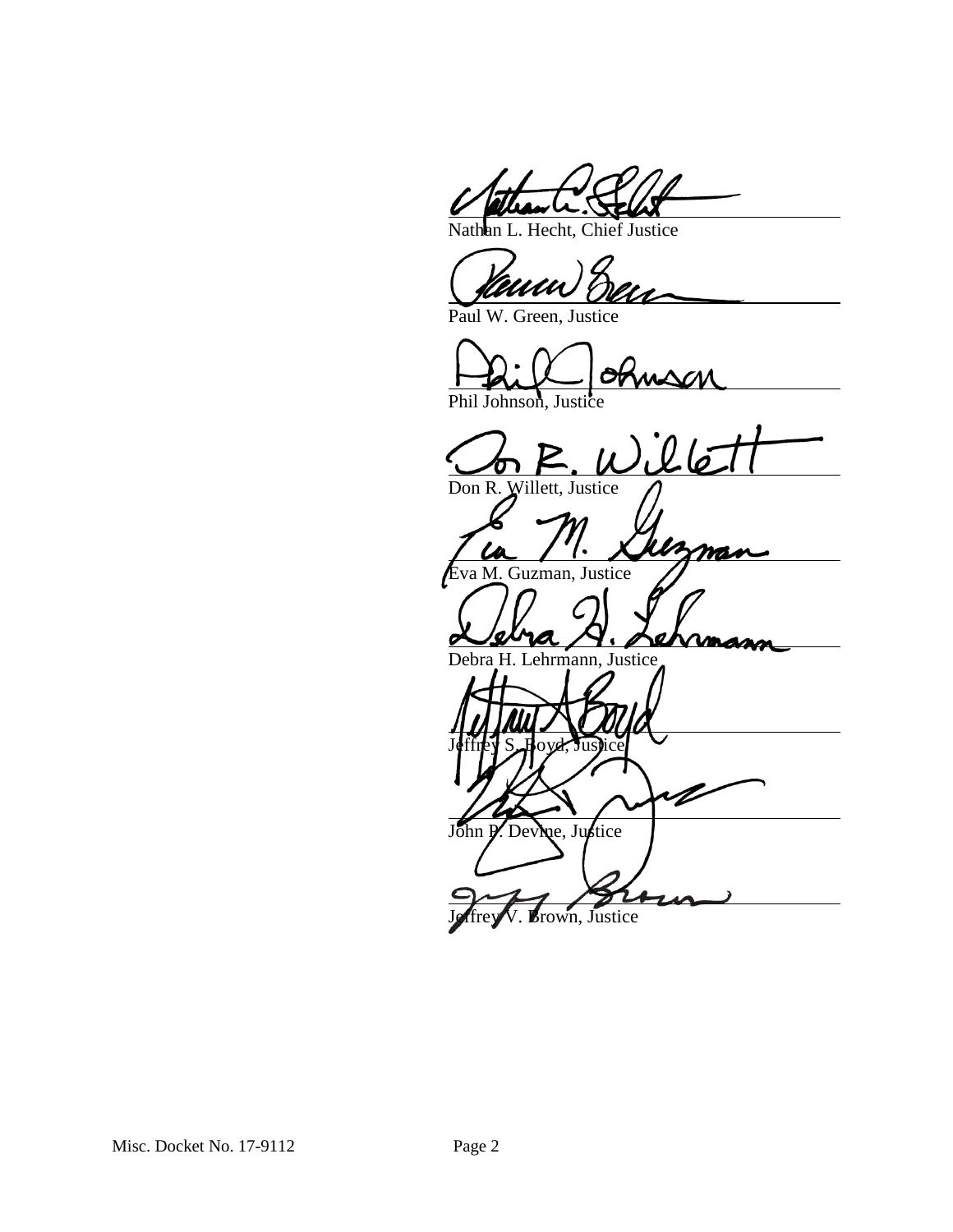______________________________
Nathan L. Hecht, Chief Justice

______________________________
Paul W. Green, Justice

______________________________
Phil Johnson, Justice

______________________________
Don R. Willett, Justice

______________________________
Eva M. Guzman, Justice

______________________________
Debra H. Lehrmann, Justice

______________________________
Jeffrey S. Boyd, Justice

______________________________
John P. Devine, Justice

______________________________
Jeffrey V. Brown, Justice

Misc. Docket No. 17-9112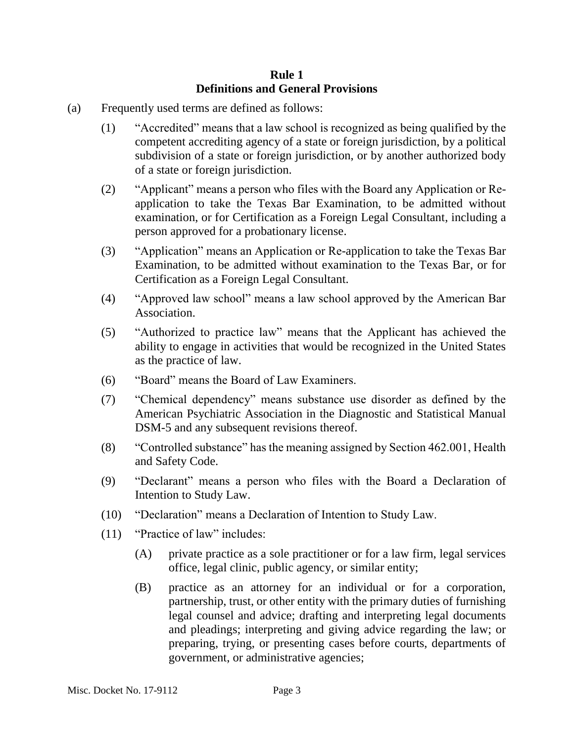# Rule 1
## Definitions and General Provisions

(a) Frequently used terms are defined as follows:

(1) "Accredited" means that a law school is recognized as being qualified by the competent accrediting agency of a state or foreign jurisdiction, by a political subdivision of a state or foreign jurisdiction, or by another authorized body of a state or foreign jurisdiction.

(2) "Applicant" means a person who files with the Board any Application or Re-application to take the Texas Bar Examination, to be admitted without examination, or for Certification as a Foreign Legal Consultant, including a person approved for a probationary license.

(3) "Application" means an Application or Re-application to take the Texas Bar Examination, to be admitted without examination to the Texas Bar, or for Certification as a Foreign Legal Consultant.

(4) "Approved law school" means a law school approved by the American Bar Association.

(5) "Authorized to practice law" means that the Applicant has achieved the ability to engage in activities that would be recognized in the United States as the practice of law.

(6) "Board" means the Board of Law Examiners.

(7) "Chemical dependency" means substance use disorder as defined by the American Psychiatric Association in the Diagnostic and Statistical Manual DSM-5 and any subsequent revisions thereof.

(8) "Controlled substance" has the meaning assigned by Section 462.001, Health and Safety Code.

(9) "Declarant" means a person who files with the Board a Declaration of Intention to Study Law.

(10) "Declaration" means a Declaration of Intention to Study Law.

(11) "Practice of law" includes:

(A) private practice as a sole practitioner or for a law firm, legal services office, legal clinic, public agency, or similar entity;

(B) practice as an attorney for an individual or for a corporation, partnership, trust, or other entity with the primary duties of furnishing legal counsel and advice; drafting and interpreting legal documents and pleadings; interpreting and giving advice regarding the law; or preparing, trying, or presenting cases before courts, departments of government, or administrative agencies;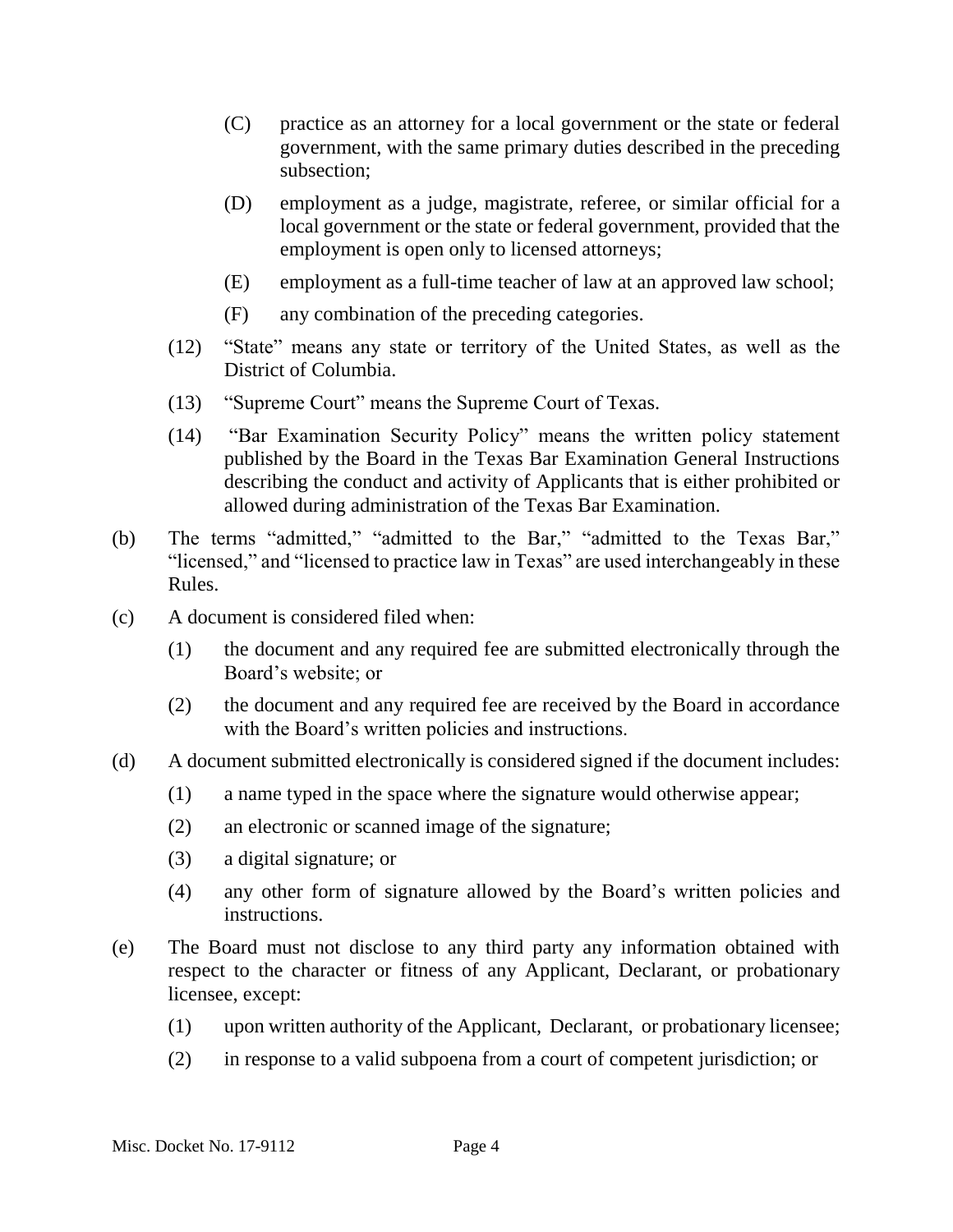(C) practice as an attorney for a local government or the state or federal government, with the same primary duties described in the preceding subsection;

(D) employment as a judge, magistrate, referee, or similar official for a local government or the state or federal government, provided that the employment is open only to licensed attorneys;

(E) employment as a full-time teacher of law at an approved law school;

(F) any combination of the preceding categories.

(12) "State" means any state or territory of the United States, as well as the District of Columbia.

(13) "Supreme Court" means the Supreme Court of Texas.

(14) "Bar Examination Security Policy" means the written policy statement published by the Board in the Texas Bar Examination General Instructions describing the conduct and activity of Applicants that is either prohibited or allowed during administration of the Texas Bar Examination.

(b) The terms "admitted," "admitted to the Bar," "admitted to the Texas Bar," "licensed," and "licensed to practice law in Texas" are used interchangeably in these Rules.

(c) A document is considered filed when:

(1) the document and any required fee are submitted electronically through the Board's website; or

(2) the document and any required fee are received by the Board in accordance with the Board's written policies and instructions.

(d) A document submitted electronically is considered signed if the document includes:

(1) a name typed in the space where the signature would otherwise appear;

(2) an electronic or scanned image of the signature;

(3) a digital signature; or

(4) any other form of signature allowed by the Board's written policies and instructions.

(e) The Board must not disclose to any third party any information obtained with respect to the character or fitness of any Applicant, Declarant, or probationary licensee, except:

(1) upon written authority of the Applicant, Declarant, or probationary licensee;

(2) in response to a valid subpoena from a court of competent jurisdiction; or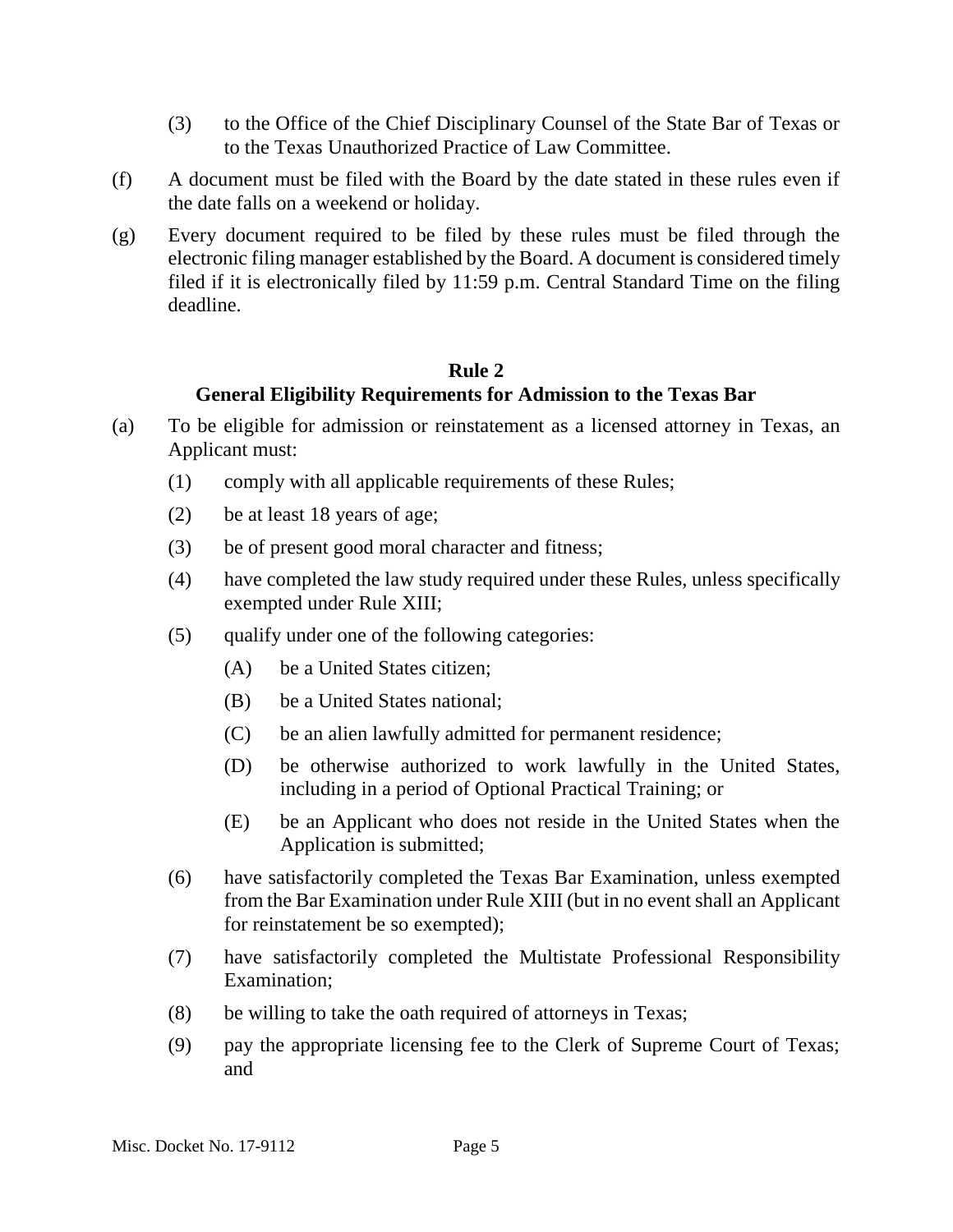(3) to the Office of the Chief Disciplinary Counsel of the State Bar of Texas or to the Texas Unauthorized Practice of Law Committee.

(f) A document must be filed with the Board by the date stated in these rules even if the date falls on a weekend or holiday.

(g) Every document required to be filed by these rules must be filed through the electronic filing manager established by the Board. A document is considered timely filed if it is electronically filed by 11:59 p.m. Central Standard Time on the filing deadline.

## Rule 2
## General Eligibility Requirements for Admission to the Texas Bar

(a) To be eligible for admission or reinstatement as a licensed attorney in Texas, an Applicant must:

- (1) comply with all applicable requirements of these Rules;
- (2) be at least 18 years of age;
- (3) be of present good moral character and fitness;
- (4) have completed the law study required under these Rules, unless specifically exempted under Rule XIII;
- (5) qualify under one of the following categories:
  - (A) be a United States citizen;
  - (B) be a United States national;
  - (C) be an alien lawfully admitted for permanent residence;
  - (D) be otherwise authorized to work lawfully in the United States, including in a period of Optional Practical Training; or
  - (E) be an Applicant who does not reside in the United States when the Application is submitted;
- (6) have satisfactorily completed the Texas Bar Examination, unless exempted from the Bar Examination under Rule XIII (but in no event shall an Applicant for reinstatement be so exempted);
- (7) have satisfactorily completed the Multistate Professional Responsibility Examination;
- (8) be willing to take the oath required of attorneys in Texas;
- (9) pay the appropriate licensing fee to the Clerk of Supreme Court of Texas; and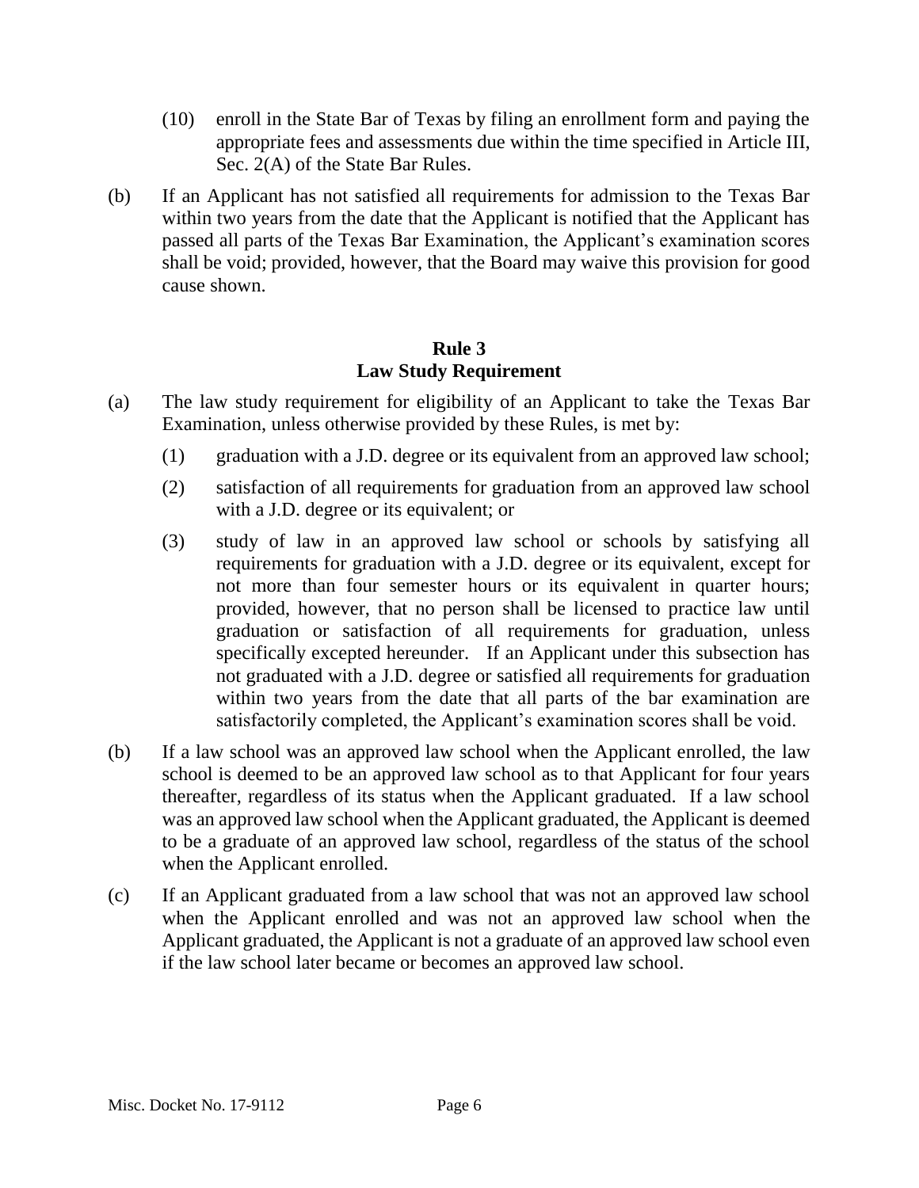(10) enroll in the State Bar of Texas by filing an enrollment form and paying the appropriate fees and assessments due within the time specified in Article III, Sec. 2(A) of the State Bar Rules.

(b) If an Applicant has not satisfied all requirements for admission to the Texas Bar within two years from the date that the Applicant is notified that the Applicant has passed all parts of the Texas Bar Examination, the Applicant's examination scores shall be void; provided, however, that the Board may waive this provision for good cause shown.

## Rule 3
## Law Study Requirement

(a) The law study requirement for eligibility of an Applicant to take the Texas Bar Examination, unless otherwise provided by these Rules, is met by:

   (1) graduation with a J.D. degree or its equivalent from an approved law school;

   (2) satisfaction of all requirements for graduation from an approved law school with a J.D. degree or its equivalent; or

   (3) study of law in an approved law school or schools by satisfying all requirements for graduation with a J.D. degree or its equivalent, except for not more than four semester hours or its equivalent in quarter hours; provided, however, that no person shall be licensed to practice law until graduation or satisfaction of all requirements for graduation, unless specifically excepted hereunder. If an Applicant under this subsection has not graduated with a J.D. degree or satisfied all requirements for graduation within two years from the date that all parts of the bar examination are satisfactorily completed, the Applicant's examination scores shall be void.

(b) If a law school was an approved law school when the Applicant enrolled, the law school is deemed to be an approved law school as to that Applicant for four years thereafter, regardless of its status when the Applicant graduated. If a law school was an approved law school when the Applicant graduated, the Applicant is deemed to be a graduate of an approved law school, regardless of the status of the school when the Applicant enrolled.

(c) If an Applicant graduated from a law school that was not an approved law school when the Applicant enrolled and was not an approved law school when the Applicant graduated, the Applicant is not a graduate of an approved law school even if the law school later became or becomes an approved law school.

Misc. Docket No. 17-9112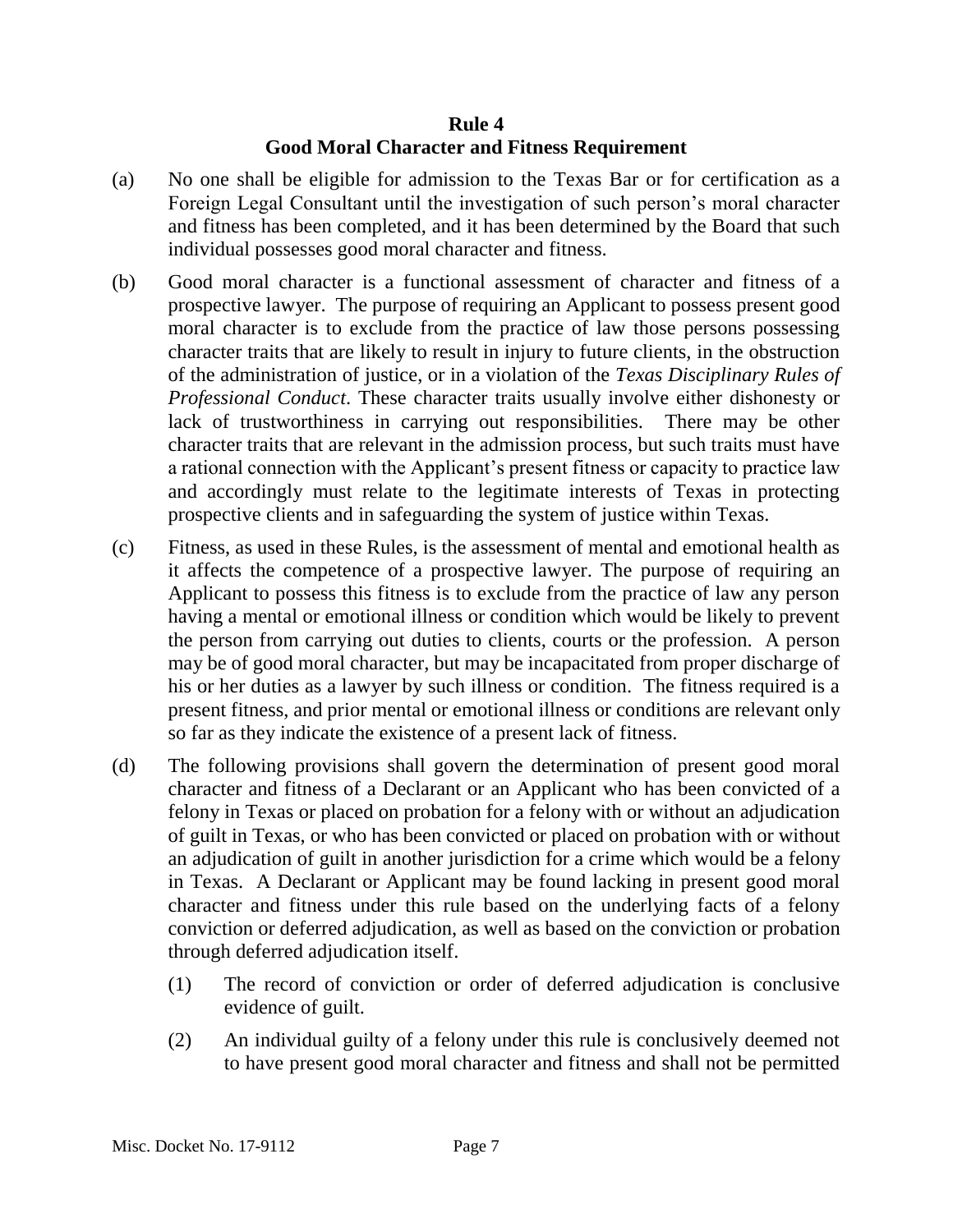## Rule 4
## Good Moral Character and Fitness Requirement

(a) No one shall be eligible for admission to the Texas Bar or for certification as a Foreign Legal Consultant until the investigation of such person's moral character and fitness has been completed, and it has been determined by the Board that such individual possesses good moral character and fitness.

(b) Good moral character is a functional assessment of character and fitness of a prospective lawyer. The purpose of requiring an Applicant to possess present good moral character is to exclude from the practice of law those persons possessing character traits that are likely to result in injury to future clients, in the obstruction of the administration of justice, or in a violation of the *Texas Disciplinary Rules of Professional Conduct*. These character traits usually involve either dishonesty or lack of trustworthiness in carrying out responsibilities. There may be other character traits that are relevant in the admission process, but such traits must have a rational connection with the Applicant's present fitness or capacity to practice law and accordingly must relate to the legitimate interests of Texas in protecting prospective clients and in safeguarding the system of justice within Texas.

(c) Fitness, as used in these Rules, is the assessment of mental and emotional health as it affects the competence of a prospective lawyer. The purpose of requiring an Applicant to possess this fitness is to exclude from the practice of law any person having a mental or emotional illness or condition which would be likely to prevent the person from carrying out duties to clients, courts or the profession. A person may be of good moral character, but may be incapacitated from proper discharge of his or her duties as a lawyer by such illness or condition. The fitness required is a present fitness, and prior mental or emotional illness or conditions are relevant only so far as they indicate the existence of a present lack of fitness.

(d) The following provisions shall govern the determination of present good moral character and fitness of a Declarant or an Applicant who has been convicted of a felony in Texas or placed on probation for a felony with or without an adjudication of guilt in Texas, or who has been convicted or placed on probation with or without an adjudication of guilt in another jurisdiction for a crime which would be a felony in Texas. A Declarant or Applicant may be found lacking in present good moral character and fitness under this rule based on the underlying facts of a felony conviction or deferred adjudication, as well as based on the conviction or probation through deferred adjudication itself.

   (1) The record of conviction or order of deferred adjudication is conclusive evidence of guilt.

   (2) An individual guilty of a felony under this rule is conclusively deemed not to have present good moral character and fitness and shall not be permitted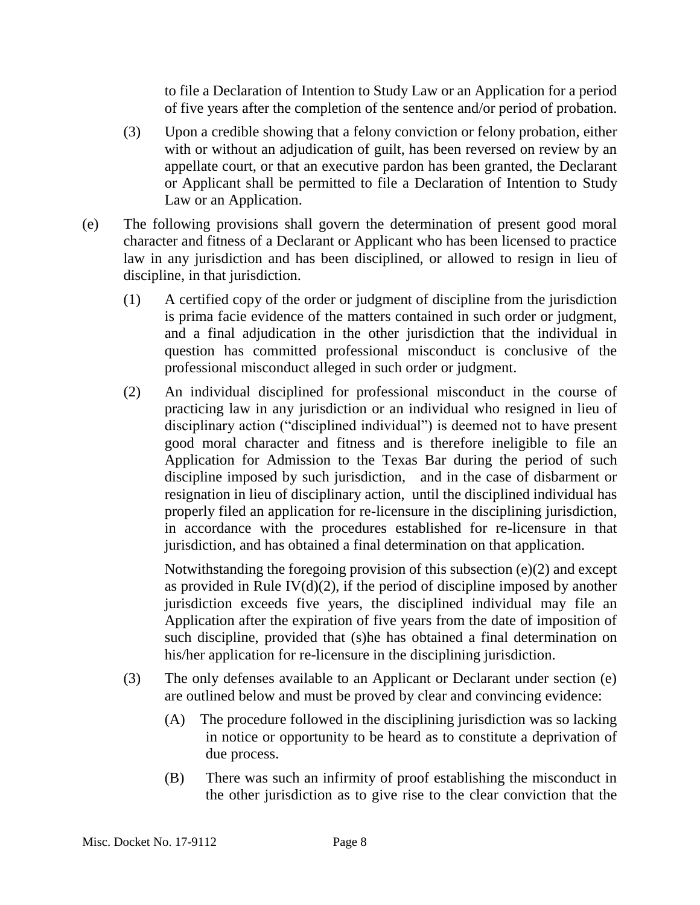to file a Declaration of Intention to Study Law or an Application for a period of five years after the completion of the sentence and/or period of probation.

(3) Upon a credible showing that a felony conviction or felony probation, either with or without an adjudication of guilt, has been reversed on review by an appellate court, or that an executive pardon has been granted, the Declarant or Applicant shall be permitted to file a Declaration of Intention to Study Law or an Application.

(e) The following provisions shall govern the determination of present good moral character and fitness of a Declarant or Applicant who has been licensed to practice law in any jurisdiction and has been disciplined, or allowed to resign in lieu of discipline, in that jurisdiction.

(1) A certified copy of the order or judgment of discipline from the jurisdiction is prima facie evidence of the matters contained in such order or judgment, and a final adjudication in the other jurisdiction that the individual in question has committed professional misconduct is conclusive of the professional misconduct alleged in such order or judgment.

(2) An individual disciplined for professional misconduct in the course of practicing law in any jurisdiction or an individual who resigned in lieu of disciplinary action ("disciplined individual") is deemed not to have present good moral character and fitness and is therefore ineligible to file an Application for Admission to the Texas Bar during the period of such discipline imposed by such jurisdiction, and in the case of disbarment or resignation in lieu of disciplinary action, until the disciplined individual has properly filed an application for re-licensure in the disciplining jurisdiction, in accordance with the procedures established for re-licensure in that jurisdiction, and has obtained a final determination on that application.

Notwithstanding the foregoing provision of this subsection (e)(2) and except as provided in Rule IV(d)(2), if the period of discipline imposed by another jurisdiction exceeds five years, the disciplined individual may file an Application after the expiration of five years from the date of imposition of such discipline, provided that (s)he has obtained a final determination on his/her application for re-licensure in the disciplining jurisdiction.

(3) The only defenses available to an Applicant or Declarant under section (e) are outlined below and must be proved by clear and convincing evidence:

(A) The procedure followed in the disciplining jurisdiction was so lacking in notice or opportunity to be heard as to constitute a deprivation of due process.

(B) There was such an infirmity of proof establishing the misconduct in the other jurisdiction as to give rise to the clear conviction that the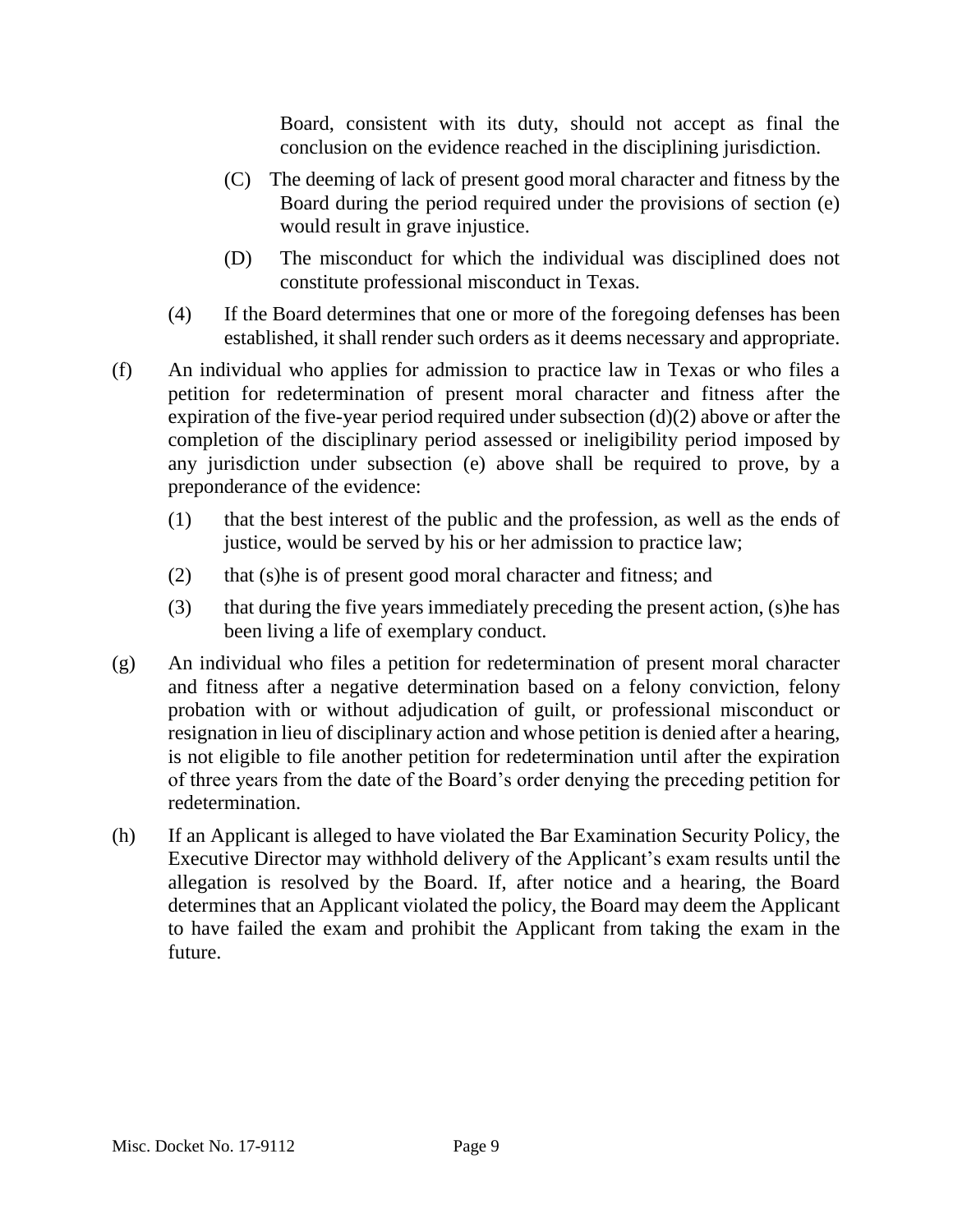Board, consistent with its duty, should not accept as final the conclusion on the evidence reached in the disciplining jurisdiction.

(C) The deeming of lack of present good moral character and fitness by the Board during the period required under the provisions of section (e) would result in grave injustice.

(D) The misconduct for which the individual was disciplined does not constitute professional misconduct in Texas.

(4) If the Board determines that one or more of the foregoing defenses has been established, it shall render such orders as it deems necessary and appropriate.

(f) An individual who applies for admission to practice law in Texas or who files a petition for redetermination of present moral character and fitness after the expiration of the five-year period required under subsection (d)(2) above or after the completion of the disciplinary period assessed or ineligibility period imposed by any jurisdiction under subsection (e) above shall be required to prove, by a preponderance of the evidence:

(1) that the best interest of the public and the profession, as well as the ends of justice, would be served by his or her admission to practice law;

(2) that (s)he is of present good moral character and fitness; and

(3) that during the five years immediately preceding the present action, (s)he has been living a life of exemplary conduct.

(g) An individual who files a petition for redetermination of present moral character and fitness after a negative determination based on a felony conviction, felony probation with or without adjudication of guilt, or professional misconduct or resignation in lieu of disciplinary action and whose petition is denied after a hearing, is not eligible to file another petition for redetermination until after the expiration of three years from the date of the Board's order denying the preceding petition for redetermination.

(h) If an Applicant is alleged to have violated the Bar Examination Security Policy, the Executive Director may withhold delivery of the Applicant's exam results until the allegation is resolved by the Board. If, after notice and a hearing, the Board determines that an Applicant violated the policy, the Board may deem the Applicant to have failed the exam and prohibit the Applicant from taking the exam in the future.

Misc. Docket No. 17-9112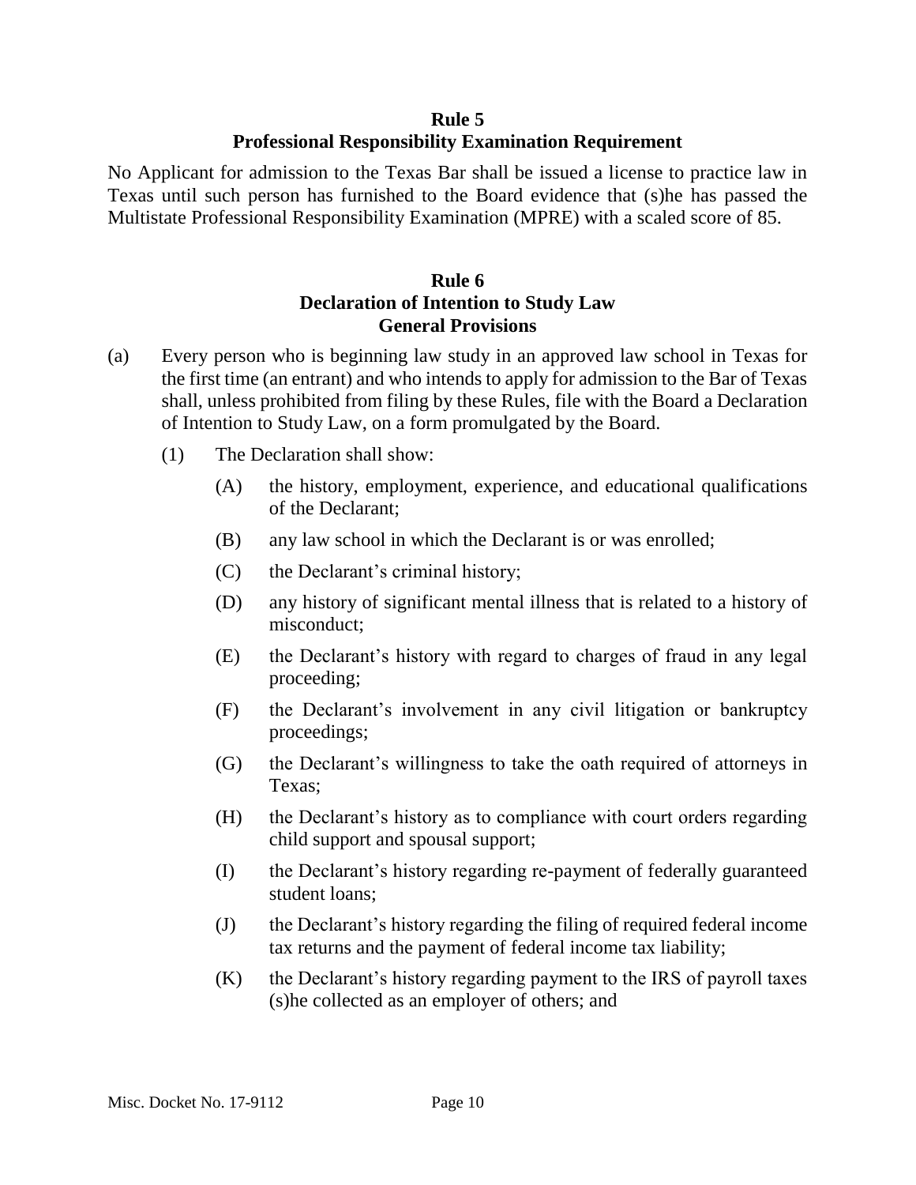## Rule 5
## Professional Responsibility Examination Requirement

No Applicant for admission to the Texas Bar shall be issued a license to practice law in Texas until such person has furnished to the Board evidence that (s)he has passed the Multistate Professional Responsibility Examination (MPRE) with a scaled score of 85.

## Rule 6
## Declaration of Intention to Study Law
## General Provisions

(a) Every person who is beginning law study in an approved law school in Texas for the first time (an entrant) and who intends to apply for admission to the Bar of Texas shall, unless prohibited from filing by these Rules, file with the Board a Declaration of Intention to Study Law, on a form promulgated by the Board.

  (1) The Declaration shall show:

    (A) the history, employment, experience, and educational qualifications of the Declarant;

    (B) any law school in which the Declarant is or was enrolled;

    (C) the Declarant's criminal history;

    (D) any history of significant mental illness that is related to a history of misconduct;

    (E) the Declarant's history with regard to charges of fraud in any legal proceeding;

    (F) the Declarant's involvement in any civil litigation or bankruptcy proceedings;

    (G) the Declarant's willingness to take the oath required of attorneys in Texas;

    (H) the Declarant's history as to compliance with court orders regarding child support and spousal support;

    (I) the Declarant's history regarding re-payment of federally guaranteed student loans;

    (J) the Declarant's history regarding the filing of required federal income tax returns and the payment of federal income tax liability;

    (K) the Declarant's history regarding payment to the IRS of payroll taxes (s)he collected as an employer of others; and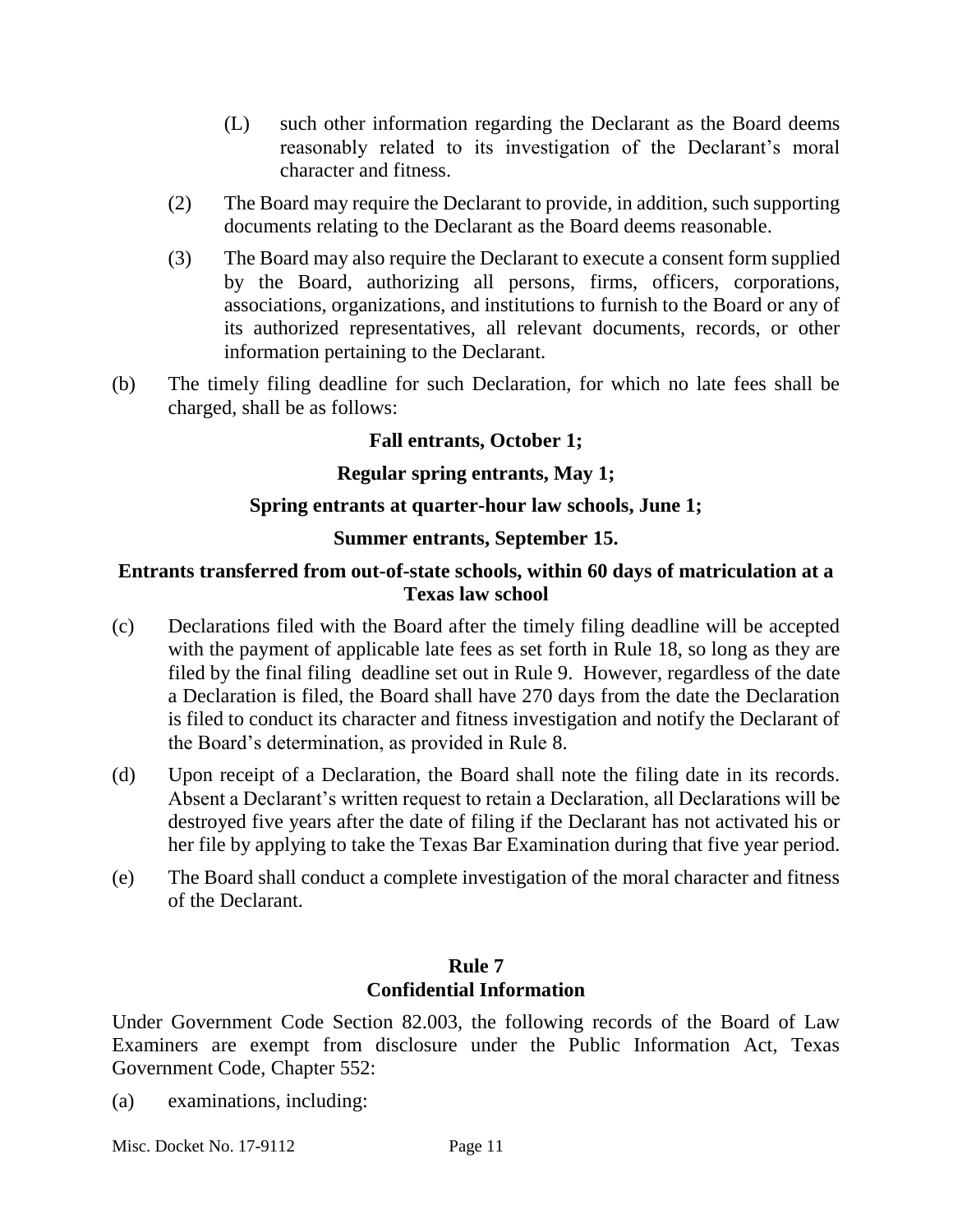(L) such other information regarding the Declarant as the Board deems reasonably related to its investigation of the Declarant's moral character and fitness.

(2) The Board may require the Declarant to provide, in addition, such supporting documents relating to the Declarant as the Board deems reasonable.

(3) The Board may also require the Declarant to execute a consent form supplied by the Board, authorizing all persons, firms, officers, corporations, associations, organizations, and institutions to furnish to the Board or any of its authorized representatives, all relevant documents, records, or other information pertaining to the Declarant.

(b) The timely filing deadline for such Declaration, for which no late fees shall be charged, shall be as follows:

**Fall entrants, October 1;**

**Regular spring entrants, May 1;**

**Spring entrants at quarter-hour law schools, June 1;**

**Summer entrants, September 15.**

**Entrants transferred from out-of-state schools, within 60 days of matriculation at a Texas law school**

(c) Declarations filed with the Board after the timely filing deadline will be accepted with the payment of applicable late fees as set forth in Rule 18, so long as they are filed by the final filing deadline set out in Rule 9. However, regardless of the date a Declaration is filed, the Board shall have 270 days from the date the Declaration is filed to conduct its character and fitness investigation and notify the Declarant of the Board's determination, as provided in Rule 8.

(d) Upon receipt of a Declaration, the Board shall note the filing date in its records. Absent a Declarant's written request to retain a Declaration, all Declarations will be destroyed five years after the date of filing if the Declarant has not activated his or her file by applying to take the Texas Bar Examination during that five year period.

(e) The Board shall conduct a complete investigation of the moral character and fitness of the Declarant.

## Rule 7
## Confidential Information

Under Government Code Section 82.003, the following records of the Board of Law Examiners are exempt from disclosure under the Public Information Act, Texas Government Code, Chapter 552:

(a) examinations, including: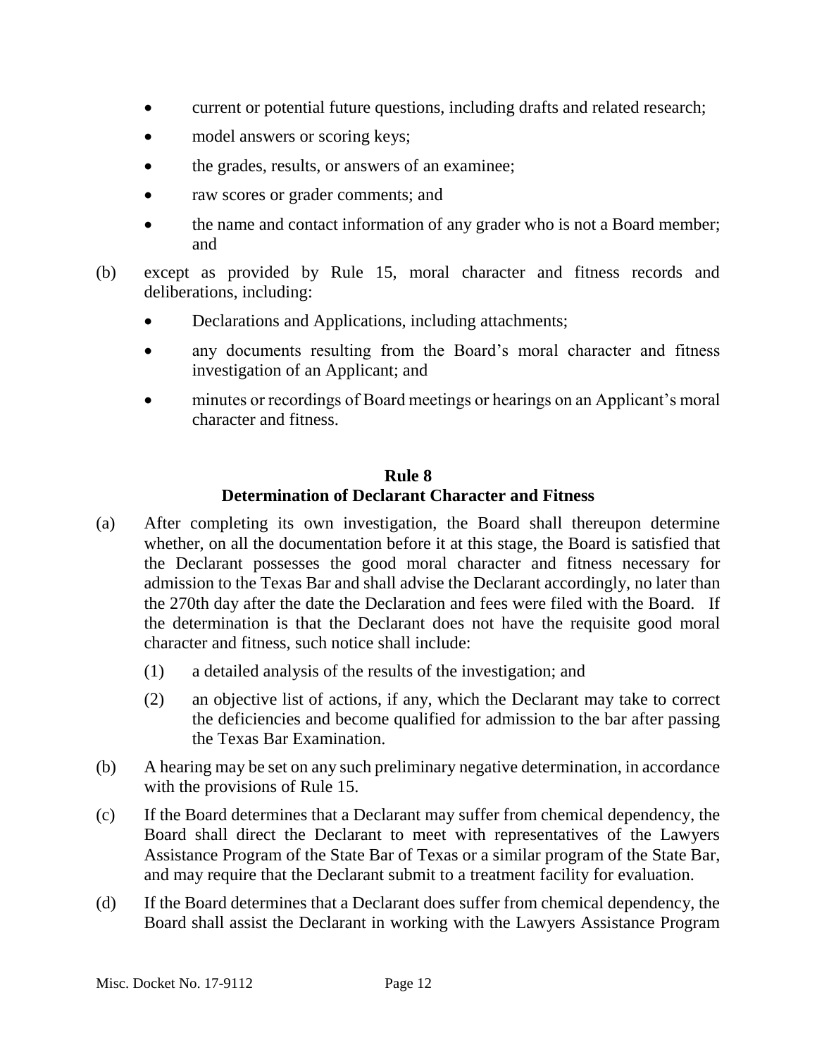- current or potential future questions, including drafts and related research;
- model answers or scoring keys;
- the grades, results, or answers of an examinee;
- raw scores or grader comments; and
- the name and contact information of any grader who is not a Board member; and

(b) except as provided by Rule 15, moral character and fitness records and deliberations, including:

- Declarations and Applications, including attachments;
- any documents resulting from the Board's moral character and fitness investigation of an Applicant; and
- minutes or recordings of Board meetings or hearings on an Applicant's moral character and fitness.

## Rule 8
## Determination of Declarant Character and Fitness

(a) After completing its own investigation, the Board shall thereupon determine whether, on all the documentation before it at this stage, the Board is satisfied that the Declarant possesses the good moral character and fitness necessary for admission to the Texas Bar and shall advise the Declarant accordingly, no later than the 270th day after the date the Declaration and fees were filed with the Board. If the determination is that the Declarant does not have the requisite good moral character and fitness, such notice shall include:

(1) a detailed analysis of the results of the investigation; and

(2) an objective list of actions, if any, which the Declarant may take to correct the deficiencies and become qualified for admission to the bar after passing the Texas Bar Examination.

(b) A hearing may be set on any such preliminary negative determination, in accordance with the provisions of Rule 15.

(c) If the Board determines that a Declarant may suffer from chemical dependency, the Board shall direct the Declarant to meet with representatives of the Lawyers Assistance Program of the State Bar of Texas or a similar program of the State Bar, and may require that the Declarant submit to a treatment facility for evaluation.

(d) If the Board determines that a Declarant does suffer from chemical dependency, the Board shall assist the Declarant in working with the Lawyers Assistance Program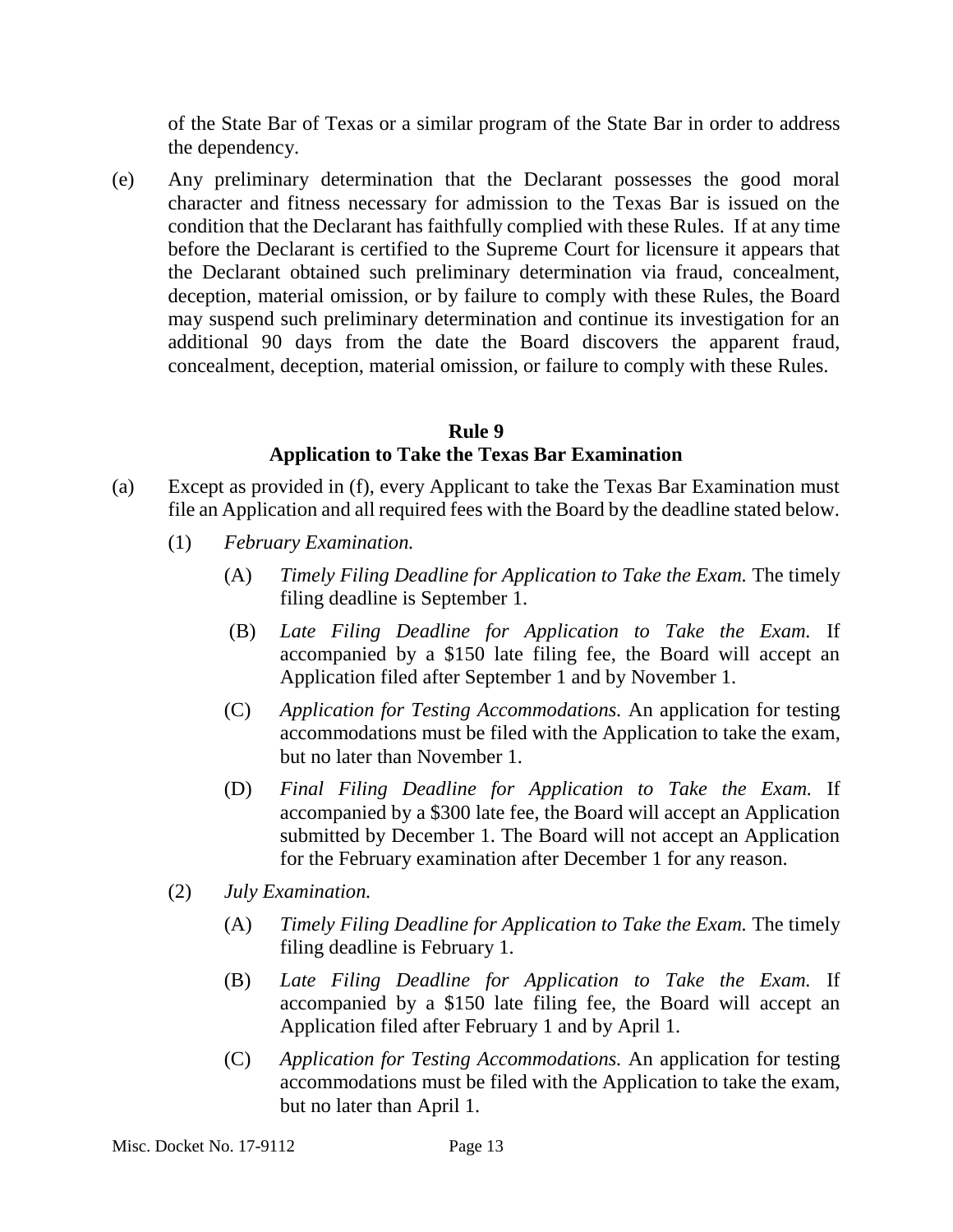of the State Bar of Texas or a similar program of the State Bar in order to address the dependency.

(e) Any preliminary determination that the Declarant possesses the good moral character and fitness necessary for admission to the Texas Bar is issued on the condition that the Declarant has faithfully complied with these Rules. If at any time before the Declarant is certified to the Supreme Court for licensure it appears that the Declarant obtained such preliminary determination via fraud, concealment, deception, material omission, or by failure to comply with these Rules, the Board may suspend such preliminary determination and continue its investigation for an additional 90 days from the date the Board discovers the apparent fraud, concealment, deception, material omission, or failure to comply with these Rules.

## Rule 9
## Application to Take the Texas Bar Examination

(a) Except as provided in (f), every Applicant to take the Texas Bar Examination must file an Application and all required fees with the Board by the deadline stated below.

(1) *February Examination.*

(A) *Timely Filing Deadline for Application to Take the Exam.* The timely filing deadline is September 1.

(B) *Late Filing Deadline for Application to Take the Exam.* If accompanied by a $150 late filing fee, the Board will accept an Application filed after September 1 and by November 1.

(C) *Application for Testing Accommodations.* An application for testing accommodations must be filed with the Application to take the exam, but no later than November 1.

(D) *Final Filing Deadline for Application to Take the Exam.* If accompanied by a $300 late fee, the Board will accept an Application submitted by December 1. The Board will not accept an Application for the February examination after December 1 for any reason.

(2) *July Examination.*

(A) *Timely Filing Deadline for Application to Take the Exam.* The timely filing deadline is February 1.

(B) *Late Filing Deadline for Application to Take the Exam.* If accompanied by a $150 late filing fee, the Board will accept an Application filed after February 1 and by April 1.

(C) *Application for Testing Accommodations.* An application for testing accommodations must be filed with the Application to take the exam, but no later than April 1.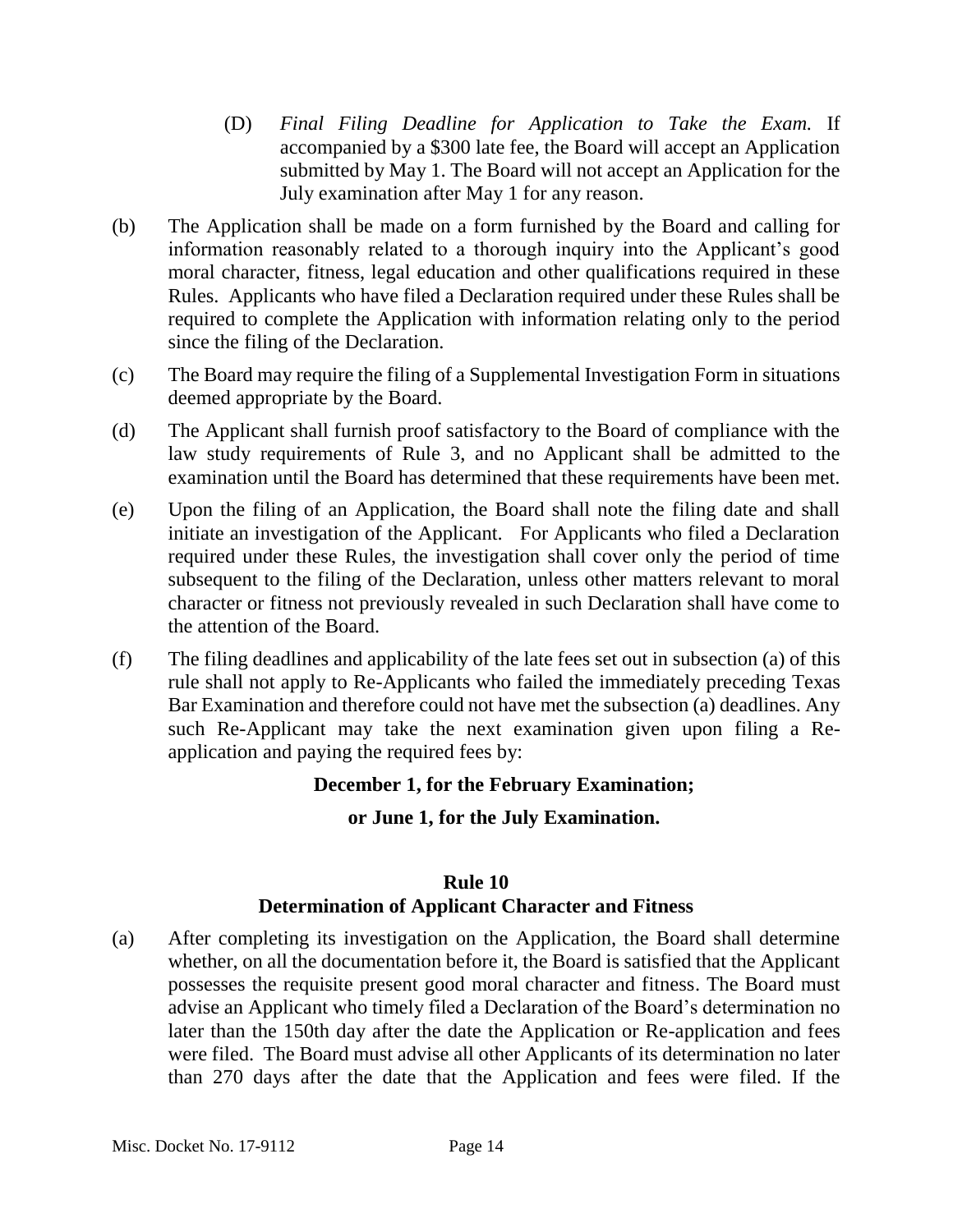(D) *Final Filing Deadline for Application to Take the Exam.* If accompanied by a $300 late fee, the Board will accept an Application submitted by May 1. The Board will not accept an Application for the July examination after May 1 for any reason.

(b) The Application shall be made on a form furnished by the Board and calling for information reasonably related to a thorough inquiry into the Applicant's good moral character, fitness, legal education and other qualifications required in these Rules. Applicants who have filed a Declaration required under these Rules shall be required to complete the Application with information relating only to the period since the filing of the Declaration.

(c) The Board may require the filing of a Supplemental Investigation Form in situations deemed appropriate by the Board.

(d) The Applicant shall furnish proof satisfactory to the Board of compliance with the law study requirements of Rule 3, and no Applicant shall be admitted to the examination until the Board has determined that these requirements have been met.

(e) Upon the filing of an Application, the Board shall note the filing date and shall initiate an investigation of the Applicant. For Applicants who filed a Declaration required under these Rules, the investigation shall cover only the period of time subsequent to the filing of the Declaration, unless other matters relevant to moral character or fitness not previously revealed in such Declaration shall have come to the attention of the Board.

(f) The filing deadlines and applicability of the late fees set out in subsection (a) of this rule shall not apply to Re-Applicants who failed the immediately preceding Texas Bar Examination and therefore could not have met the subsection (a) deadlines. Any such Re-Applicant may take the next examination given upon filing a Re-application and paying the required fees by:

**December 1, for the February Examination;**

**or June 1, for the July Examination.**

## Rule 10
## Determination of Applicant Character and Fitness

(a) After completing its investigation on the Application, the Board shall determine whether, on all the documentation before it, the Board is satisfied that the Applicant possesses the requisite present good moral character and fitness. The Board must advise an Applicant who timely filed a Declaration of the Board's determination no later than the 150th day after the date the Application or Re-application and fees were filed. The Board must advise all other Applicants of its determination no later than 270 days after the date that the Application and fees were filed. If the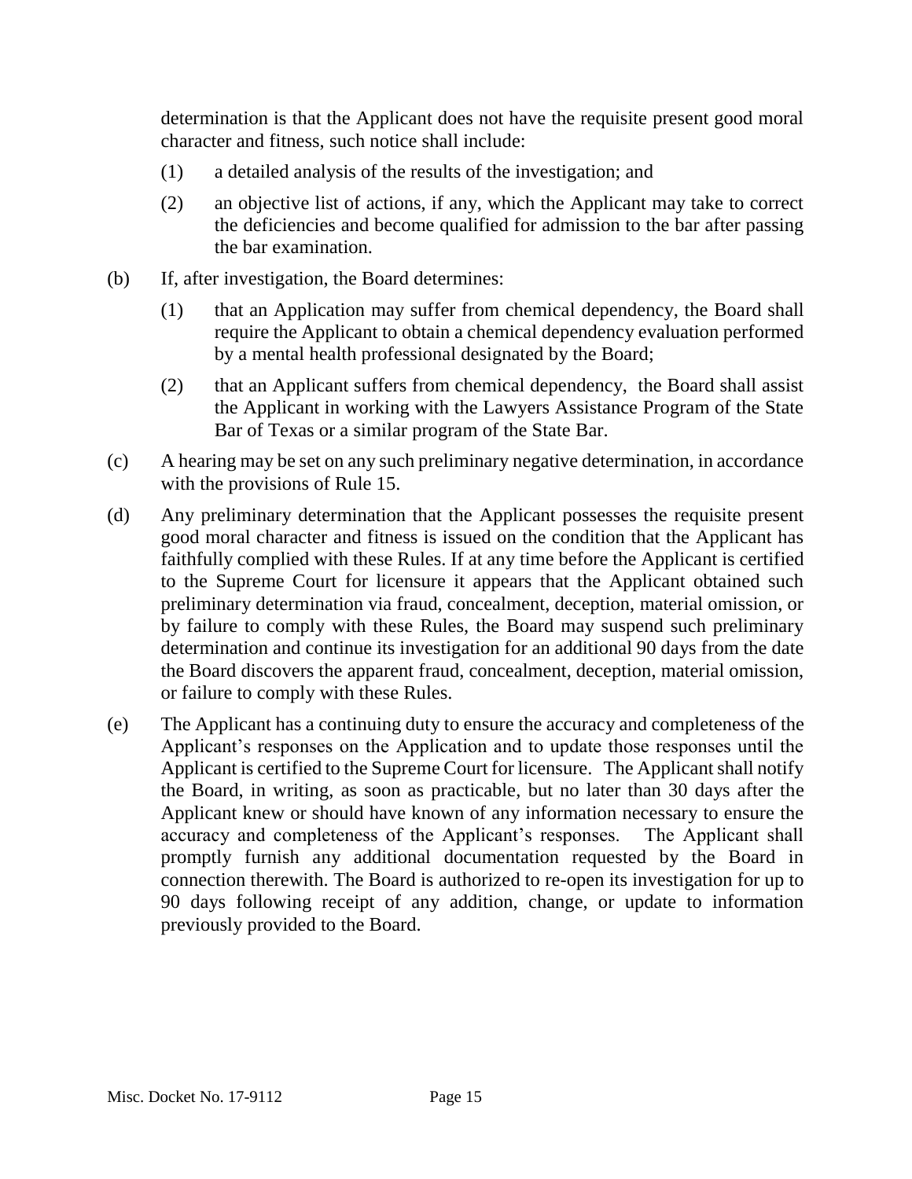determination is that the Applicant does not have the requisite present good moral character and fitness, such notice shall include:

(1) a detailed analysis of the results of the investigation; and

(2) an objective list of actions, if any, which the Applicant may take to correct the deficiencies and become qualified for admission to the bar after passing the bar examination.

(b) If, after investigation, the Board determines:

(1) that an Application may suffer from chemical dependency, the Board shall require the Applicant to obtain a chemical dependency evaluation performed by a mental health professional designated by the Board;

(2) that an Applicant suffers from chemical dependency, the Board shall assist the Applicant in working with the Lawyers Assistance Program of the State Bar of Texas or a similar program of the State Bar.

(c) A hearing may be set on any such preliminary negative determination, in accordance with the provisions of Rule 15.

(d) Any preliminary determination that the Applicant possesses the requisite present good moral character and fitness is issued on the condition that the Applicant has faithfully complied with these Rules. If at any time before the Applicant is certified to the Supreme Court for licensure it appears that the Applicant obtained such preliminary determination via fraud, concealment, deception, material omission, or by failure to comply with these Rules, the Board may suspend such preliminary determination and continue its investigation for an additional 90 days from the date the Board discovers the apparent fraud, concealment, deception, material omission, or failure to comply with these Rules.

(e) The Applicant has a continuing duty to ensure the accuracy and completeness of the Applicant's responses on the Application and to update those responses until the Applicant is certified to the Supreme Court for licensure. The Applicant shall notify the Board, in writing, as soon as practicable, but no later than 30 days after the Applicant knew or should have known of any information necessary to ensure the accuracy and completeness of the Applicant's responses. The Applicant shall promptly furnish any additional documentation requested by the Board in connection therewith. The Board is authorized to re-open its investigation for up to 90 days following receipt of any addition, change, or update to information previously provided to the Board.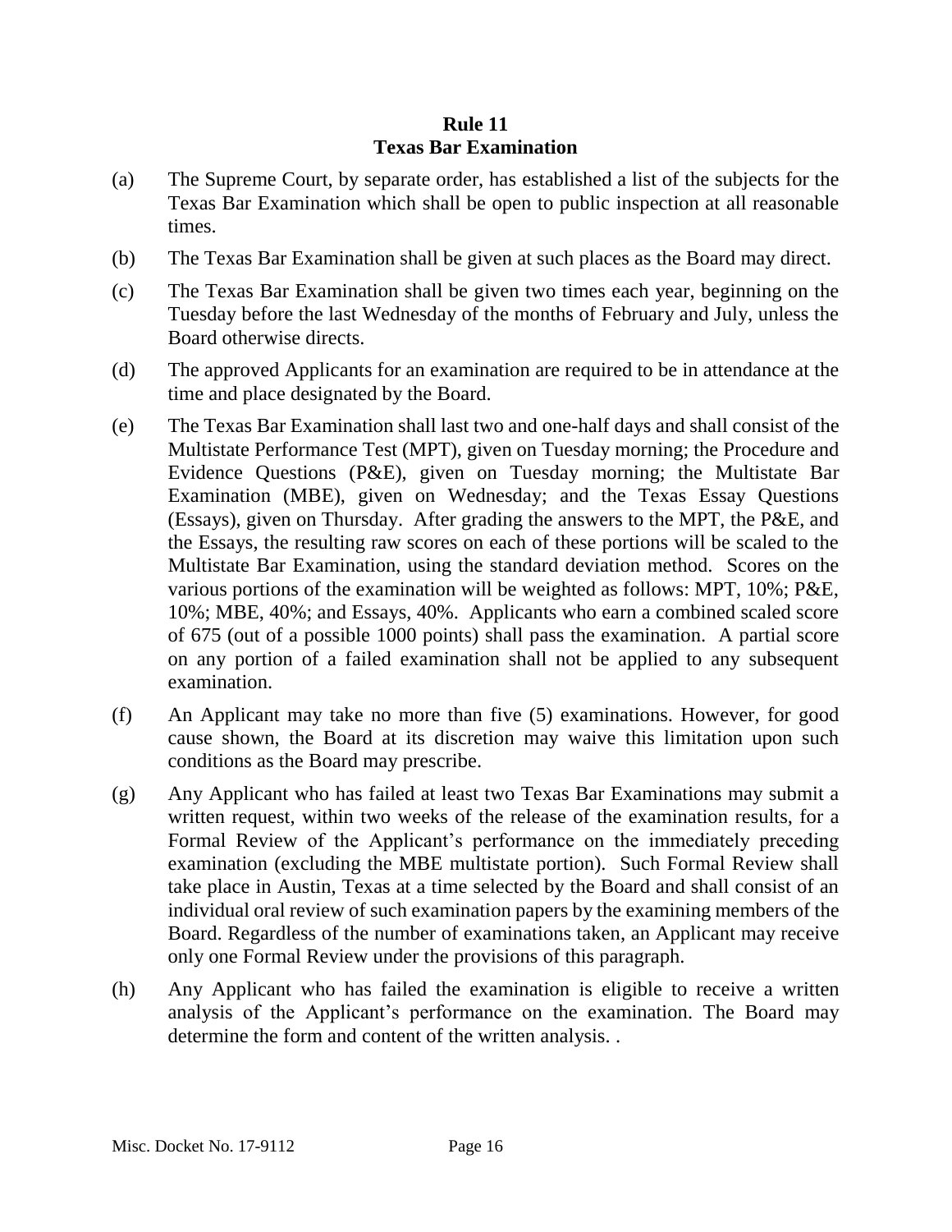## Rule 11
## Texas Bar Examination

(a) The Supreme Court, by separate order, has established a list of the subjects for the Texas Bar Examination which shall be open to public inspection at all reasonable times.

(b) The Texas Bar Examination shall be given at such places as the Board may direct.

(c) The Texas Bar Examination shall be given two times each year, beginning on the Tuesday before the last Wednesday of the months of February and July, unless the Board otherwise directs.

(d) The approved Applicants for an examination are required to be in attendance at the time and place designated by the Board.

(e) The Texas Bar Examination shall last two and one-half days and shall consist of the Multistate Performance Test (MPT), given on Tuesday morning; the Procedure and Evidence Questions (P&E), given on Tuesday morning; the Multistate Bar Examination (MBE), given on Wednesday; and the Texas Essay Questions (Essays), given on Thursday. After grading the answers to the MPT, the P&E, and the Essays, the resulting raw scores on each of these portions will be scaled to the Multistate Bar Examination, using the standard deviation method. Scores on the various portions of the examination will be weighted as follows: MPT, 10%; P&E, 10%; MBE, 40%; and Essays, 40%. Applicants who earn a combined scaled score of 675 (out of a possible 1000 points) shall pass the examination. A partial score on any portion of a failed examination shall not be applied to any subsequent examination.

(f) An Applicant may take no more than five (5) examinations. However, for good cause shown, the Board at its discretion may waive this limitation upon such conditions as the Board may prescribe.

(g) Any Applicant who has failed at least two Texas Bar Examinations may submit a written request, within two weeks of the release of the examination results, for a Formal Review of the Applicant's performance on the immediately preceding examination (excluding the MBE multistate portion). Such Formal Review shall take place in Austin, Texas at a time selected by the Board and shall consist of an individual oral review of such examination papers by the examining members of the Board. Regardless of the number of examinations taken, an Applicant may receive only one Formal Review under the provisions of this paragraph.

(h) Any Applicant who has failed the examination is eligible to receive a written analysis of the Applicant's performance on the examination. The Board may determine the form and content of the written analysis. .

Misc. Docket No. 17-9112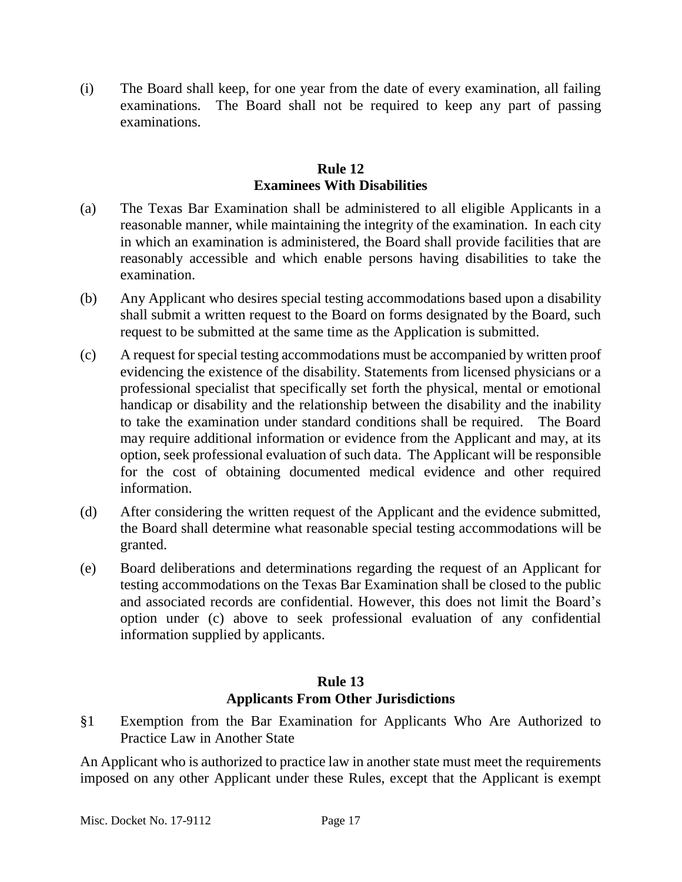(i) The Board shall keep, for one year from the date of every examination, all failing examinations. The Board shall not be required to keep any part of passing examinations.

## Rule 12
## Examinees With Disabilities

(a) The Texas Bar Examination shall be administered to all eligible Applicants in a reasonable manner, while maintaining the integrity of the examination. In each city in which an examination is administered, the Board shall provide facilities that are reasonably accessible and which enable persons having disabilities to take the examination.

(b) Any Applicant who desires special testing accommodations based upon a disability shall submit a written request to the Board on forms designated by the Board, such request to be submitted at the same time as the Application is submitted.

(c) A request for special testing accommodations must be accompanied by written proof evidencing the existence of the disability. Statements from licensed physicians or a professional specialist that specifically set forth the physical, mental or emotional handicap or disability and the relationship between the disability and the inability to take the examination under standard conditions shall be required. The Board may require additional information or evidence from the Applicant and may, at its option, seek professional evaluation of such data. The Applicant will be responsible for the cost of obtaining documented medical evidence and other required information.

(d) After considering the written request of the Applicant and the evidence submitted, the Board shall determine what reasonable special testing accommodations will be granted.

(e) Board deliberations and determinations regarding the request of an Applicant for testing accommodations on the Texas Bar Examination shall be closed to the public and associated records are confidential. However, this does not limit the Board's option under (c) above to seek professional evaluation of any confidential information supplied by applicants.

## Rule 13
## Applicants From Other Jurisdictions

§1 Exemption from the Bar Examination for Applicants Who Are Authorized to Practice Law in Another State

An Applicant who is authorized to practice law in another state must meet the requirements imposed on any other Applicant under these Rules, except that the Applicant is exempt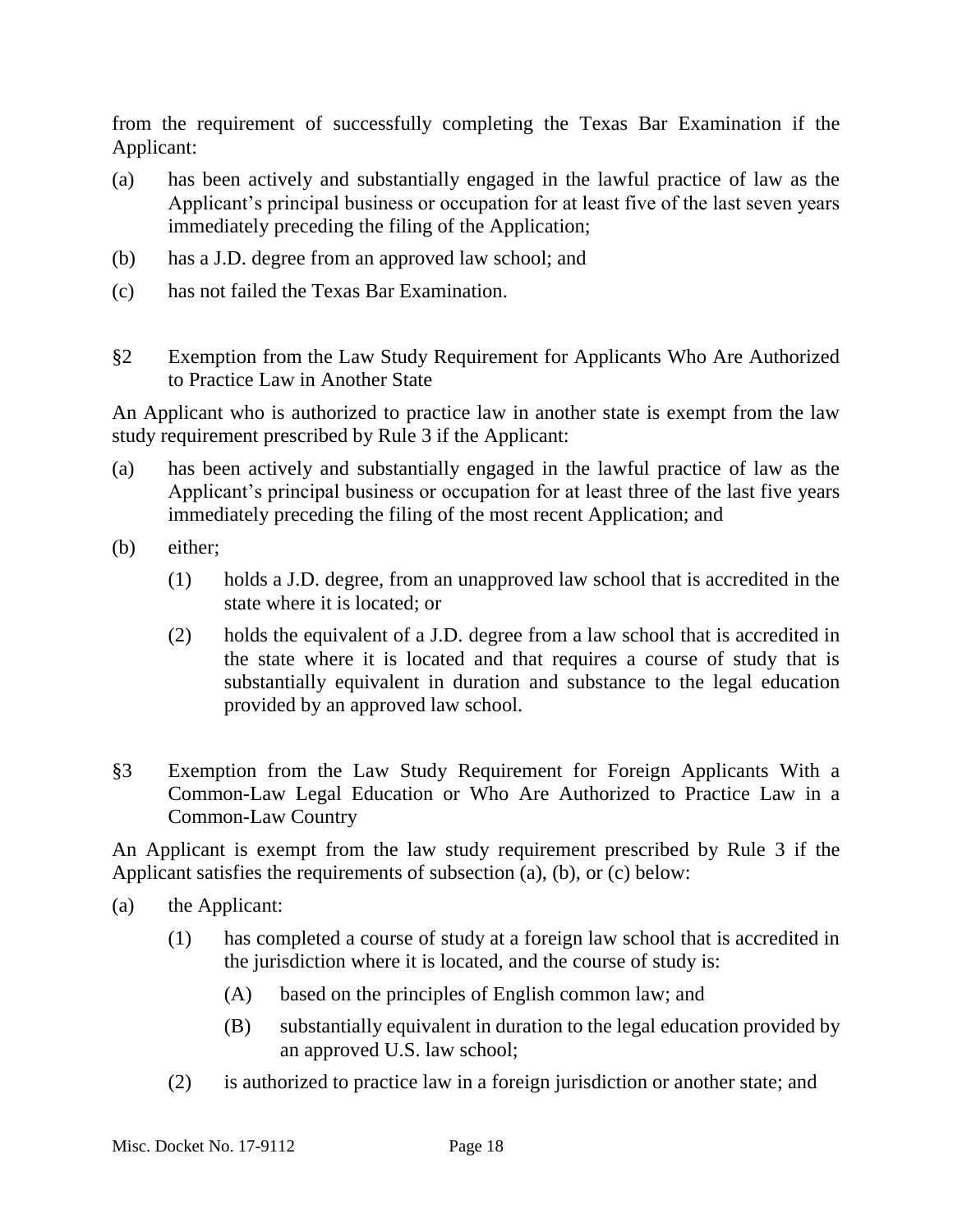from the requirement of successfully completing the Texas Bar Examination if the Applicant:

(a) has been actively and substantially engaged in the lawful practice of law as the Applicant's principal business or occupation for at least five of the last seven years immediately preceding the filing of the Application;

(b) has a J.D. degree from an approved law school; and

(c) has not failed the Texas Bar Examination.

### §2 Exemption from the Law Study Requirement for Applicants Who Are Authorized to Practice Law in Another State

An Applicant who is authorized to practice law in another state is exempt from the law study requirement prescribed by Rule 3 if the Applicant:

(a) has been actively and substantially engaged in the lawful practice of law as the Applicant's principal business or occupation for at least three of the last five years immediately preceding the filing of the most recent Application; and

(b) either;

  (1) holds a J.D. degree, from an unapproved law school that is accredited in the state where it is located; or

  (2) holds the equivalent of a J.D. degree from a law school that is accredited in the state where it is located and that requires a course of study that is substantially equivalent in duration and substance to the legal education provided by an approved law school.

### §3 Exemption from the Law Study Requirement for Foreign Applicants With a Common-Law Legal Education or Who Are Authorized to Practice Law in a Common-Law Country

An Applicant is exempt from the law study requirement prescribed by Rule 3 if the Applicant satisfies the requirements of subsection (a), (b), or (c) below:

(a) the Applicant:

  (1) has completed a course of study at a foreign law school that is accredited in the jurisdiction where it is located, and the course of study is:

    (A) based on the principles of English common law; and

    (B) substantially equivalent in duration to the legal education provided by an approved U.S. law school;

  (2) is authorized to practice law in a foreign jurisdiction or another state; and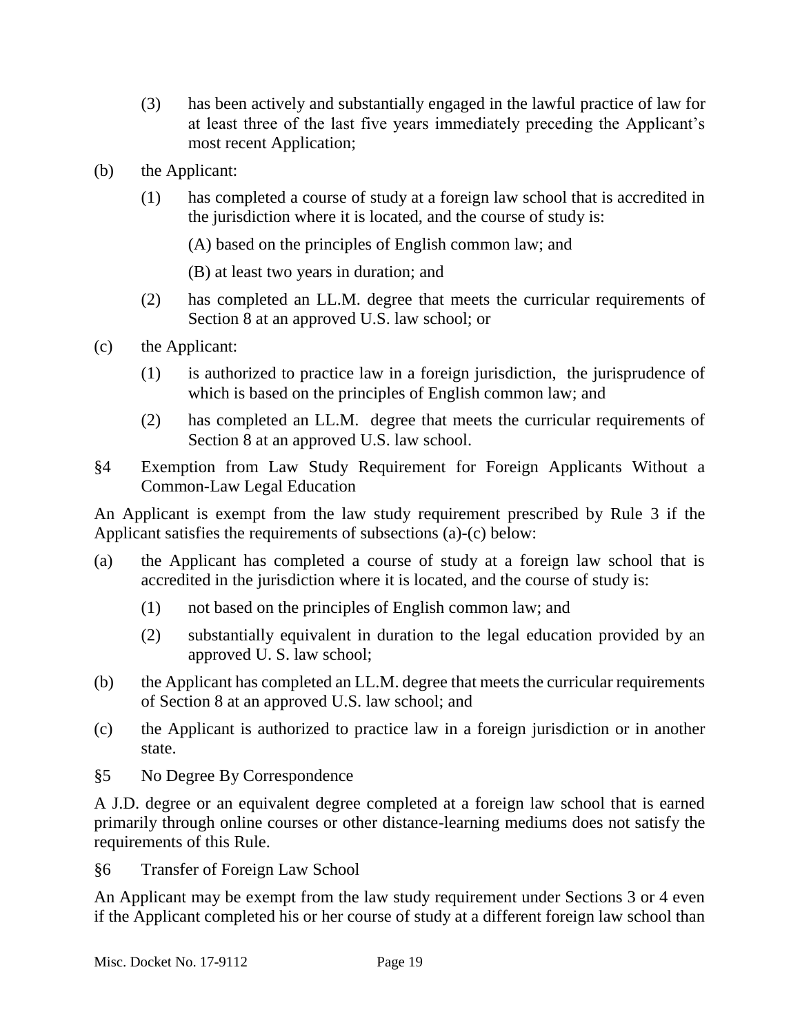(3) has been actively and substantially engaged in the lawful practice of law for at least three of the last five years immediately preceding the Applicant's most recent Application;

(b) the Applicant:

(1) has completed a course of study at a foreign law school that is accredited in the jurisdiction where it is located, and the course of study is:

(A) based on the principles of English common law; and

(B) at least two years in duration; and

(2) has completed an LL.M. degree that meets the curricular requirements of Section 8 at an approved U.S. law school; or

(c) the Applicant:

(1) is authorized to practice law in a foreign jurisdiction, the jurisprudence of which is based on the principles of English common law; and

(2) has completed an LL.M. degree that meets the curricular requirements of Section 8 at an approved U.S. law school.

§4 Exemption from Law Study Requirement for Foreign Applicants Without a Common-Law Legal Education

An Applicant is exempt from the law study requirement prescribed by Rule 3 if the Applicant satisfies the requirements of subsections (a)-(c) below:

(a) the Applicant has completed a course of study at a foreign law school that is accredited in the jurisdiction where it is located, and the course of study is:

(1) not based on the principles of English common law; and

(2) substantially equivalent in duration to the legal education provided by an approved U. S. law school;

(b) the Applicant has completed an LL.M. degree that meets the curricular requirements of Section 8 at an approved U.S. law school; and

(c) the Applicant is authorized to practice law in a foreign jurisdiction or in another state.

§5 No Degree By Correspondence

A J.D. degree or an equivalent degree completed at a foreign law school that is earned primarily through online courses or other distance-learning mediums does not satisfy the requirements of this Rule.

§6 Transfer of Foreign Law School

An Applicant may be exempt from the law study requirement under Sections 3 or 4 even if the Applicant completed his or her course of study at a different foreign law school than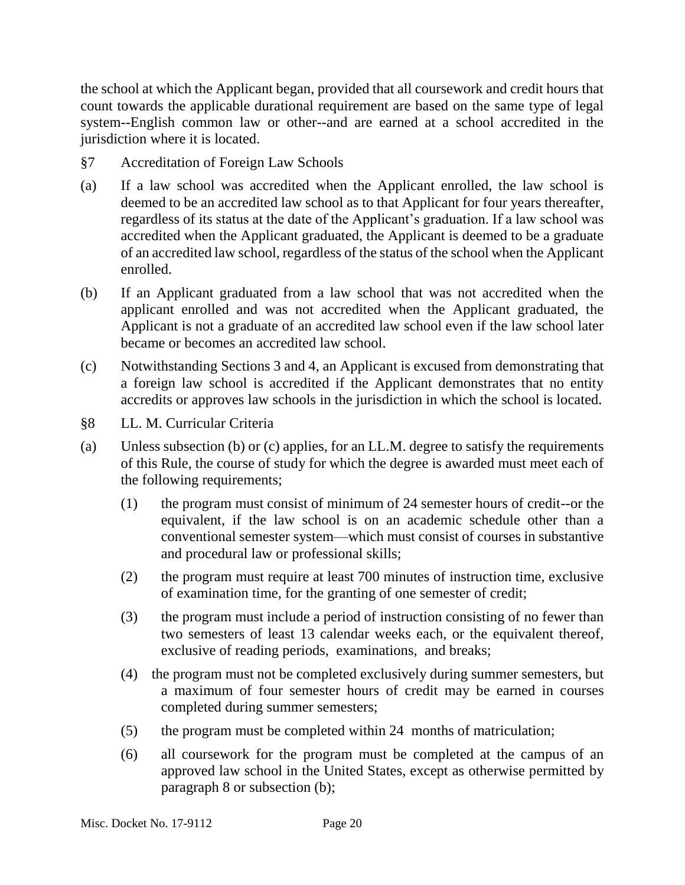the school at which the Applicant began, provided that all coursework and credit hours that count towards the applicable durational requirement are based on the same type of legal system--English common law or other--and are earned at a school accredited in the jurisdiction where it is located.

§7 Accreditation of Foreign Law Schools

(a) If a law school was accredited when the Applicant enrolled, the law school is deemed to be an accredited law school as to that Applicant for four years thereafter, regardless of its status at the date of the Applicant's graduation. If a law school was accredited when the Applicant graduated, the Applicant is deemed to be a graduate of an accredited law school, regardless of the status of the school when the Applicant enrolled.

(b) If an Applicant graduated from a law school that was not accredited when the applicant enrolled and was not accredited when the Applicant graduated, the Applicant is not a graduate of an accredited law school even if the law school later became or becomes an accredited law school.

(c) Notwithstanding Sections 3 and 4, an Applicant is excused from demonstrating that a foreign law school is accredited if the Applicant demonstrates that no entity accredits or approves law schools in the jurisdiction in which the school is located.

§8 LL. M. Curricular Criteria

(a) Unless subsection (b) or (c) applies, for an LL.M. degree to satisfy the requirements of this Rule, the course of study for which the degree is awarded must meet each of the following requirements;

(1) the program must consist of minimum of 24 semester hours of credit--or the equivalent, if the law school is on an academic schedule other than a conventional semester system—which must consist of courses in substantive and procedural law or professional skills;

(2) the program must require at least 700 minutes of instruction time, exclusive of examination time, for the granting of one semester of credit;

(3) the program must include a period of instruction consisting of no fewer than two semesters of least 13 calendar weeks each, or the equivalent thereof, exclusive of reading periods, examinations, and breaks;

(4) the program must not be completed exclusively during summer semesters, but a maximum of four semester hours of credit may be earned in courses completed during summer semesters;

(5) the program must be completed within 24 months of matriculation;

(6) all coursework for the program must be completed at the campus of an approved law school in the United States, except as otherwise permitted by paragraph 8 or subsection (b);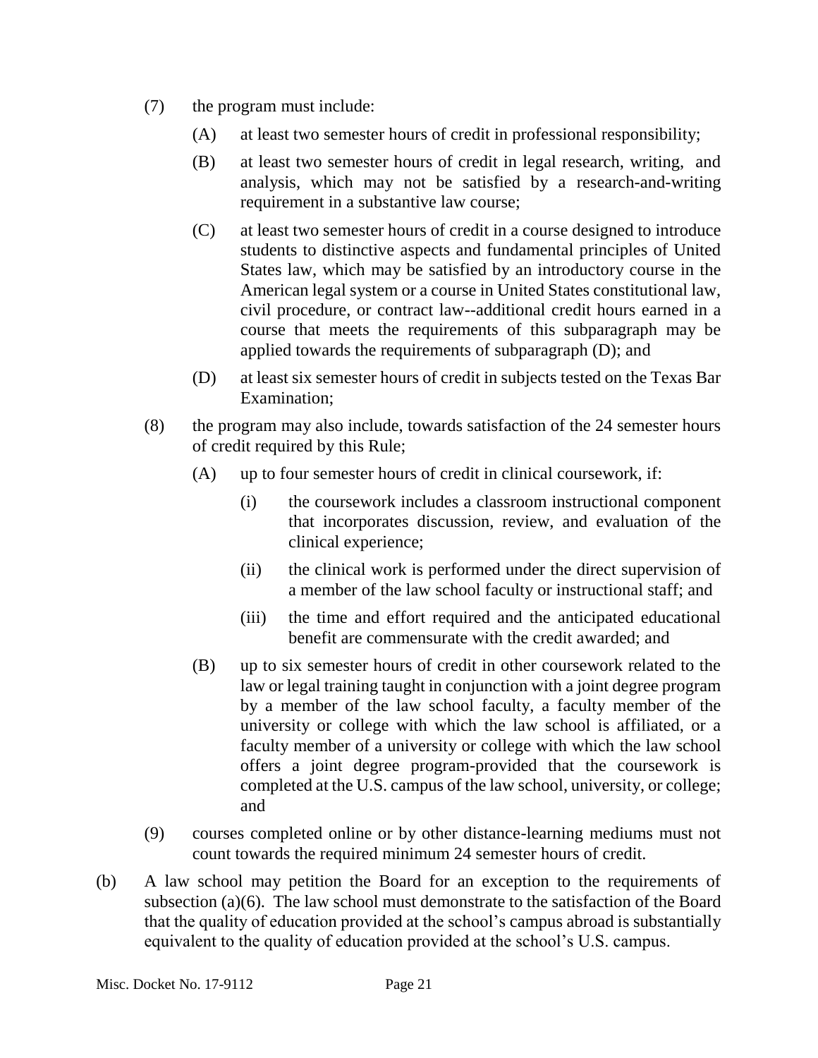(7) the program must include:

   (A) at least two semester hours of credit in professional responsibility;

   (B) at least two semester hours of credit in legal research, writing, and analysis, which may not be satisfied by a research-and-writing requirement in a substantive law course;

   (C) at least two semester hours of credit in a course designed to introduce students to distinctive aspects and fundamental principles of United States law, which may be satisfied by an introductory course in the American legal system or a course in United States constitutional law, civil procedure, or contract law--additional credit hours earned in a course that meets the requirements of this subparagraph may be applied towards the requirements of subparagraph (D); and

   (D) at least six semester hours of credit in subjects tested on the Texas Bar Examination;

(8) the program may also include, towards satisfaction of the 24 semester hours of credit required by this Rule;

   (A) up to four semester hours of credit in clinical coursework, if:

      (i) the coursework includes a classroom instructional component that incorporates discussion, review, and evaluation of the clinical experience;

      (ii) the clinical work is performed under the direct supervision of a member of the law school faculty or instructional staff; and

      (iii) the time and effort required and the anticipated educational benefit are commensurate with the credit awarded; and

   (B) up to six semester hours of credit in other coursework related to the law or legal training taught in conjunction with a joint degree program by a member of the law school faculty, a faculty member of the university or college with which the law school is affiliated, or a faculty member of a university or college with which the law school offers a joint degree program-provided that the coursework is completed at the U.S. campus of the law school, university, or college; and

(9) courses completed online or by other distance-learning mediums must not count towards the required minimum 24 semester hours of credit.

(b) A law school may petition the Board for an exception to the requirements of subsection (a)(6). The law school must demonstrate to the satisfaction of the Board that the quality of education provided at the school's campus abroad is substantially equivalent to the quality of education provided at the school's U.S. campus.

Misc. Docket No. 17-9112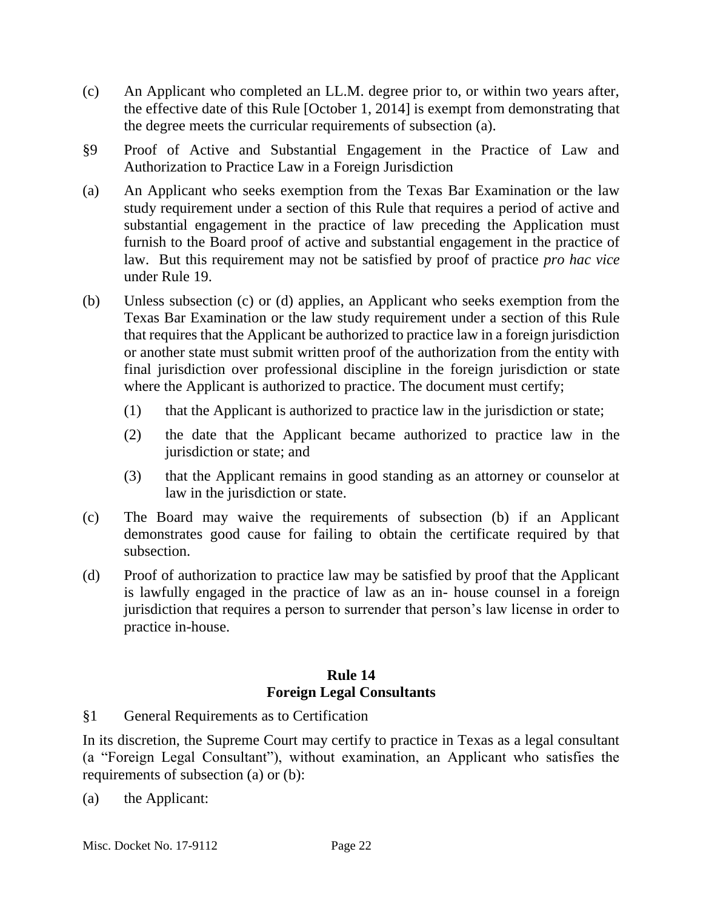(c) An Applicant who completed an LL.M. degree prior to, or within two years after, the effective date of this Rule [October 1, 2014] is exempt from demonstrating that the degree meets the curricular requirements of subsection (a).

§9 Proof of Active and Substantial Engagement in the Practice of Law and Authorization to Practice Law in a Foreign Jurisdiction

(a) An Applicant who seeks exemption from the Texas Bar Examination or the law study requirement under a section of this Rule that requires a period of active and substantial engagement in the practice of law preceding the Application must furnish to the Board proof of active and substantial engagement in the practice of law. But this requirement may not be satisfied by proof of practice *pro hac vice* under Rule 19.

(b) Unless subsection (c) or (d) applies, an Applicant who seeks exemption from the Texas Bar Examination or the law study requirement under a section of this Rule that requires that the Applicant be authorized to practice law in a foreign jurisdiction or another state must submit written proof of the authorization from the entity with final jurisdiction over professional discipline in the foreign jurisdiction or state where the Applicant is authorized to practice. The document must certify;

  (1) that the Applicant is authorized to practice law in the jurisdiction or state;

  (2) the date that the Applicant became authorized to practice law in the jurisdiction or state; and

  (3) that the Applicant remains in good standing as an attorney or counselor at law in the jurisdiction or state.

(c) The Board may waive the requirements of subsection (b) if an Applicant demonstrates good cause for failing to obtain the certificate required by that subsection.

(d) Proof of authorization to practice law may be satisfied by proof that the Applicant is lawfully engaged in the practice of law as an in- house counsel in a foreign jurisdiction that requires a person to surrender that person's law license in order to practice in-house.

## Rule 14
## Foreign Legal Consultants

§1 General Requirements as to Certification

In its discretion, the Supreme Court may certify to practice in Texas as a legal consultant (a "Foreign Legal Consultant"), without examination, an Applicant who satisfies the requirements of subsection (a) or (b):

(a) the Applicant: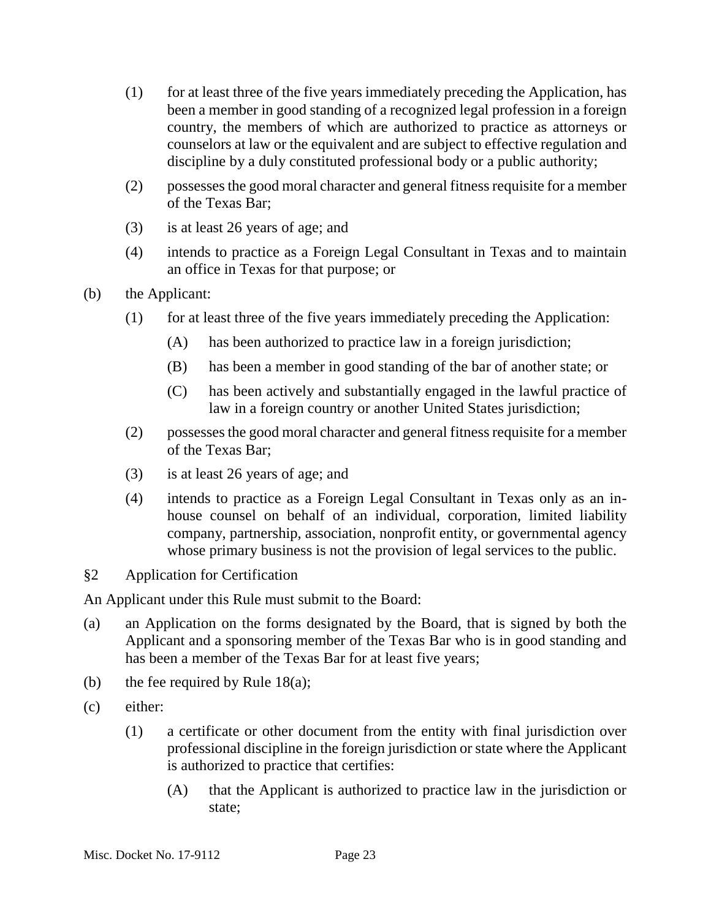(1) for at least three of the five years immediately preceding the Application, has been a member in good standing of a recognized legal profession in a foreign country, the members of which are authorized to practice as attorneys or counselors at law or the equivalent and are subject to effective regulation and discipline by a duly constituted professional body or a public authority;

(2) possesses the good moral character and general fitness requisite for a member of the Texas Bar;

(3) is at least 26 years of age; and

(4) intends to practice as a Foreign Legal Consultant in Texas and to maintain an office in Texas for that purpose; or

(b) the Applicant:

(1) for at least three of the five years immediately preceding the Application:

(A) has been authorized to practice law in a foreign jurisdiction;

(B) has been a member in good standing of the bar of another state; or

(C) has been actively and substantially engaged in the lawful practice of law in a foreign country or another United States jurisdiction;

(2) possesses the good moral character and general fitness requisite for a member of the Texas Bar;

(3) is at least 26 years of age; and

(4) intends to practice as a Foreign Legal Consultant in Texas only as an in-house counsel on behalf of an individual, corporation, limited liability company, partnership, association, nonprofit entity, or governmental agency whose primary business is not the provision of legal services to the public.

§2 Application for Certification

An Applicant under this Rule must submit to the Board:

(a) an Application on the forms designated by the Board, that is signed by both the Applicant and a sponsoring member of the Texas Bar who is in good standing and has been a member of the Texas Bar for at least five years;

(b) the fee required by Rule 18(a);

(c) either:

(1) a certificate or other document from the entity with final jurisdiction over professional discipline in the foreign jurisdiction or state where the Applicant is authorized to practice that certifies:

(A) that the Applicant is authorized to practice law in the jurisdiction or state;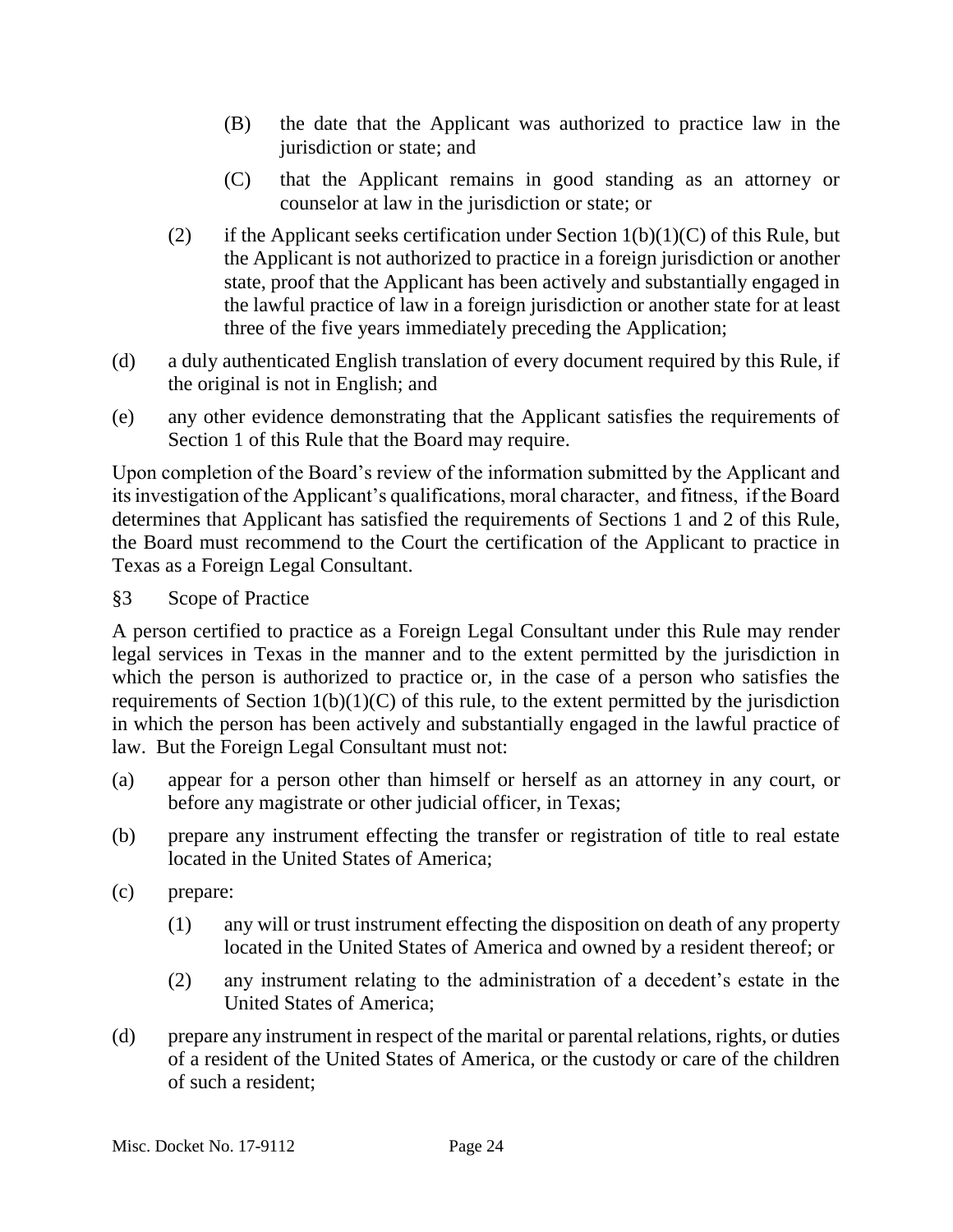(B) the date that the Applicant was authorized to practice law in the jurisdiction or state; and

(C) that the Applicant remains in good standing as an attorney or counselor at law in the jurisdiction or state; or

(2) if the Applicant seeks certification under Section 1(b)(1)(C) of this Rule, but the Applicant is not authorized to practice in a foreign jurisdiction or another state, proof that the Applicant has been actively and substantially engaged in the lawful practice of law in a foreign jurisdiction or another state for at least three of the five years immediately preceding the Application;

(d) a duly authenticated English translation of every document required by this Rule, if the original is not in English; and

(e) any other evidence demonstrating that the Applicant satisfies the requirements of Section 1 of this Rule that the Board may require.

Upon completion of the Board's review of the information submitted by the Applicant and its investigation of the Applicant's qualifications, moral character, and fitness, if the Board determines that Applicant has satisfied the requirements of Sections 1 and 2 of this Rule, the Board must recommend to the Court the certification of the Applicant to practice in Texas as a Foreign Legal Consultant.

§3 Scope of Practice

A person certified to practice as a Foreign Legal Consultant under this Rule may render legal services in Texas in the manner and to the extent permitted by the jurisdiction in which the person is authorized to practice or, in the case of a person who satisfies the requirements of Section 1(b)(1)(C) of this rule, to the extent permitted by the jurisdiction in which the person has been actively and substantially engaged in the lawful practice of law. But the Foreign Legal Consultant must not:

(a) appear for a person other than himself or herself as an attorney in any court, or before any magistrate or other judicial officer, in Texas;

(b) prepare any instrument effecting the transfer or registration of title to real estate located in the United States of America;

(c) prepare:

(1) any will or trust instrument effecting the disposition on death of any property located in the United States of America and owned by a resident thereof; or

(2) any instrument relating to the administration of a decedent's estate in the United States of America;

(d) prepare any instrument in respect of the marital or parental relations, rights, or duties of a resident of the United States of America, or the custody or care of the children of such a resident;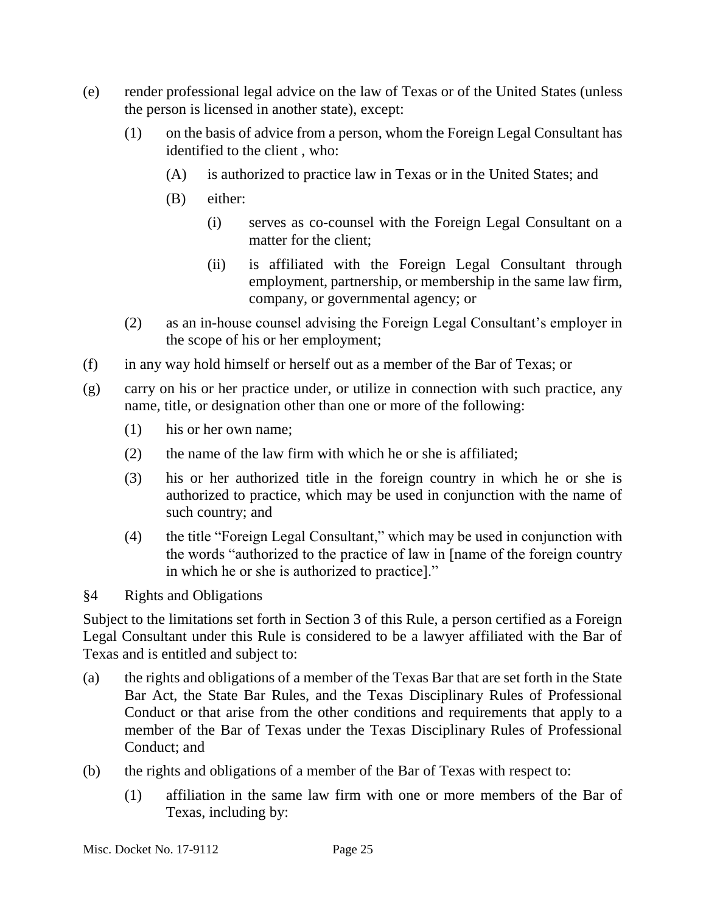(e) render professional legal advice on the law of Texas or of the United States (unless the person is licensed in another state), except:

  (1) on the basis of advice from a person, whom the Foreign Legal Consultant has identified to the client , who:

    (A) is authorized to practice law in Texas or in the United States; and

    (B) either:

      (i) serves as co-counsel with the Foreign Legal Consultant on a matter for the client;

      (ii) is affiliated with the Foreign Legal Consultant through employment, partnership, or membership in the same law firm, company, or governmental agency; or

  (2) as an in-house counsel advising the Foreign Legal Consultant's employer in the scope of his or her employment;

(f) in any way hold himself or herself out as a member of the Bar of Texas; or

(g) carry on his or her practice under, or utilize in connection with such practice, any name, title, or designation other than one or more of the following:

  (1) his or her own name;

  (2) the name of the law firm with which he or she is affiliated;

  (3) his or her authorized title in the foreign country in which he or she is authorized to practice, which may be used in conjunction with the name of such country; and

  (4) the title "Foreign Legal Consultant," which may be used in conjunction with the words "authorized to the practice of law in [name of the foreign country in which he or she is authorized to practice]."

## §4 Rights and Obligations

Subject to the limitations set forth in Section 3 of this Rule, a person certified as a Foreign Legal Consultant under this Rule is considered to be a lawyer affiliated with the Bar of Texas and is entitled and subject to:

(a) the rights and obligations of a member of the Texas Bar that are set forth in the State Bar Act, the State Bar Rules, and the Texas Disciplinary Rules of Professional Conduct or that arise from the other conditions and requirements that apply to a member of the Bar of Texas under the Texas Disciplinary Rules of Professional Conduct; and

(b) the rights and obligations of a member of the Bar of Texas with respect to:

  (1) affiliation in the same law firm with one or more members of the Bar of Texas, including by: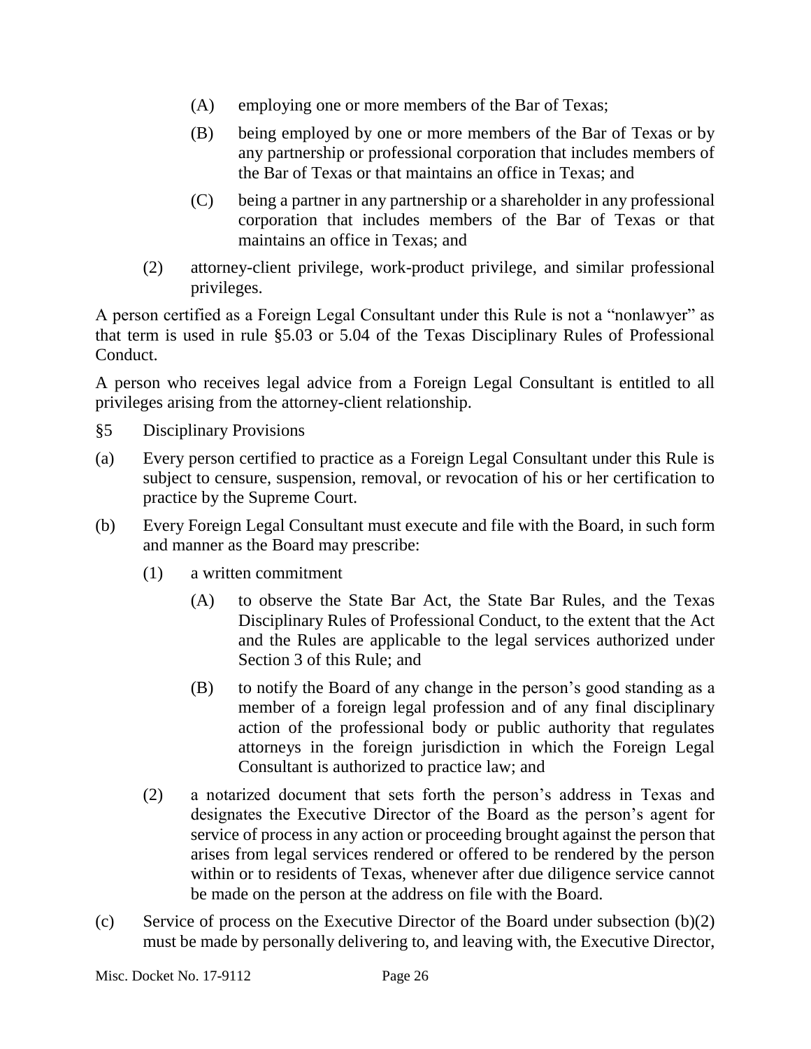(A) employing one or more members of the Bar of Texas;

(B) being employed by one or more members of the Bar of Texas or by any partnership or professional corporation that includes members of the Bar of Texas or that maintains an office in Texas; and

(C) being a partner in any partnership or a shareholder in any professional corporation that includes members of the Bar of Texas or that maintains an office in Texas; and

(2) attorney-client privilege, work-product privilege, and similar professional privileges.

A person certified as a Foreign Legal Consultant under this Rule is not a "nonlawyer" as that term is used in rule §5.03 or 5.04 of the Texas Disciplinary Rules of Professional Conduct.

A person who receives legal advice from a Foreign Legal Consultant is entitled to all privileges arising from the attorney-client relationship.

§5 Disciplinary Provisions

(a) Every person certified to practice as a Foreign Legal Consultant under this Rule is subject to censure, suspension, removal, or revocation of his or her certification to practice by the Supreme Court.

(b) Every Foreign Legal Consultant must execute and file with the Board, in such form and manner as the Board may prescribe:

(1) a written commitment

(A) to observe the State Bar Act, the State Bar Rules, and the Texas Disciplinary Rules of Professional Conduct, to the extent that the Act and the Rules are applicable to the legal services authorized under Section 3 of this Rule; and

(B) to notify the Board of any change in the person's good standing as a member of a foreign legal profession and of any final disciplinary action of the professional body or public authority that regulates attorneys in the foreign jurisdiction in which the Foreign Legal Consultant is authorized to practice law; and

(2) a notarized document that sets forth the person's address in Texas and designates the Executive Director of the Board as the person's agent for service of process in any action or proceeding brought against the person that arises from legal services rendered or offered to be rendered by the person within or to residents of Texas, whenever after due diligence service cannot be made on the person at the address on file with the Board.

(c) Service of process on the Executive Director of the Board under subsection (b)(2) must be made by personally delivering to, and leaving with, the Executive Director,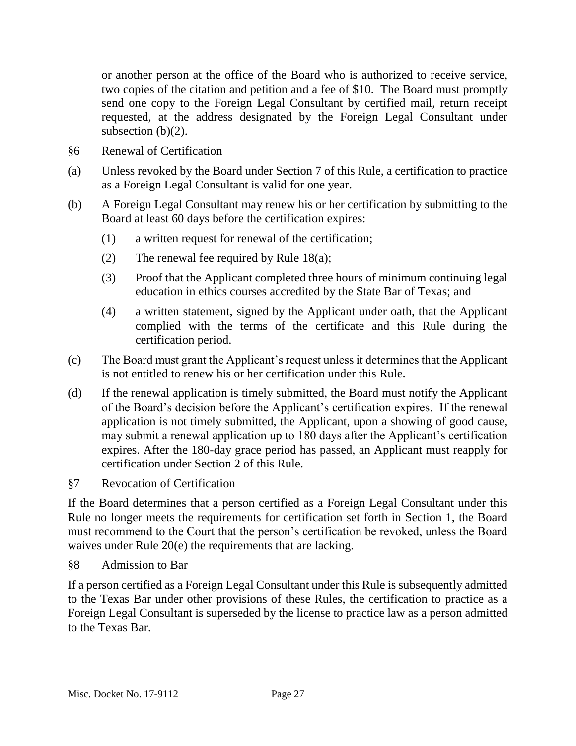or another person at the office of the Board who is authorized to receive service, two copies of the citation and petition and a fee of $10. The Board must promptly send one copy to the Foreign Legal Consultant by certified mail, return receipt requested, at the address designated by the Foreign Legal Consultant under subsection (b)(2).

§6 Renewal of Certification

(a) Unless revoked by the Board under Section 7 of this Rule, a certification to practice as a Foreign Legal Consultant is valid for one year.

(b) A Foreign Legal Consultant may renew his or her certification by submitting to the Board at least 60 days before the certification expires:

(1) a written request for renewal of the certification;

(2) The renewal fee required by Rule 18(a);

(3) Proof that the Applicant completed three hours of minimum continuing legal education in ethics courses accredited by the State Bar of Texas; and

(4) a written statement, signed by the Applicant under oath, that the Applicant complied with the terms of the certificate and this Rule during the certification period.

(c) The Board must grant the Applicant's request unless it determines that the Applicant is not entitled to renew his or her certification under this Rule.

(d) If the renewal application is timely submitted, the Board must notify the Applicant of the Board's decision before the Applicant's certification expires. If the renewal application is not timely submitted, the Applicant, upon a showing of good cause, may submit a renewal application up to 180 days after the Applicant's certification expires. After the 180-day grace period has passed, an Applicant must reapply for certification under Section 2 of this Rule.

§7 Revocation of Certification

If the Board determines that a person certified as a Foreign Legal Consultant under this Rule no longer meets the requirements for certification set forth in Section 1, the Board must recommend to the Court that the person's certification be revoked, unless the Board waives under Rule 20(e) the requirements that are lacking.

§8 Admission to Bar

If a person certified as a Foreign Legal Consultant under this Rule is subsequently admitted to the Texas Bar under other provisions of these Rules, the certification to practice as a Foreign Legal Consultant is superseded by the license to practice law as a person admitted to the Texas Bar.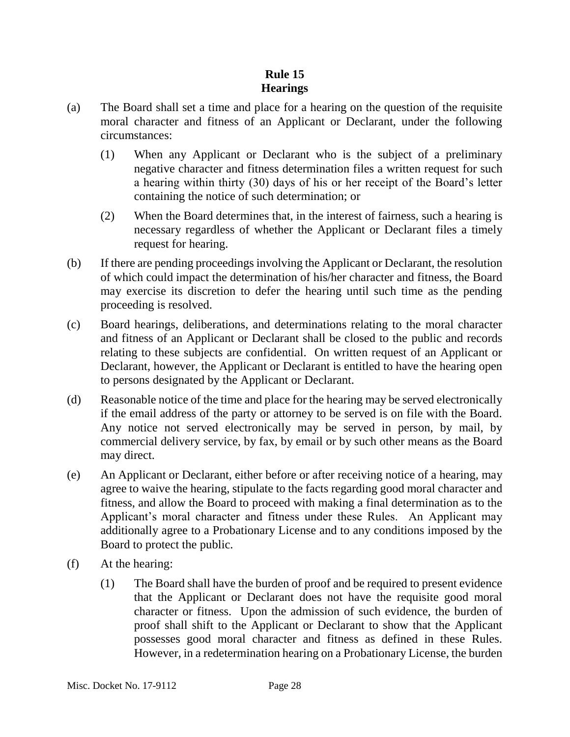## Rule 15
## Hearings

(a) The Board shall set a time and place for a hearing on the question of the requisite moral character and fitness of an Applicant or Declarant, under the following circumstances:

  (1) When any Applicant or Declarant who is the subject of a preliminary negative character and fitness determination files a written request for such a hearing within thirty (30) days of his or her receipt of the Board's letter containing the notice of such determination; or

  (2) When the Board determines that, in the interest of fairness, such a hearing is necessary regardless of whether the Applicant or Declarant files a timely request for hearing.

(b) If there are pending proceedings involving the Applicant or Declarant, the resolution of which could impact the determination of his/her character and fitness, the Board may exercise its discretion to defer the hearing until such time as the pending proceeding is resolved.

(c) Board hearings, deliberations, and determinations relating to the moral character and fitness of an Applicant or Declarant shall be closed to the public and records relating to these subjects are confidential. On written request of an Applicant or Declarant, however, the Applicant or Declarant is entitled to have the hearing open to persons designated by the Applicant or Declarant.

(d) Reasonable notice of the time and place for the hearing may be served electronically if the email address of the party or attorney to be served is on file with the Board. Any notice not served electronically may be served in person, by mail, by commercial delivery service, by fax, by email or by such other means as the Board may direct.

(e) An Applicant or Declarant, either before or after receiving notice of a hearing, may agree to waive the hearing, stipulate to the facts regarding good moral character and fitness, and allow the Board to proceed with making a final determination as to the Applicant's moral character and fitness under these Rules. An Applicant may additionally agree to a Probationary License and to any conditions imposed by the Board to protect the public.

(f) At the hearing:

  (1) The Board shall have the burden of proof and be required to present evidence that the Applicant or Declarant does not have the requisite good moral character or fitness. Upon the admission of such evidence, the burden of proof shall shift to the Applicant or Declarant to show that the Applicant possesses good moral character and fitness as defined in these Rules. However, in a redetermination hearing on a Probationary License, the burden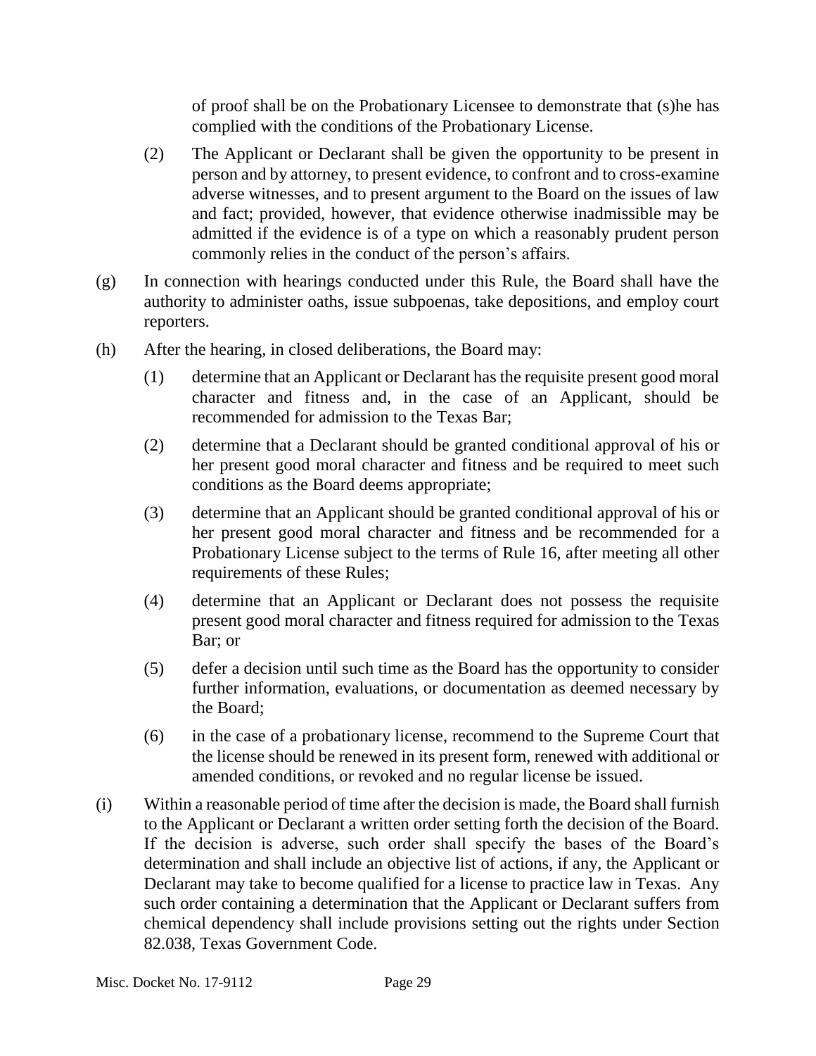of proof shall be on the Probationary Licensee to demonstrate that (s)he has complied with the conditions of the Probationary License.

(2) The Applicant or Declarant shall be given the opportunity to be present in person and by attorney, to present evidence, to confront and to cross-examine adverse witnesses, and to present argument to the Board on the issues of law and fact; provided, however, that evidence otherwise inadmissible may be admitted if the evidence is of a type on which a reasonably prudent person commonly relies in the conduct of the person's affairs.

(g) In connection with hearings conducted under this Rule, the Board shall have the authority to administer oaths, issue subpoenas, take depositions, and employ court reporters.

(h) After the hearing, in closed deliberations, the Board may:

(1) determine that an Applicant or Declarant has the requisite present good moral character and fitness and, in the case of an Applicant, should be recommended for admission to the Texas Bar;

(2) determine that a Declarant should be granted conditional approval of his or her present good moral character and fitness and be required to meet such conditions as the Board deems appropriate;

(3) determine that an Applicant should be granted conditional approval of his or her present good moral character and fitness and be recommended for a Probationary License subject to the terms of Rule 16, after meeting all other requirements of these Rules;

(4) determine that an Applicant or Declarant does not possess the requisite present good moral character and fitness required for admission to the Texas Bar; or

(5) defer a decision until such time as the Board has the opportunity to consider further information, evaluations, or documentation as deemed necessary by the Board;

(6) in the case of a probationary license, recommend to the Supreme Court that the license should be renewed in its present form, renewed with additional or amended conditions, or revoked and no regular license be issued.

(i) Within a reasonable period of time after the decision is made, the Board shall furnish to the Applicant or Declarant a written order setting forth the decision of the Board. If the decision is adverse, such order shall specify the bases of the Board's determination and shall include an objective list of actions, if any, the Applicant or Declarant may take to become qualified for a license to practice law in Texas. Any such order containing a determination that the Applicant or Declarant suffers from chemical dependency shall include provisions setting out the rights under Section 82.038, Texas Government Code.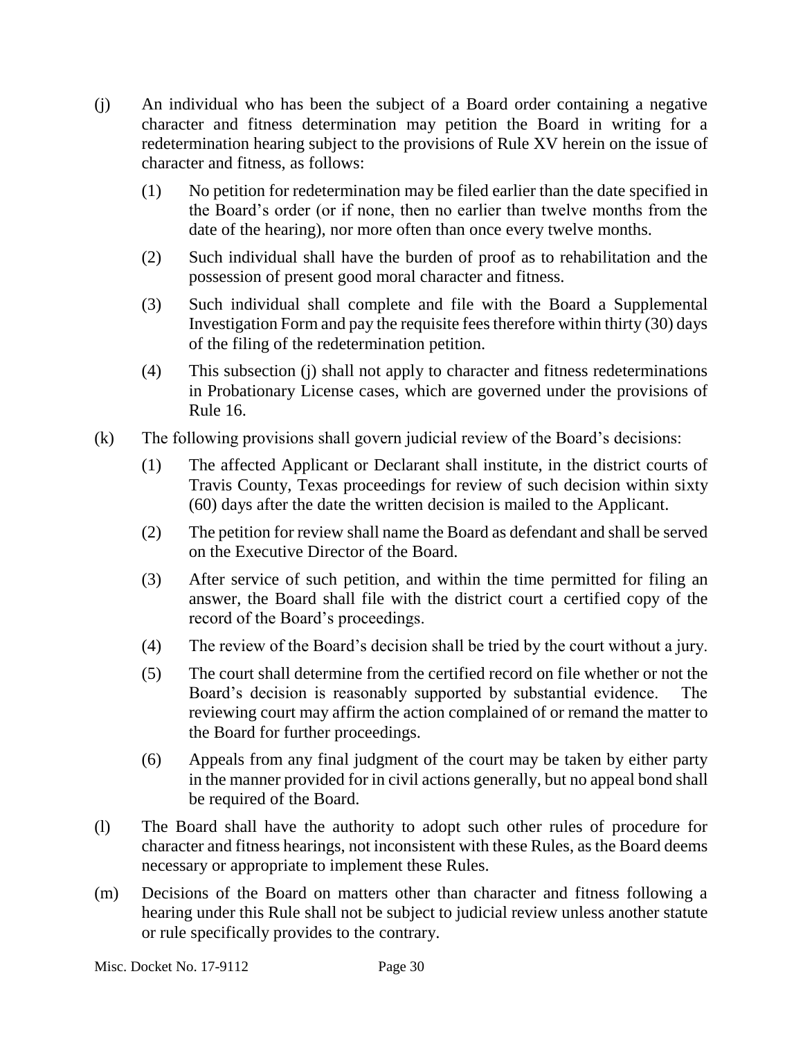(j) An individual who has been the subject of a Board order containing a negative character and fitness determination may petition the Board in writing for a redetermination hearing subject to the provisions of Rule XV herein on the issue of character and fitness, as follows:

   (1) No petition for redetermination may be filed earlier than the date specified in the Board's order (or if none, then no earlier than twelve months from the date of the hearing), nor more often than once every twelve months.

   (2) Such individual shall have the burden of proof as to rehabilitation and the possession of present good moral character and fitness.

   (3) Such individual shall complete and file with the Board a Supplemental Investigation Form and pay the requisite fees therefore within thirty (30) days of the filing of the redetermination petition.

   (4) This subsection (j) shall not apply to character and fitness redeterminations in Probationary License cases, which are governed under the provisions of Rule 16.

(k) The following provisions shall govern judicial review of the Board's decisions:

   (1) The affected Applicant or Declarant shall institute, in the district courts of Travis County, Texas proceedings for review of such decision within sixty (60) days after the date the written decision is mailed to the Applicant.

   (2) The petition for review shall name the Board as defendant and shall be served on the Executive Director of the Board.

   (3) After service of such petition, and within the time permitted for filing an answer, the Board shall file with the district court a certified copy of the record of the Board's proceedings.

   (4) The review of the Board's decision shall be tried by the court without a jury.

   (5) The court shall determine from the certified record on file whether or not the Board's decision is reasonably supported by substantial evidence. The reviewing court may affirm the action complained of or remand the matter to the Board for further proceedings.

   (6) Appeals from any final judgment of the court may be taken by either party in the manner provided for in civil actions generally, but no appeal bond shall be required of the Board.

(l) The Board shall have the authority to adopt such other rules of procedure for character and fitness hearings, not inconsistent with these Rules, as the Board deems necessary or appropriate to implement these Rules.

(m) Decisions of the Board on matters other than character and fitness following a hearing under this Rule shall not be subject to judicial review unless another statute or rule specifically provides to the contrary.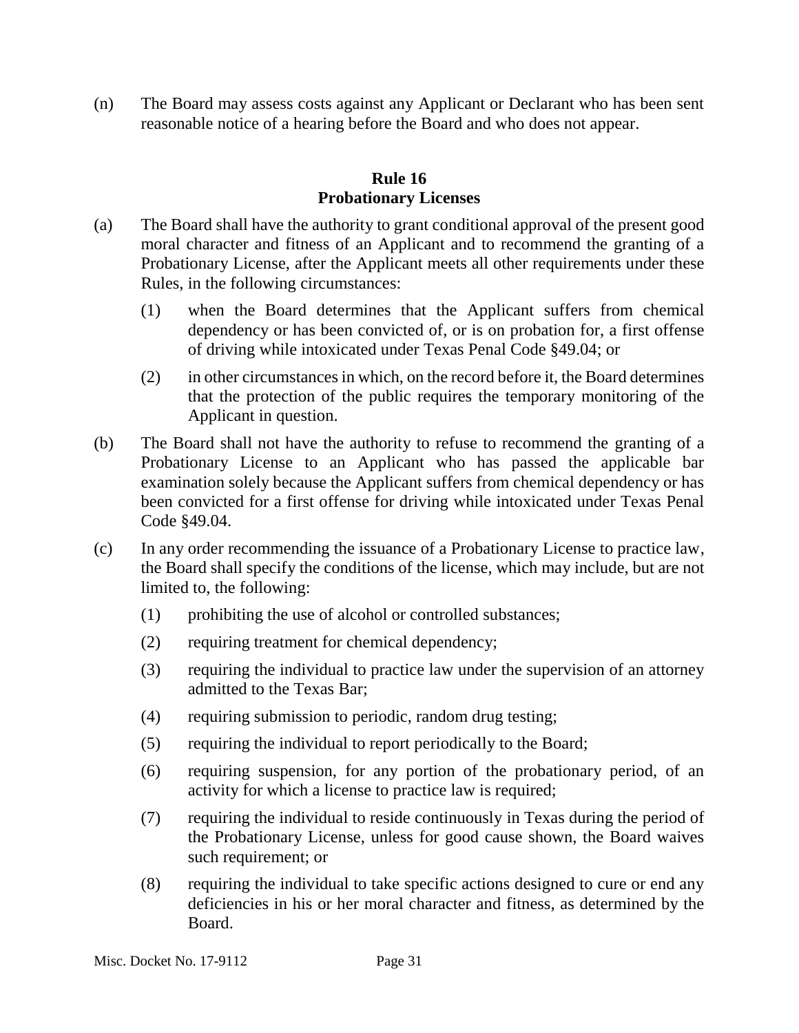(n) The Board may assess costs against any Applicant or Declarant who has been sent reasonable notice of a hearing before the Board and who does not appear.

## Rule 16
## Probationary Licenses

(a) The Board shall have the authority to grant conditional approval of the present good moral character and fitness of an Applicant and to recommend the granting of a Probationary License, after the Applicant meets all other requirements under these Rules, in the following circumstances:

   (1) when the Board determines that the Applicant suffers from chemical dependency or has been convicted of, or is on probation for, a first offense of driving while intoxicated under Texas Penal Code §49.04; or

   (2) in other circumstances in which, on the record before it, the Board determines that the protection of the public requires the temporary monitoring of the Applicant in question.

(b) The Board shall not have the authority to refuse to recommend the granting of a Probationary License to an Applicant who has passed the applicable bar examination solely because the Applicant suffers from chemical dependency or has been convicted for a first offense for driving while intoxicated under Texas Penal Code §49.04.

(c) In any order recommending the issuance of a Probationary License to practice law, the Board shall specify the conditions of the license, which may include, but are not limited to, the following:

   (1) prohibiting the use of alcohol or controlled substances;

   (2) requiring treatment for chemical dependency;

   (3) requiring the individual to practice law under the supervision of an attorney admitted to the Texas Bar;

   (4) requiring submission to periodic, random drug testing;

   (5) requiring the individual to report periodically to the Board;

   (6) requiring suspension, for any portion of the probationary period, of an activity for which a license to practice law is required;

   (7) requiring the individual to reside continuously in Texas during the period of the Probationary License, unless for good cause shown, the Board waives such requirement; or

   (8) requiring the individual to take specific actions designed to cure or end any deficiencies in his or her moral character and fitness, as determined by the Board.

Misc. Docket No. 17-9112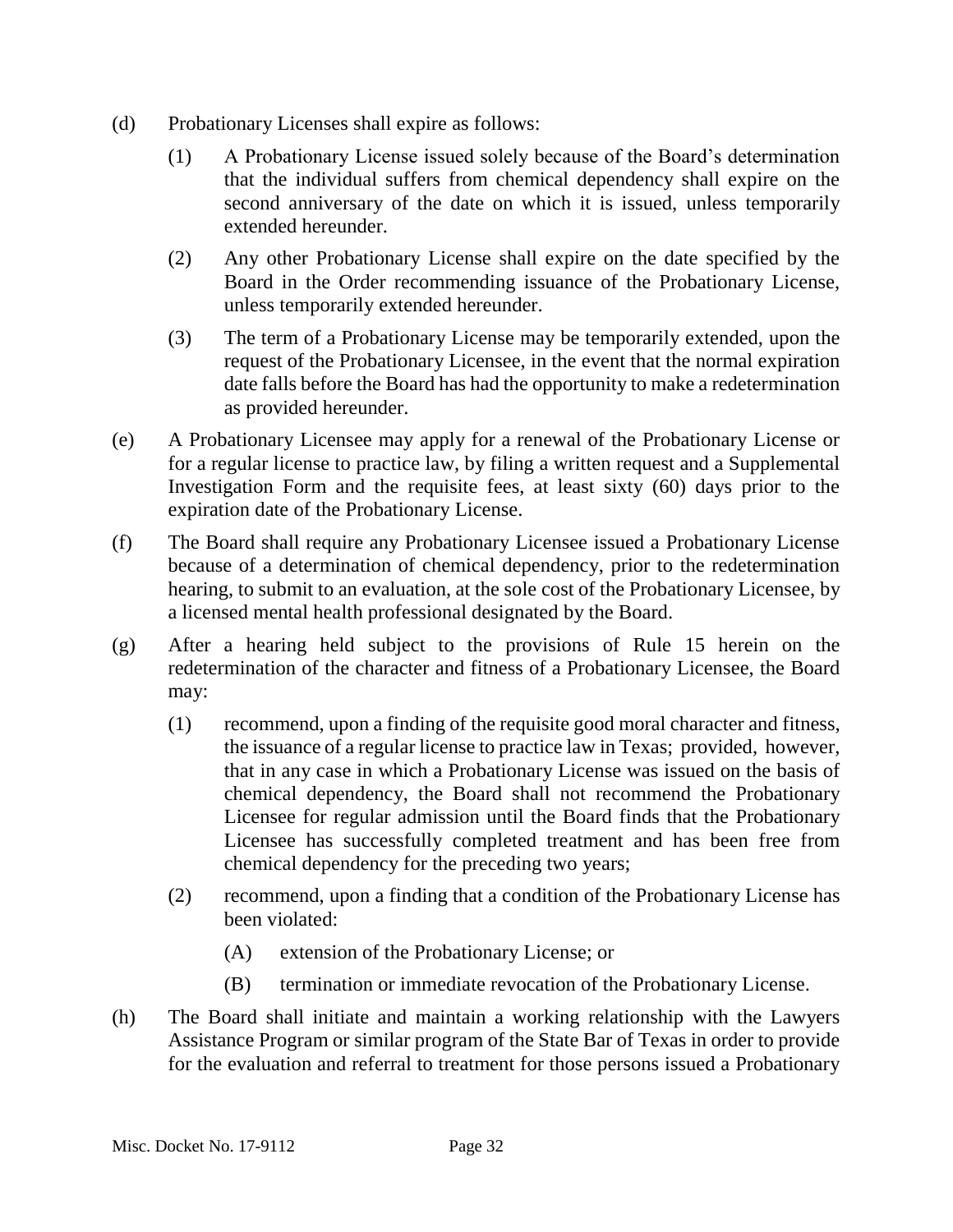(d) Probationary Licenses shall expire as follows:

(1) A Probationary License issued solely because of the Board's determination that the individual suffers from chemical dependency shall expire on the second anniversary of the date on which it is issued, unless temporarily extended hereunder.

(2) Any other Probationary License shall expire on the date specified by the Board in the Order recommending issuance of the Probationary License, unless temporarily extended hereunder.

(3) The term of a Probationary License may be temporarily extended, upon the request of the Probationary Licensee, in the event that the normal expiration date falls before the Board has had the opportunity to make a redetermination as provided hereunder.

(e) A Probationary Licensee may apply for a renewal of the Probationary License or for a regular license to practice law, by filing a written request and a Supplemental Investigation Form and the requisite fees, at least sixty (60) days prior to the expiration date of the Probationary License.

(f) The Board shall require any Probationary Licensee issued a Probationary License because of a determination of chemical dependency, prior to the redetermination hearing, to submit to an evaluation, at the sole cost of the Probationary Licensee, by a licensed mental health professional designated by the Board.

(g) After a hearing held subject to the provisions of Rule 15 herein on the redetermination of the character and fitness of a Probationary Licensee, the Board may:

(1) recommend, upon a finding of the requisite good moral character and fitness, the issuance of a regular license to practice law in Texas; provided, however, that in any case in which a Probationary License was issued on the basis of chemical dependency, the Board shall not recommend the Probationary Licensee for regular admission until the Board finds that the Probationary Licensee has successfully completed treatment and has been free from chemical dependency for the preceding two years;

(2) recommend, upon a finding that a condition of the Probationary License has been violated:

(A) extension of the Probationary License; or

(B) termination or immediate revocation of the Probationary License.

(h) The Board shall initiate and maintain a working relationship with the Lawyers Assistance Program or similar program of the State Bar of Texas in order to provide for the evaluation and referral to treatment for those persons issued a Probationary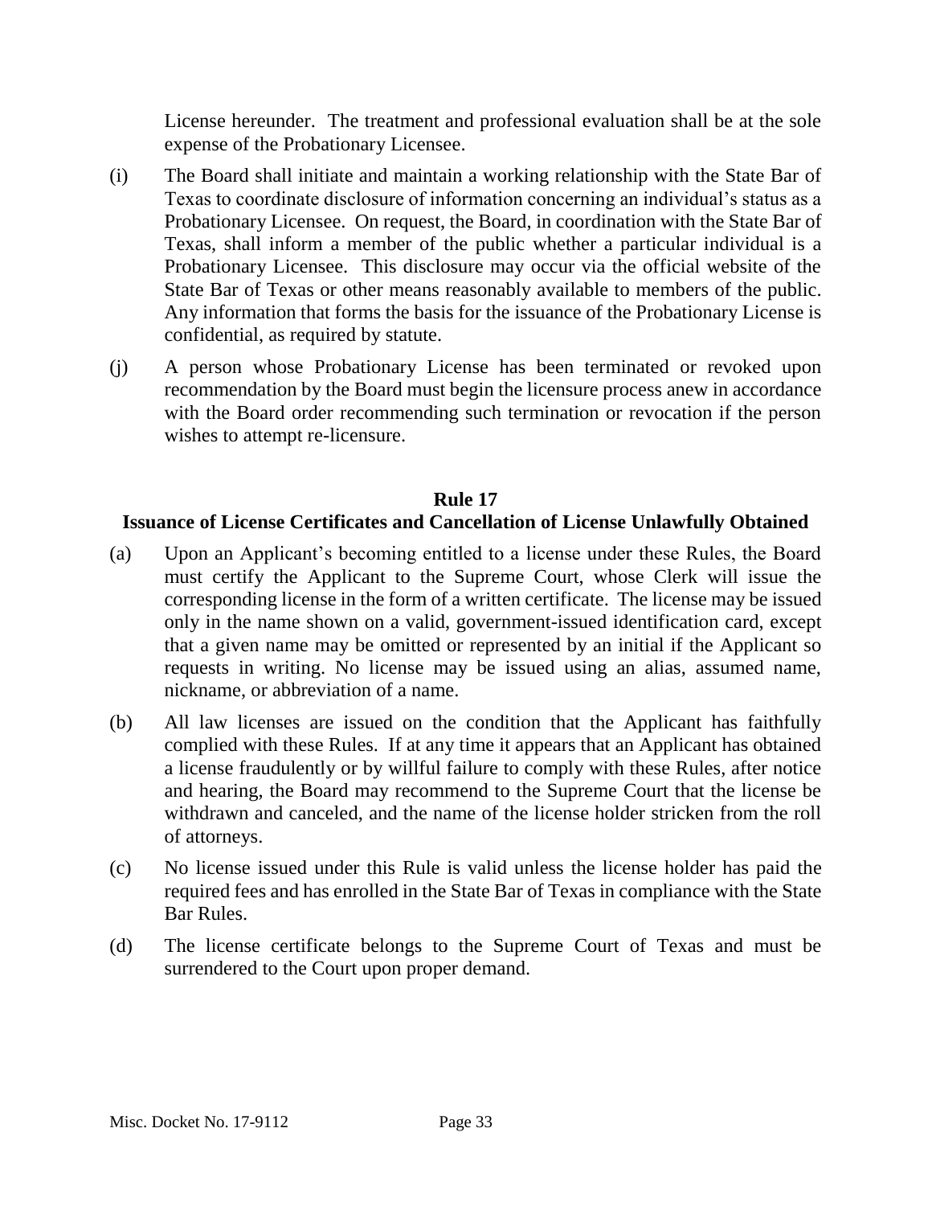License hereunder. The treatment and professional evaluation shall be at the sole expense of the Probationary Licensee.

(i) The Board shall initiate and maintain a working relationship with the State Bar of Texas to coordinate disclosure of information concerning an individual's status as a Probationary Licensee. On request, the Board, in coordination with the State Bar of Texas, shall inform a member of the public whether a particular individual is a Probationary Licensee. This disclosure may occur via the official website of the State Bar of Texas or other means reasonably available to members of the public. Any information that forms the basis for the issuance of the Probationary License is confidential, as required by statute.

(j) A person whose Probationary License has been terminated or revoked upon recommendation by the Board must begin the licensure process anew in accordance with the Board order recommending such termination or revocation if the person wishes to attempt re-licensure.

## Rule 17
## Issuance of License Certificates and Cancellation of License Unlawfully Obtained

(a) Upon an Applicant's becoming entitled to a license under these Rules, the Board must certify the Applicant to the Supreme Court, whose Clerk will issue the corresponding license in the form of a written certificate. The license may be issued only in the name shown on a valid, government-issued identification card, except that a given name may be omitted or represented by an initial if the Applicant so requests in writing. No license may be issued using an alias, assumed name, nickname, or abbreviation of a name.

(b) All law licenses are issued on the condition that the Applicant has faithfully complied with these Rules. If at any time it appears that an Applicant has obtained a license fraudulently or by willful failure to comply with these Rules, after notice and hearing, the Board may recommend to the Supreme Court that the license be withdrawn and canceled, and the name of the license holder stricken from the roll of attorneys.

(c) No license issued under this Rule is valid unless the license holder has paid the required fees and has enrolled in the State Bar of Texas in compliance with the State Bar Rules.

(d) The license certificate belongs to the Supreme Court of Texas and must be surrendered to the Court upon proper demand.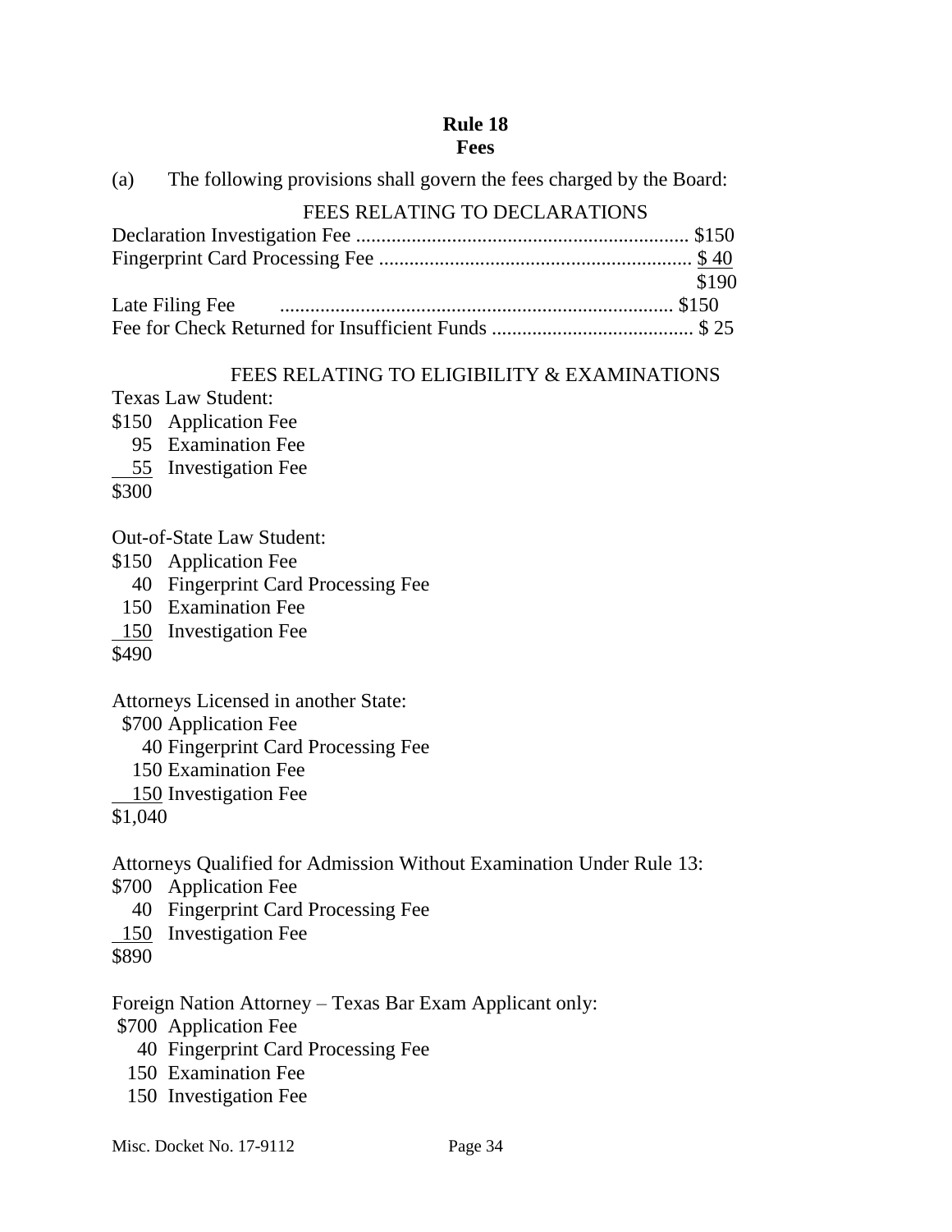# Rule 18
## Fees

(a) The following provisions shall govern the fees charged by the Board:

FEES RELATING TO DECLARATIONS

| | |
|---|---|
| Declaration Investigation Fee | $150 |
| Fingerprint Card Processing Fee | $ 40 |
| | $190 |
| Late Filing Fee | $150 |
| Fee for Check Returned for Insufficient Funds | $ 25 |

FEES RELATING TO ELIGIBILITY & EXAMINATIONS

Texas Law Student:

| | |
|---|---|
| $150 | Application Fee |
| 95 | Examination Fee |
| 55 | Investigation Fee |
| $300 | |

Out-of-State Law Student:

| | |
|---|---|
| $150 | Application Fee |
| 40 | Fingerprint Card Processing Fee |
| 150 | Examination Fee |
| 150 | Investigation Fee |
| $490 | |

Attorneys Licensed in another State:

| | |
|---|---|
| $700 | Application Fee |
| 40 | Fingerprint Card Processing Fee |
| 150 | Examination Fee |
| 150 | Investigation Fee |
| $1,040 | |

Attorneys Qualified for Admission Without Examination Under Rule 13:

| | |
|---|---|
| $700 | Application Fee |
| 40 | Fingerprint Card Processing Fee |
| 150 | Investigation Fee |
| $890 | |

Foreign Nation Attorney – Texas Bar Exam Applicant only:

| | |
|---|---|
| $700 | Application Fee |
| 40 | Fingerprint Card Processing Fee |
| 150 | Examination Fee |
| 150 | Investigation Fee |

Misc. Docket No. 17-9112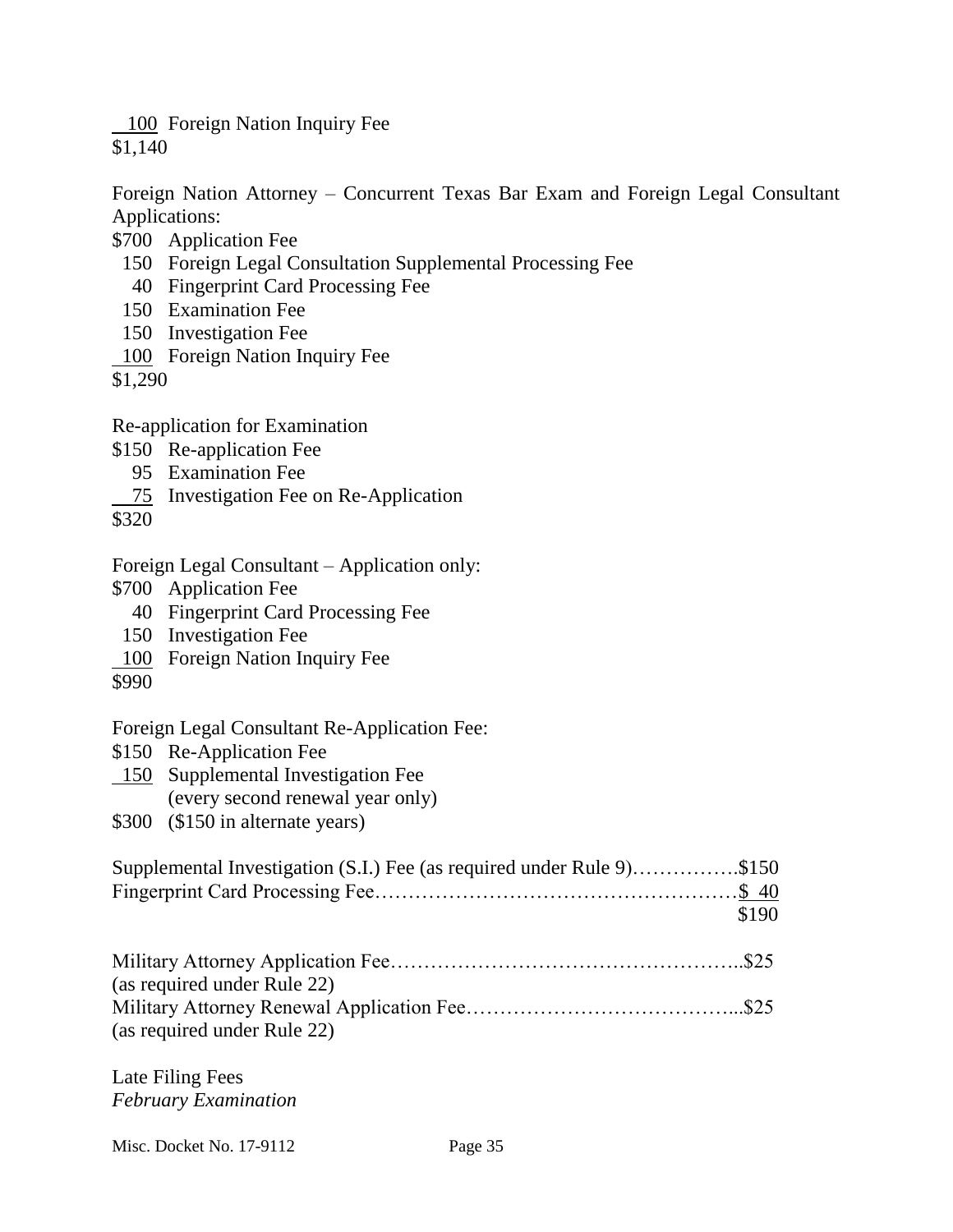100 Foreign Nation Inquiry Fee
$1,140

Foreign Nation Attorney – Concurrent Texas Bar Exam and Foreign Legal Consultant Applications:

$700 Application Fee
150 Foreign Legal Consultation Supplemental Processing Fee
40 Fingerprint Card Processing Fee
150 Examination Fee
150 Investigation Fee
100 Foreign Nation Inquiry Fee
$1,290

Re-application for Examination

$150 Re-application Fee
95 Examination Fee
75 Investigation Fee on Re-Application
$320

Foreign Legal Consultant – Application only:

$700 Application Fee
40 Fingerprint Card Processing Fee
150 Investigation Fee
100 Foreign Nation Inquiry Fee
$990

Foreign Legal Consultant Re-Application Fee:

$150 Re-Application Fee
150 Supplemental Investigation Fee
(every second renewal year only)
$300 ($150 in alternate years)

Supplemental Investigation (S.I.) Fee (as required under Rule 9)……………$150
Fingerprint Card Processing Fee……………………………………………$ 40
$190

Military Attorney Application Fee…………………………………………..$25
(as required under Rule 22)
Military Attorney Renewal Application Fee…………………………………...$25
(as required under Rule 22)

Late Filing Fees
*February Examination*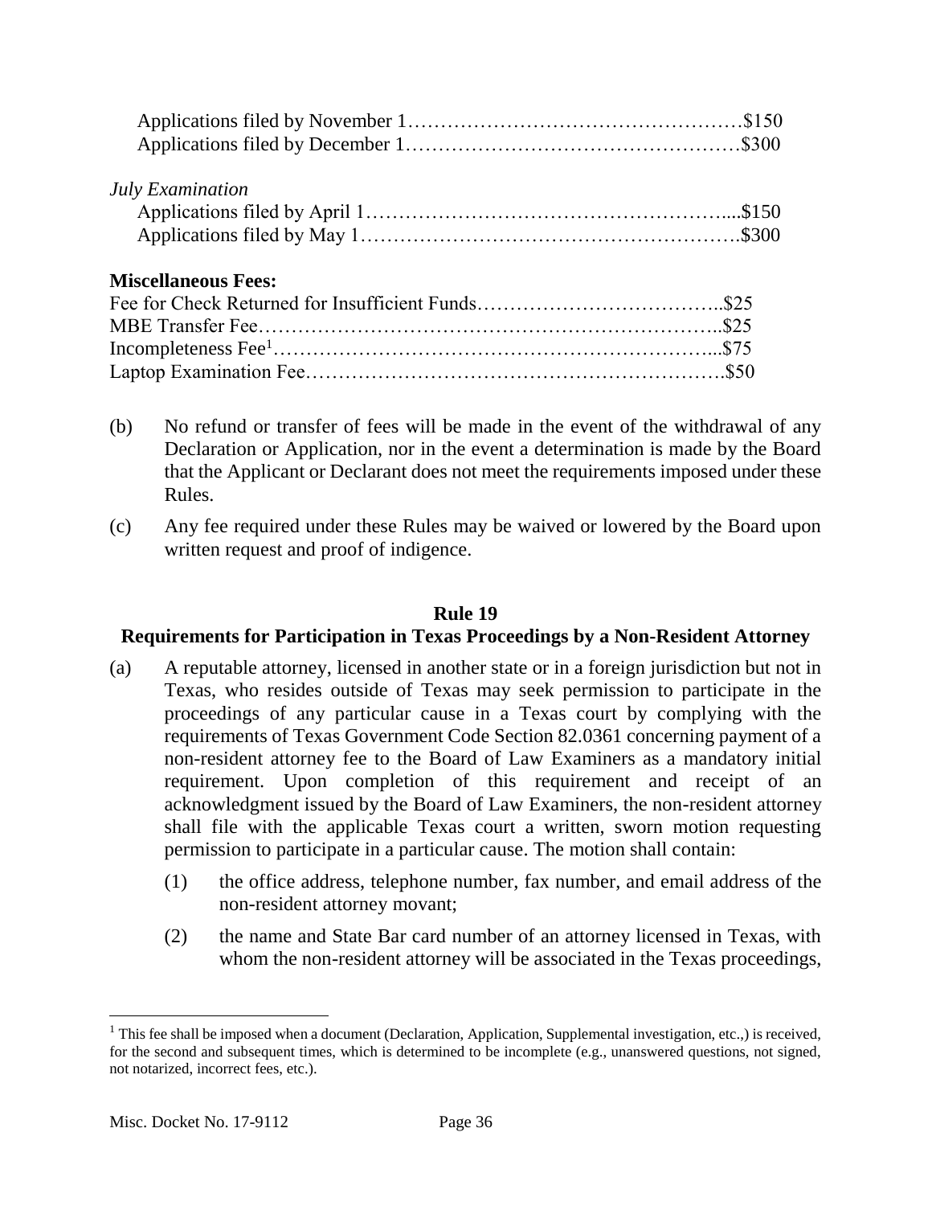Applications filed by November 1……………………………………………$150
Applications filed by December 1……………………………………………$300

*July Examination*

Applications filed by April 1………………………………………………....$150
Applications filed by May 1……………………………………………….$300

**Miscellaneous Fees:**

Fee for Check Returned for Insufficient Funds……………………………..$25
MBE Transfer Fee……………………………………………………………..$25
Incompleteness Fee[1]………………………………………………………...$75
Laptop Examination Fee……………………………………………………….$50

(b) No refund or transfer of fees will be made in the event of the withdrawal of any Declaration or Application, nor in the event a determination is made by the Board that the Applicant or Declarant does not meet the requirements imposed under these Rules.

(c) Any fee required under these Rules may be waived or lowered by the Board upon written request and proof of indigence.

## Rule 19
## Requirements for Participation in Texas Proceedings by a Non-Resident Attorney

(a) A reputable attorney, licensed in another state or in a foreign jurisdiction but not in Texas, who resides outside of Texas may seek permission to participate in the proceedings of any particular cause in a Texas court by complying with the requirements of Texas Government Code Section 82.0361 concerning payment of a non-resident attorney fee to the Board of Law Examiners as a mandatory initial requirement. Upon completion of this requirement and receipt of an acknowledgment issued by the Board of Law Examiners, the non-resident attorney shall file with the applicable Texas court a written, sworn motion requesting permission to participate in a particular cause. The motion shall contain:

(1) the office address, telephone number, fax number, and email address of the non-resident attorney movant;

(2) the name and State Bar card number of an attorney licensed in Texas, with whom the non-resident attorney will be associated in the Texas proceedings,

[1] This fee shall be imposed when a document (Declaration, Application, Supplemental investigation, etc.,) is received, for the second and subsequent times, which is determined to be incomplete (e.g., unanswered questions, not signed, not notarized, incorrect fees, etc.).

Misc. Docket No. 17-9112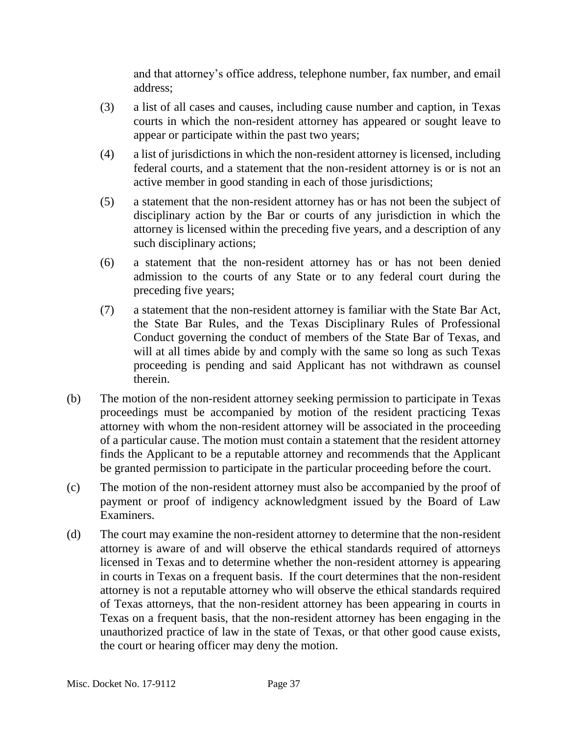and that attorney's office address, telephone number, fax number, and email address;

(3) a list of all cases and causes, including cause number and caption, in Texas courts in which the non-resident attorney has appeared or sought leave to appear or participate within the past two years;

(4) a list of jurisdictions in which the non-resident attorney is licensed, including federal courts, and a statement that the non-resident attorney is or is not an active member in good standing in each of those jurisdictions;

(5) a statement that the non-resident attorney has or has not been the subject of disciplinary action by the Bar or courts of any jurisdiction in which the attorney is licensed within the preceding five years, and a description of any such disciplinary actions;

(6) a statement that the non-resident attorney has or has not been denied admission to the courts of any State or to any federal court during the preceding five years;

(7) a statement that the non-resident attorney is familiar with the State Bar Act, the State Bar Rules, and the Texas Disciplinary Rules of Professional Conduct governing the conduct of members of the State Bar of Texas, and will at all times abide by and comply with the same so long as such Texas proceeding is pending and said Applicant has not withdrawn as counsel therein.

(b) The motion of the non-resident attorney seeking permission to participate in Texas proceedings must be accompanied by motion of the resident practicing Texas attorney with whom the non-resident attorney will be associated in the proceeding of a particular cause. The motion must contain a statement that the resident attorney finds the Applicant to be a reputable attorney and recommends that the Applicant be granted permission to participate in the particular proceeding before the court.

(c) The motion of the non-resident attorney must also be accompanied by the proof of payment or proof of indigency acknowledgment issued by the Board of Law Examiners.

(d) The court may examine the non-resident attorney to determine that the non-resident attorney is aware of and will observe the ethical standards required of attorneys licensed in Texas and to determine whether the non-resident attorney is appearing in courts in Texas on a frequent basis. If the court determines that the non-resident attorney is not a reputable attorney who will observe the ethical standards required of Texas attorneys, that the non-resident attorney has been appearing in courts in Texas on a frequent basis, that the non-resident attorney has been engaging in the unauthorized practice of law in the state of Texas, or that other good cause exists, the court or hearing officer may deny the motion.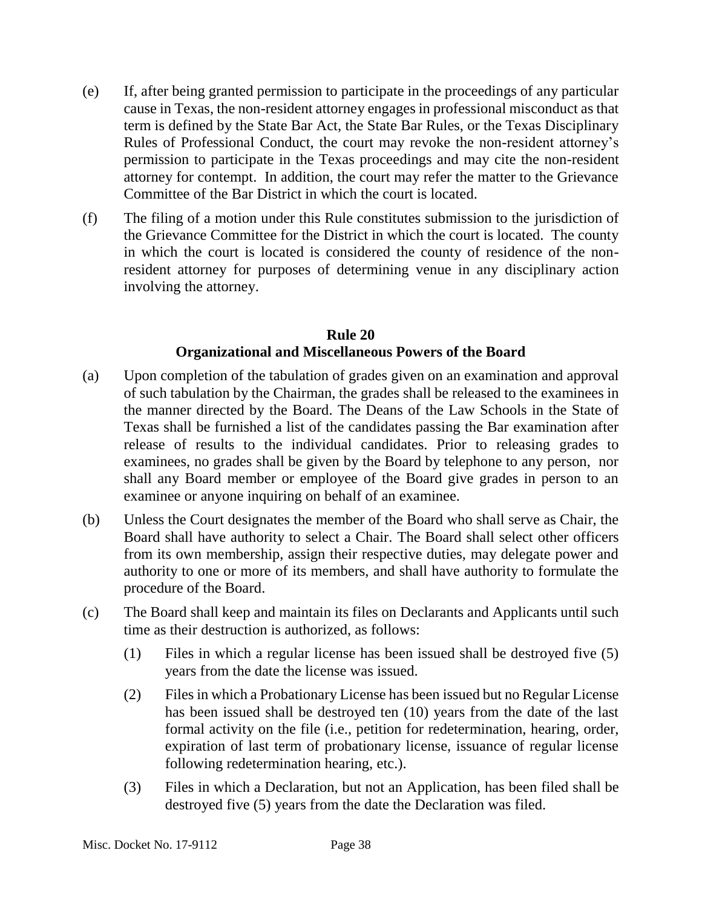(e) If, after being granted permission to participate in the proceedings of any particular cause in Texas, the non-resident attorney engages in professional misconduct as that term is defined by the State Bar Act, the State Bar Rules, or the Texas Disciplinary Rules of Professional Conduct, the court may revoke the non-resident attorney's permission to participate in the Texas proceedings and may cite the non-resident attorney for contempt. In addition, the court may refer the matter to the Grievance Committee of the Bar District in which the court is located.

(f) The filing of a motion under this Rule constitutes submission to the jurisdiction of the Grievance Committee for the District in which the court is located. The county in which the court is located is considered the county of residence of the non-resident attorney for purposes of determining venue in any disciplinary action involving the attorney.

## Rule 20
## Organizational and Miscellaneous Powers of the Board

(a) Upon completion of the tabulation of grades given on an examination and approval of such tabulation by the Chairman, the grades shall be released to the examinees in the manner directed by the Board. The Deans of the Law Schools in the State of Texas shall be furnished a list of the candidates passing the Bar examination after release of results to the individual candidates. Prior to releasing grades to examinees, no grades shall be given by the Board by telephone to any person, nor shall any Board member or employee of the Board give grades in person to an examinee or anyone inquiring on behalf of an examinee.

(b) Unless the Court designates the member of the Board who shall serve as Chair, the Board shall have authority to select a Chair. The Board shall select other officers from its own membership, assign their respective duties, may delegate power and authority to one or more of its members, and shall have authority to formulate the procedure of the Board.

(c) The Board shall keep and maintain its files on Declarants and Applicants until such time as their destruction is authorized, as follows:

  (1) Files in which a regular license has been issued shall be destroyed five (5) years from the date the license was issued.

  (2) Files in which a Probationary License has been issued but no Regular License has been issued shall be destroyed ten (10) years from the date of the last formal activity on the file (i.e., petition for redetermination, hearing, order, expiration of last term of probationary license, issuance of regular license following redetermination hearing, etc.).

  (3) Files in which a Declaration, but not an Application, has been filed shall be destroyed five (5) years from the date the Declaration was filed.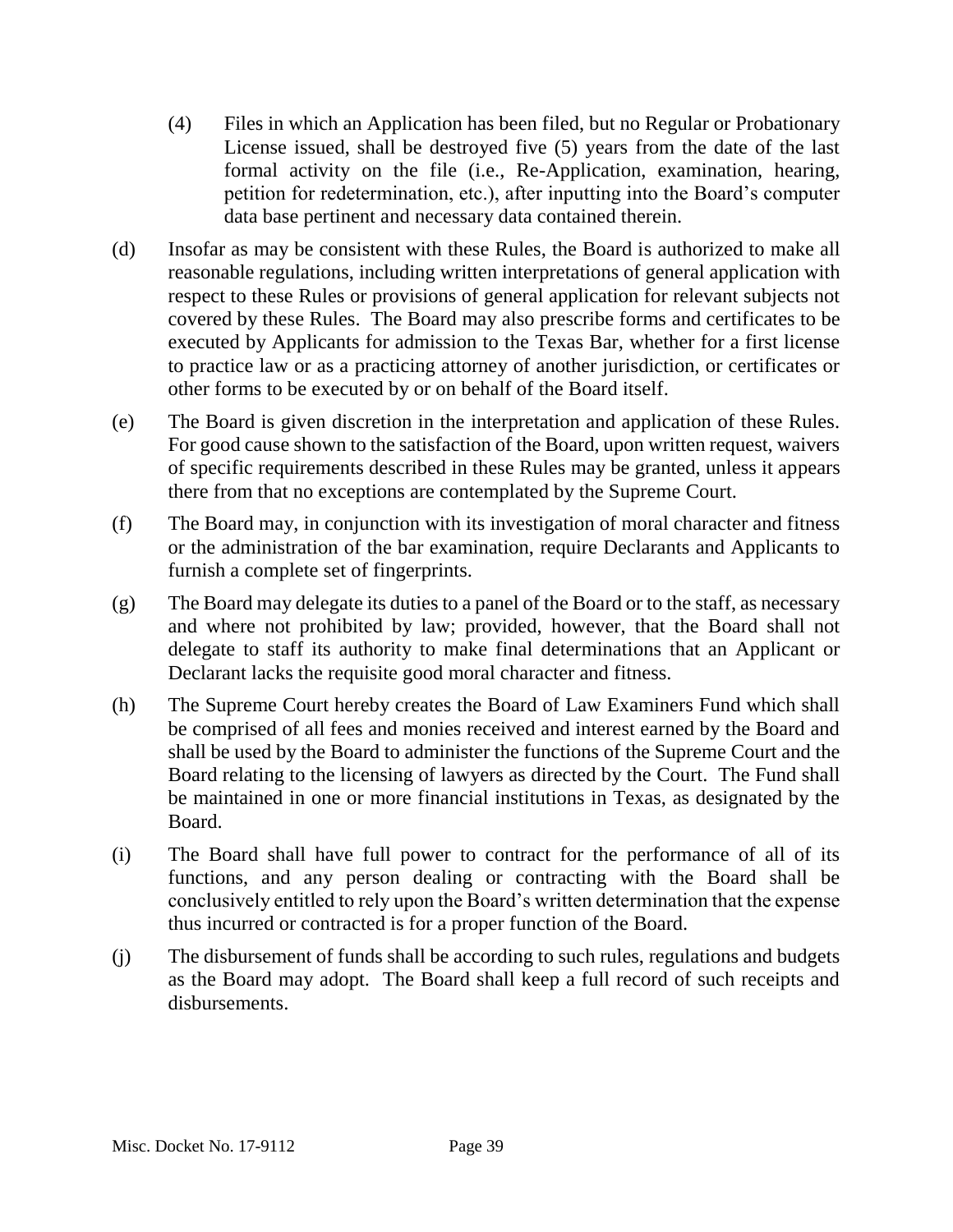(4) Files in which an Application has been filed, but no Regular or Probationary License issued, shall be destroyed five (5) years from the date of the last formal activity on the file (i.e., Re-Application, examination, hearing, petition for redetermination, etc.), after inputting into the Board's computer data base pertinent and necessary data contained therein.

(d) Insofar as may be consistent with these Rules, the Board is authorized to make all reasonable regulations, including written interpretations of general application with respect to these Rules or provisions of general application for relevant subjects not covered by these Rules. The Board may also prescribe forms and certificates to be executed by Applicants for admission to the Texas Bar, whether for a first license to practice law or as a practicing attorney of another jurisdiction, or certificates or other forms to be executed by or on behalf of the Board itself.

(e) The Board is given discretion in the interpretation and application of these Rules. For good cause shown to the satisfaction of the Board, upon written request, waivers of specific requirements described in these Rules may be granted, unless it appears there from that no exceptions are contemplated by the Supreme Court.

(f) The Board may, in conjunction with its investigation of moral character and fitness or the administration of the bar examination, require Declarants and Applicants to furnish a complete set of fingerprints.

(g) The Board may delegate its duties to a panel of the Board or to the staff, as necessary and where not prohibited by law; provided, however, that the Board shall not delegate to staff its authority to make final determinations that an Applicant or Declarant lacks the requisite good moral character and fitness.

(h) The Supreme Court hereby creates the Board of Law Examiners Fund which shall be comprised of all fees and monies received and interest earned by the Board and shall be used by the Board to administer the functions of the Supreme Court and the Board relating to the licensing of lawyers as directed by the Court. The Fund shall be maintained in one or more financial institutions in Texas, as designated by the Board.

(i) The Board shall have full power to contract for the performance of all of its functions, and any person dealing or contracting with the Board shall be conclusively entitled to rely upon the Board's written determination that the expense thus incurred or contracted is for a proper function of the Board.

(j) The disbursement of funds shall be according to such rules, regulations and budgets as the Board may adopt. The Board shall keep a full record of such receipts and disbursements.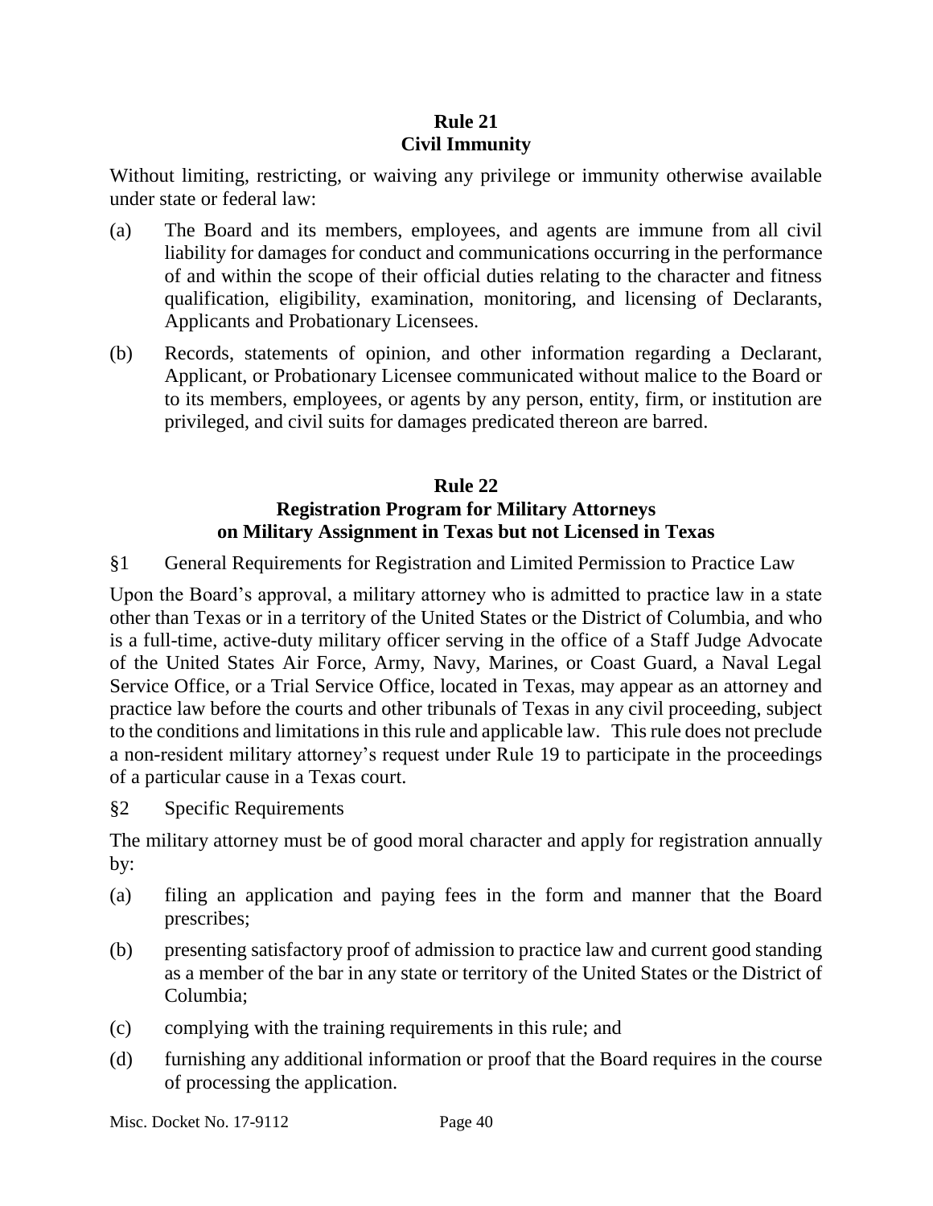## Rule 21
## Civil Immunity

Without limiting, restricting, or waiving any privilege or immunity otherwise available under state or federal law:

(a) The Board and its members, employees, and agents are immune from all civil liability for damages for conduct and communications occurring in the performance of and within the scope of their official duties relating to the character and fitness qualification, eligibility, examination, monitoring, and licensing of Declarants, Applicants and Probationary Licensees.

(b) Records, statements of opinion, and other information regarding a Declarant, Applicant, or Probationary Licensee communicated without malice to the Board or to its members, employees, or agents by any person, entity, firm, or institution are privileged, and civil suits for damages predicated thereon are barred.

## Rule 22
## Registration Program for Military Attorneys on Military Assignment in Texas but not Licensed in Texas

§1 General Requirements for Registration and Limited Permission to Practice Law

Upon the Board's approval, a military attorney who is admitted to practice law in a state other than Texas or in a territory of the United States or the District of Columbia, and who is a full-time, active-duty military officer serving in the office of a Staff Judge Advocate of the United States Air Force, Army, Navy, Marines, or Coast Guard, a Naval Legal Service Office, or a Trial Service Office, located in Texas, may appear as an attorney and practice law before the courts and other tribunals of Texas in any civil proceeding, subject to the conditions and limitations in this rule and applicable law. This rule does not preclude a non-resident military attorney's request under Rule 19 to participate in the proceedings of a particular cause in a Texas court.

§2 Specific Requirements

The military attorney must be of good moral character and apply for registration annually by:

(a) filing an application and paying fees in the form and manner that the Board prescribes;

(b) presenting satisfactory proof of admission to practice law and current good standing as a member of the bar in any state or territory of the United States or the District of Columbia;

(c) complying with the training requirements in this rule; and

(d) furnishing any additional information or proof that the Board requires in the course of processing the application.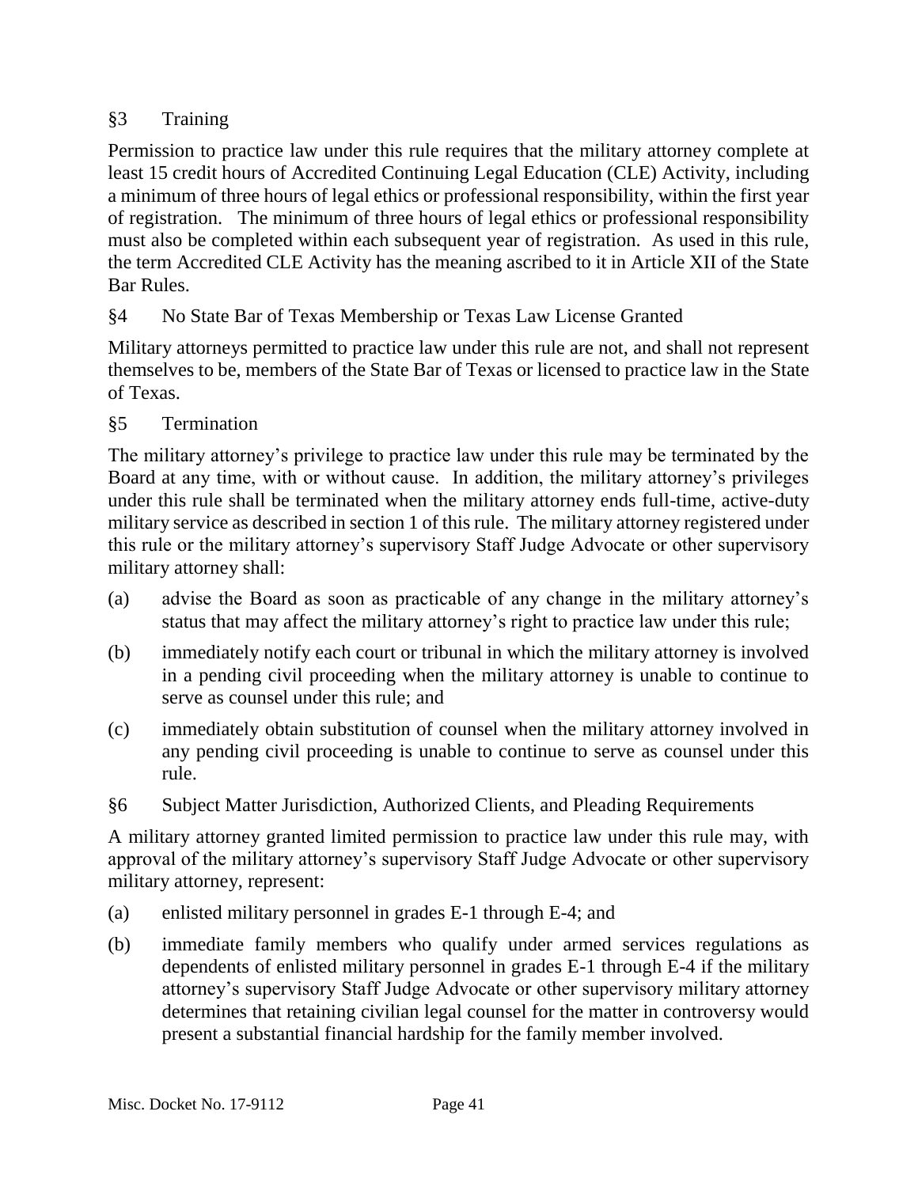§3 Training

Permission to practice law under this rule requires that the military attorney complete at least 15 credit hours of Accredited Continuing Legal Education (CLE) Activity, including a minimum of three hours of legal ethics or professional responsibility, within the first year of registration. The minimum of three hours of legal ethics or professional responsibility must also be completed within each subsequent year of registration. As used in this rule, the term Accredited CLE Activity has the meaning ascribed to it in Article XII of the State Bar Rules.

§4 No State Bar of Texas Membership or Texas Law License Granted

Military attorneys permitted to practice law under this rule are not, and shall not represent themselves to be, members of the State Bar of Texas or licensed to practice law in the State of Texas.

§5 Termination

The military attorney's privilege to practice law under this rule may be terminated by the Board at any time, with or without cause. In addition, the military attorney's privileges under this rule shall be terminated when the military attorney ends full-time, active-duty military service as described in section 1 of this rule. The military attorney registered under this rule or the military attorney's supervisory Staff Judge Advocate or other supervisory military attorney shall:

(a) advise the Board as soon as practicable of any change in the military attorney's status that may affect the military attorney's right to practice law under this rule;

(b) immediately notify each court or tribunal in which the military attorney is involved in a pending civil proceeding when the military attorney is unable to continue to serve as counsel under this rule; and

(c) immediately obtain substitution of counsel when the military attorney involved in any pending civil proceeding is unable to continue to serve as counsel under this rule.

§6 Subject Matter Jurisdiction, Authorized Clients, and Pleading Requirements

A military attorney granted limited permission to practice law under this rule may, with approval of the military attorney's supervisory Staff Judge Advocate or other supervisory military attorney, represent:

(a) enlisted military personnel in grades E-1 through E-4; and

(b) immediate family members who qualify under armed services regulations as dependents of enlisted military personnel in grades E-1 through E-4 if the military attorney's supervisory Staff Judge Advocate or other supervisory military attorney determines that retaining civilian legal counsel for the matter in controversy would present a substantial financial hardship for the family member involved.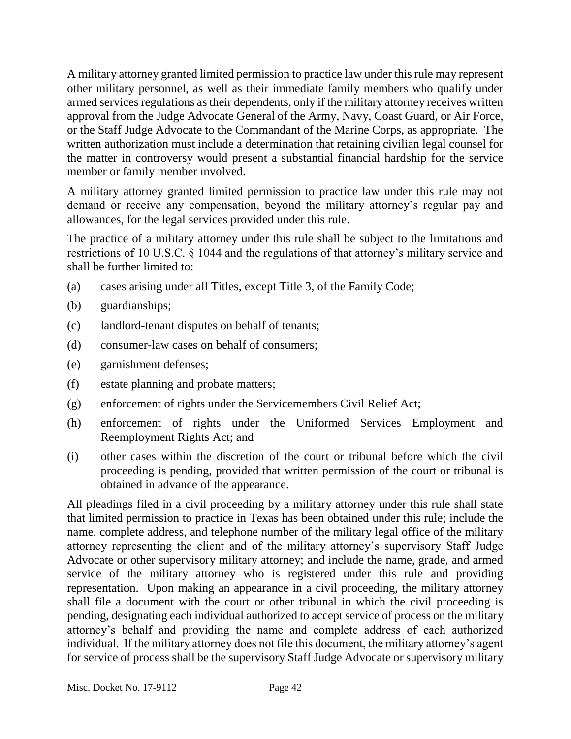A military attorney granted limited permission to practice law under this rule may represent other military personnel, as well as their immediate family members who qualify under armed services regulations as their dependents, only if the military attorney receives written approval from the Judge Advocate General of the Army, Navy, Coast Guard, or Air Force, or the Staff Judge Advocate to the Commandant of the Marine Corps, as appropriate. The written authorization must include a determination that retaining civilian legal counsel for the matter in controversy would present a substantial financial hardship for the service member or family member involved.

A military attorney granted limited permission to practice law under this rule may not demand or receive any compensation, beyond the military attorney's regular pay and allowances, for the legal services provided under this rule.

The practice of a military attorney under this rule shall be subject to the limitations and restrictions of 10 U.S.C. § 1044 and the regulations of that attorney's military service and shall be further limited to:

(a) cases arising under all Titles, except Title 3, of the Family Code;

(b) guardianships;

(c) landlord-tenant disputes on behalf of tenants;

(d) consumer-law cases on behalf of consumers;

(e) garnishment defenses;

(f) estate planning and probate matters;

(g) enforcement of rights under the Servicemembers Civil Relief Act;

(h) enforcement of rights under the Uniformed Services Employment and Reemployment Rights Act; and

(i) other cases within the discretion of the court or tribunal before which the civil proceeding is pending, provided that written permission of the court or tribunal is obtained in advance of the appearance.

All pleadings filed in a civil proceeding by a military attorney under this rule shall state that limited permission to practice in Texas has been obtained under this rule; include the name, complete address, and telephone number of the military legal office of the military attorney representing the client and of the military attorney's supervisory Staff Judge Advocate or other supervisory military attorney; and include the name, grade, and armed service of the military attorney who is registered under this rule and providing representation. Upon making an appearance in a civil proceeding, the military attorney shall file a document with the court or other tribunal in which the civil proceeding is pending, designating each individual authorized to accept service of process on the military attorney's behalf and providing the name and complete address of each authorized individual. If the military attorney does not file this document, the military attorney's agent for service of process shall be the supervisory Staff Judge Advocate or supervisory military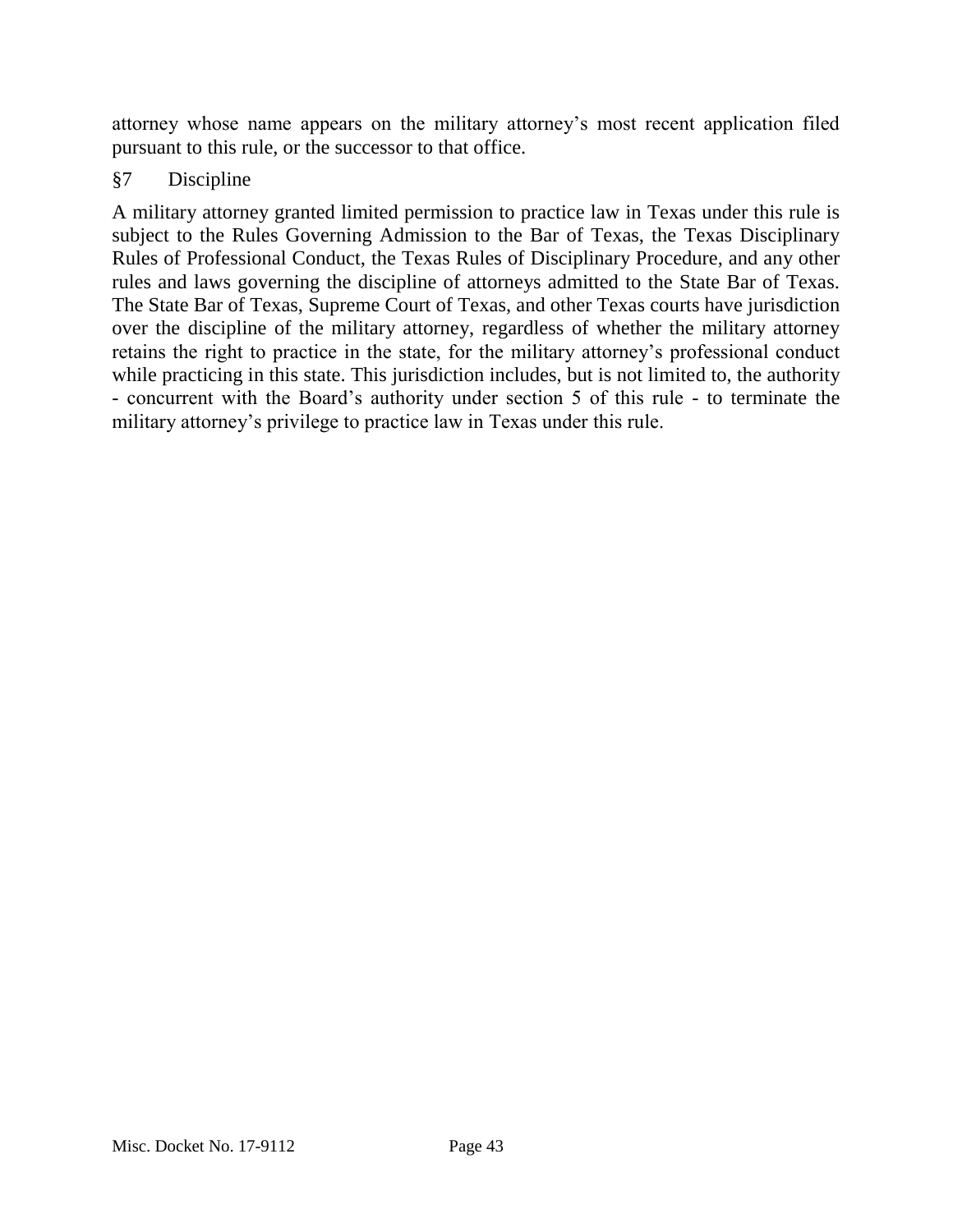attorney whose name appears on the military attorney's most recent application filed pursuant to this rule, or the successor to that office.

§7 Discipline

A military attorney granted limited permission to practice law in Texas under this rule is subject to the Rules Governing Admission to the Bar of Texas, the Texas Disciplinary Rules of Professional Conduct, the Texas Rules of Disciplinary Procedure, and any other rules and laws governing the discipline of attorneys admitted to the State Bar of Texas. The State Bar of Texas, Supreme Court of Texas, and other Texas courts have jurisdiction over the discipline of the military attorney, regardless of whether the military attorney retains the right to practice in the state, for the military attorney's professional conduct while practicing in this state. This jurisdiction includes, but is not limited to, the authority - concurrent with the Board's authority under section 5 of this rule - to terminate the military attorney's privilege to practice law in Texas under this rule.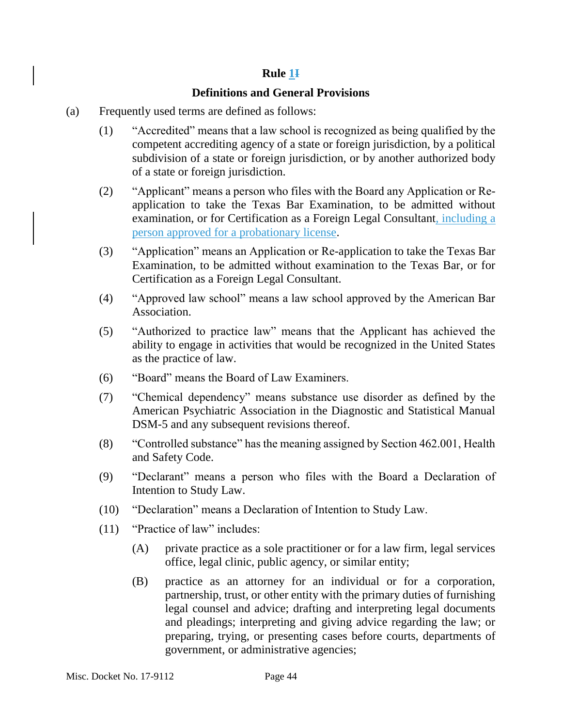**Rule 11**

**Definitions and General Provisions**

(a) Frequently used terms are defined as follows:

(1) "Accredited" means that a law school is recognized as being qualified by the competent accrediting agency of a state or foreign jurisdiction, by a political subdivision of a state or foreign jurisdiction, or by another authorized body of a state or foreign jurisdiction.

(2) "Applicant" means a person who files with the Board any Application or Re-application to take the Texas Bar Examination, to be admitted without examination, or for Certification as a Foreign Legal Consultant, including a person approved for a probationary license.

(3) "Application" means an Application or Re-application to take the Texas Bar Examination, to be admitted without examination to the Texas Bar, or for Certification as a Foreign Legal Consultant.

(4) "Approved law school" means a law school approved by the American Bar Association.

(5) "Authorized to practice law" means that the Applicant has achieved the ability to engage in activities that would be recognized in the United States as the practice of law.

(6) "Board" means the Board of Law Examiners.

(7) "Chemical dependency" means substance use disorder as defined by the American Psychiatric Association in the Diagnostic and Statistical Manual DSM-5 and any subsequent revisions thereof.

(8) "Controlled substance" has the meaning assigned by Section 462.001, Health and Safety Code.

(9) "Declarant" means a person who files with the Board a Declaration of Intention to Study Law.

(10) "Declaration" means a Declaration of Intention to Study Law.

(11) "Practice of law" includes:

(A) private practice as a sole practitioner or for a law firm, legal services office, legal clinic, public agency, or similar entity;

(B) practice as an attorney for an individual or for a corporation, partnership, trust, or other entity with the primary duties of furnishing legal counsel and advice; drafting and interpreting legal documents and pleadings; interpreting and giving advice regarding the law; or preparing, trying, or presenting cases before courts, departments of government, or administrative agencies;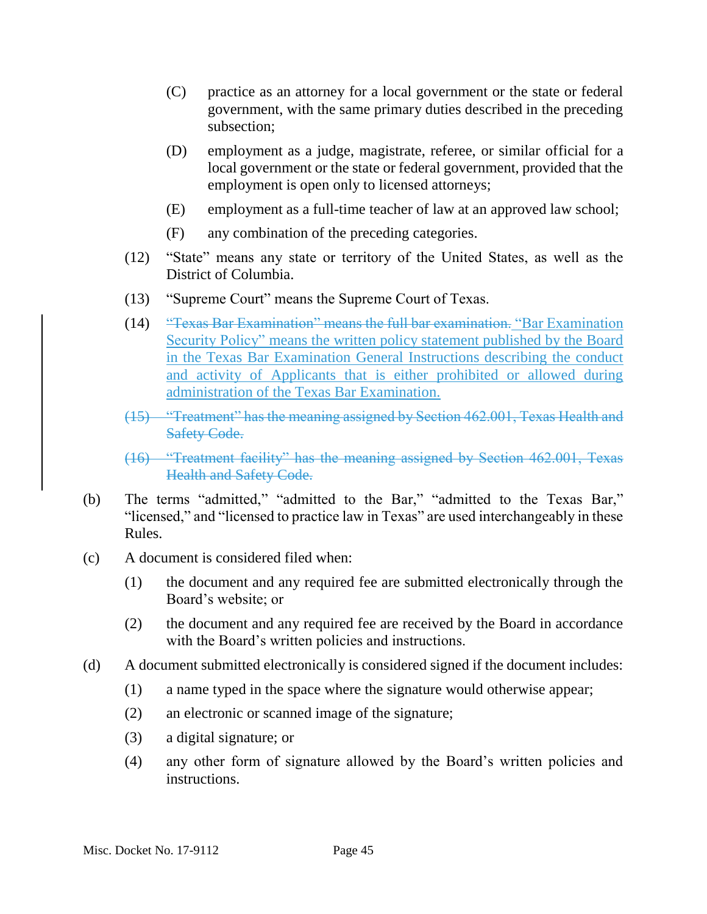(C) practice as an attorney for a local government or the state or federal government, with the same primary duties described in the preceding subsection;

(D) employment as a judge, magistrate, referee, or similar official for a local government or the state or federal government, provided that the employment is open only to licensed attorneys;

(E) employment as a full-time teacher of law at an approved law school;

(F) any combination of the preceding categories.

(12) "State" means any state or territory of the United States, as well as the District of Columbia.

(13) "Supreme Court" means the Supreme Court of Texas.

(14) ~~"Texas Bar Examination" means the full bar examination.~~ "Bar Examination Security Policy" means the written policy statement published by the Board in the Texas Bar Examination General Instructions describing the conduct and activity of Applicants that is either prohibited or allowed during administration of the Texas Bar Examination.

~~(15) "Treatment" has the meaning assigned by Section 462.001, Texas Health and Safety Code.~~

~~(16) "Treatment facility" has the meaning assigned by Section 462.001, Texas Health and Safety Code.~~

(b) The terms "admitted," "admitted to the Bar," "admitted to the Texas Bar," "licensed," and "licensed to practice law in Texas" are used interchangeably in these Rules.

(c) A document is considered filed when:

(1) the document and any required fee are submitted electronically through the Board's website; or

(2) the document and any required fee are received by the Board in accordance with the Board's written policies and instructions.

(d) A document submitted electronically is considered signed if the document includes:

(1) a name typed in the space where the signature would otherwise appear;

(2) an electronic or scanned image of the signature;

(3) a digital signature; or

(4) any other form of signature allowed by the Board's written policies and instructions.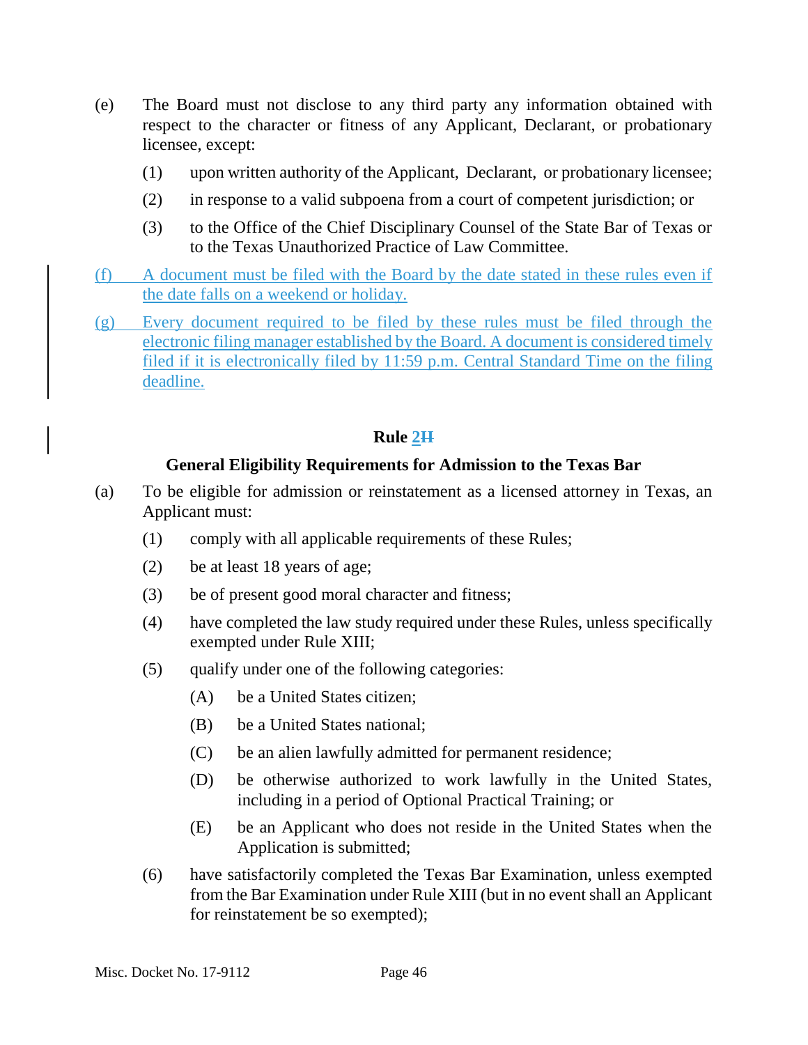(e) The Board must not disclose to any third party any information obtained with respect to the character or fitness of any Applicant, Declarant, or probationary licensee, except:

(1) upon written authority of the Applicant, Declarant, or probationary licensee;

(2) in response to a valid subpoena from a court of competent jurisdiction; or

(3) to the Office of the Chief Disciplinary Counsel of the State Bar of Texas or to the Texas Unauthorized Practice of Law Committee.

(f) A document must be filed with the Board by the date stated in these rules even if the date falls on a weekend or holiday.

(g) Every document required to be filed by these rules must be filed through the electronic filing manager established by the Board. A document is considered timely filed if it is electronically filed by 11:59 p.m. Central Standard Time on the filing deadline.

## Rule 2~~II~~

### General Eligibility Requirements for Admission to the Texas Bar

(a) To be eligible for admission or reinstatement as a licensed attorney in Texas, an Applicant must:

(1) comply with all applicable requirements of these Rules;

(2) be at least 18 years of age;

(3) be of present good moral character and fitness;

(4) have completed the law study required under these Rules, unless specifically exempted under Rule XIII;

(5) qualify under one of the following categories:

(A) be a United States citizen;

(B) be a United States national;

(C) be an alien lawfully admitted for permanent residence;

(D) be otherwise authorized to work lawfully in the United States, including in a period of Optional Practical Training; or

(E) be an Applicant who does not reside in the United States when the Application is submitted;

(6) have satisfactorily completed the Texas Bar Examination, unless exempted from the Bar Examination under Rule XIII (but in no event shall an Applicant for reinstatement be so exempted);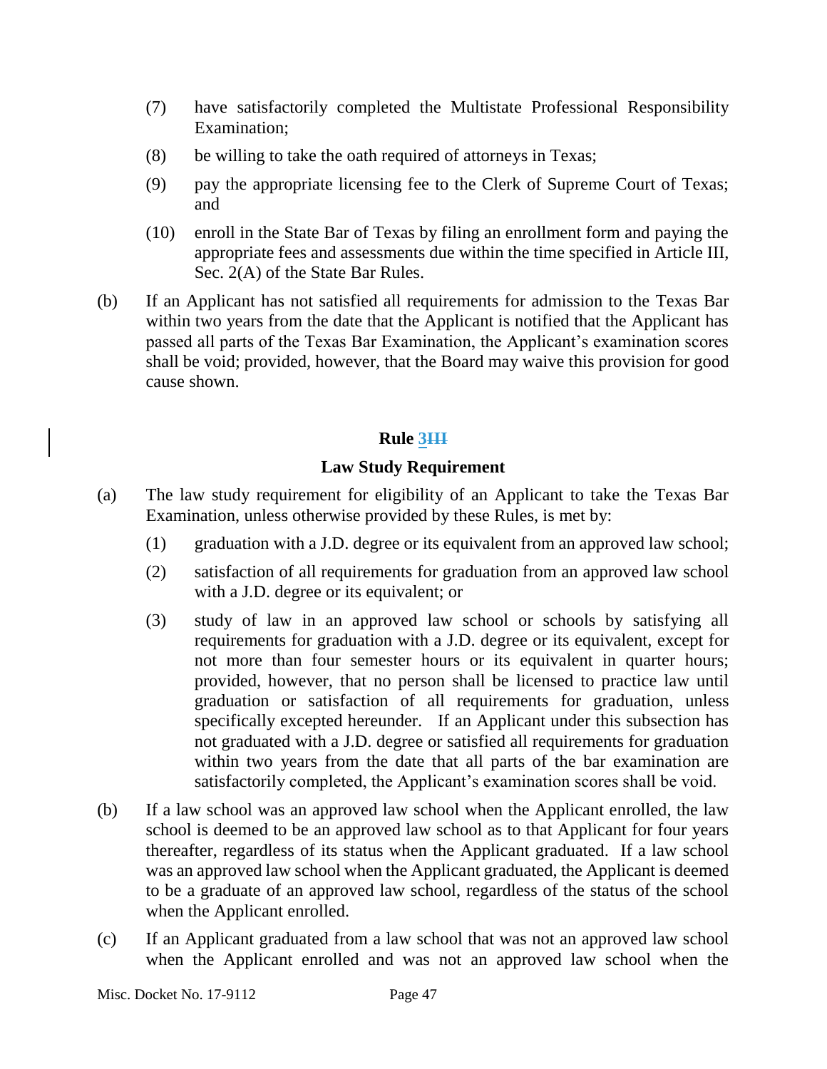(7) have satisfactorily completed the Multistate Professional Responsibility Examination;

(8) be willing to take the oath required of attorneys in Texas;

(9) pay the appropriate licensing fee to the Clerk of Supreme Court of Texas; and

(10) enroll in the State Bar of Texas by filing an enrollment form and paying the appropriate fees and assessments due within the time specified in Article III, Sec. 2(A) of the State Bar Rules.

(b) If an Applicant has not satisfied all requirements for admission to the Texas Bar within two years from the date that the Applicant is notified that the Applicant has passed all parts of the Texas Bar Examination, the Applicant's examination scores shall be void; provided, however, that the Board may waive this provision for good cause shown.

## Rule 3~~III~~

### Law Study Requirement

(a) The law study requirement for eligibility of an Applicant to take the Texas Bar Examination, unless otherwise provided by these Rules, is met by:

(1) graduation with a J.D. degree or its equivalent from an approved law school;

(2) satisfaction of all requirements for graduation from an approved law school with a J.D. degree or its equivalent; or

(3) study of law in an approved law school or schools by satisfying all requirements for graduation with a J.D. degree or its equivalent, except for not more than four semester hours or its equivalent in quarter hours; provided, however, that no person shall be licensed to practice law until graduation or satisfaction of all requirements for graduation, unless specifically excepted hereunder. If an Applicant under this subsection has not graduated with a J.D. degree or satisfied all requirements for graduation within two years from the date that all parts of the bar examination are satisfactorily completed, the Applicant's examination scores shall be void.

(b) If a law school was an approved law school when the Applicant enrolled, the law school is deemed to be an approved law school as to that Applicant for four years thereafter, regardless of its status when the Applicant graduated. If a law school was an approved law school when the Applicant graduated, the Applicant is deemed to be a graduate of an approved law school, regardless of the status of the school when the Applicant enrolled.

(c) If an Applicant graduated from a law school that was not an approved law school when the Applicant enrolled and was not an approved law school when the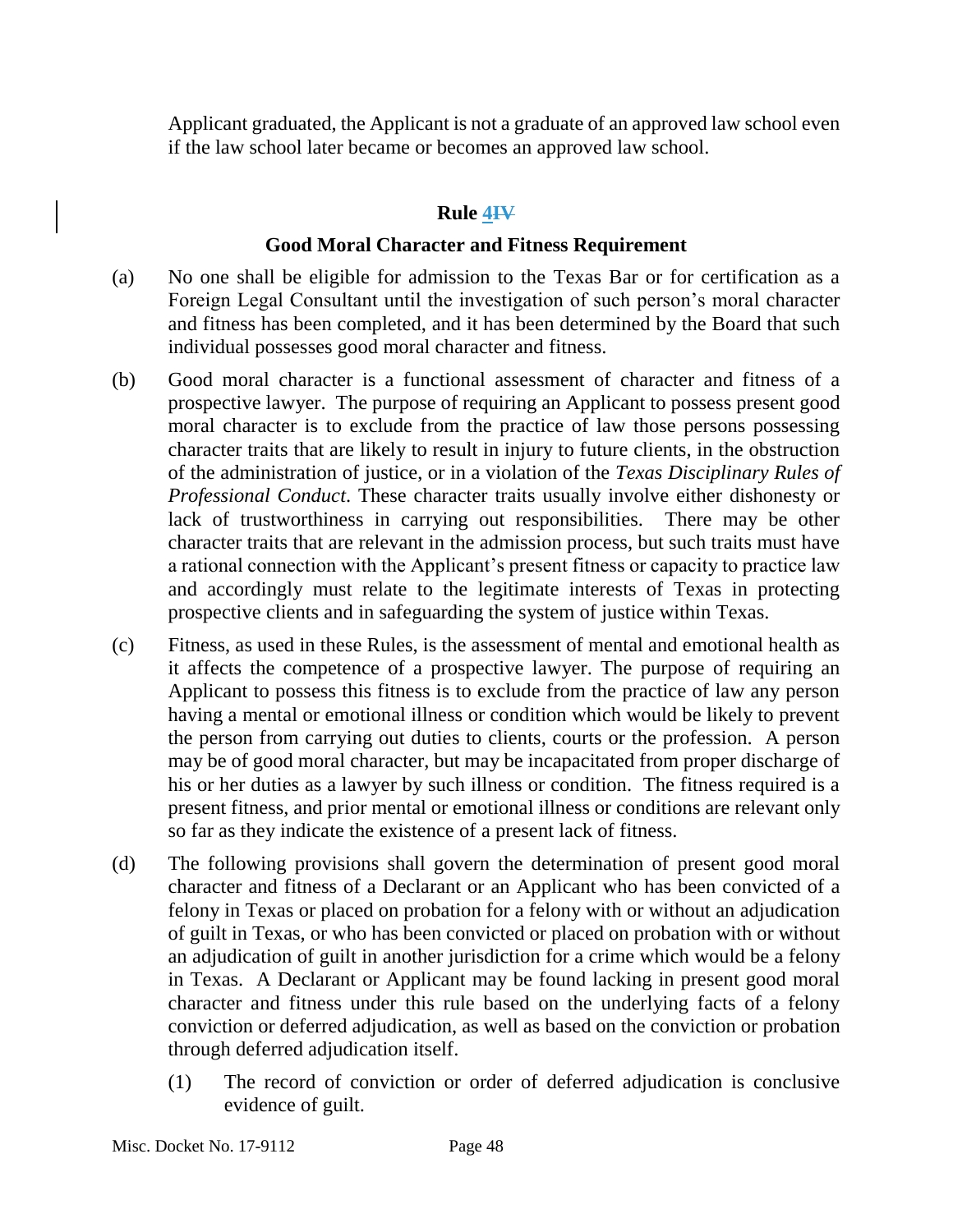Applicant graduated, the Applicant is not a graduate of an approved law school even if the law school later became or becomes an approved law school.

## Rule 4~~IV~~

### Good Moral Character and Fitness Requirement

(a) No one shall be eligible for admission to the Texas Bar or for certification as a Foreign Legal Consultant until the investigation of such person's moral character and fitness has been completed, and it has been determined by the Board that such individual possesses good moral character and fitness.

(b) Good moral character is a functional assessment of character and fitness of a prospective lawyer. The purpose of requiring an Applicant to possess present good moral character is to exclude from the practice of law those persons possessing character traits that are likely to result in injury to future clients, in the obstruction of the administration of justice, or in a violation of the *Texas Disciplinary Rules of Professional Conduct*. These character traits usually involve either dishonesty or lack of trustworthiness in carrying out responsibilities. There may be other character traits that are relevant in the admission process, but such traits must have a rational connection with the Applicant's present fitness or capacity to practice law and accordingly must relate to the legitimate interests of Texas in protecting prospective clients and in safeguarding the system of justice within Texas.

(c) Fitness, as used in these Rules, is the assessment of mental and emotional health as it affects the competence of a prospective lawyer. The purpose of requiring an Applicant to possess this fitness is to exclude from the practice of law any person having a mental or emotional illness or condition which would be likely to prevent the person from carrying out duties to clients, courts or the profession. A person may be of good moral character, but may be incapacitated from proper discharge of his or her duties as a lawyer by such illness or condition. The fitness required is a present fitness, and prior mental or emotional illness or conditions are relevant only so far as they indicate the existence of a present lack of fitness.

(d) The following provisions shall govern the determination of present good moral character and fitness of a Declarant or an Applicant who has been convicted of a felony in Texas or placed on probation for a felony with or without an adjudication of guilt in Texas, or who has been convicted or placed on probation with or without an adjudication of guilt in another jurisdiction for a crime which would be a felony in Texas. A Declarant or Applicant may be found lacking in present good moral character and fitness under this rule based on the underlying facts of a felony conviction or deferred adjudication, as well as based on the conviction or probation through deferred adjudication itself.

   (1) The record of conviction or order of deferred adjudication is conclusive evidence of guilt.

Misc. Docket No. 17-9112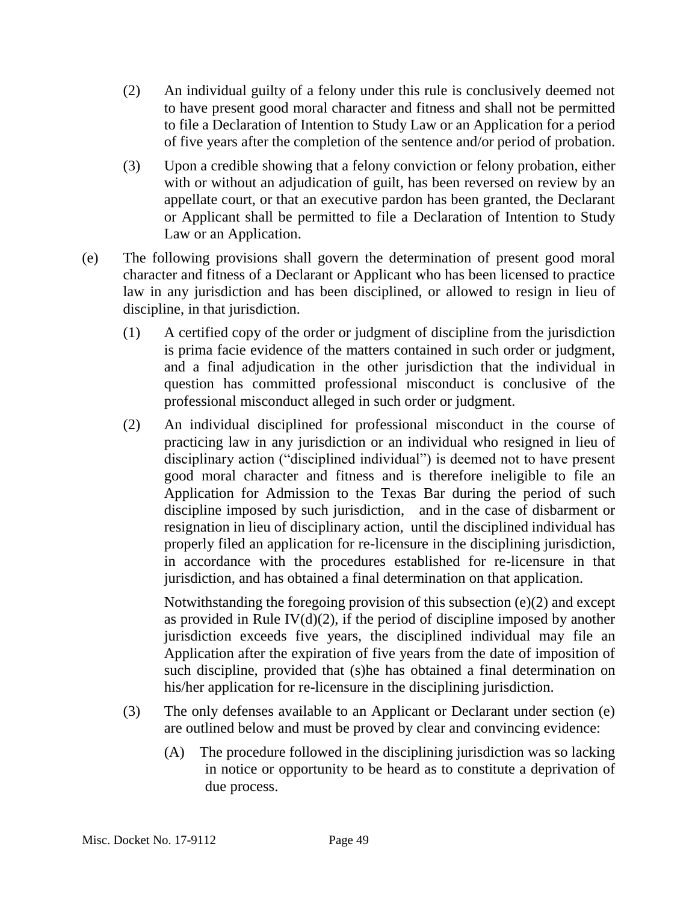(2) An individual guilty of a felony under this rule is conclusively deemed not to have present good moral character and fitness and shall not be permitted to file a Declaration of Intention to Study Law or an Application for a period of five years after the completion of the sentence and/or period of probation.

(3) Upon a credible showing that a felony conviction or felony probation, either with or without an adjudication of guilt, has been reversed on review by an appellate court, or that an executive pardon has been granted, the Declarant or Applicant shall be permitted to file a Declaration of Intention to Study Law or an Application.

(e) The following provisions shall govern the determination of present good moral character and fitness of a Declarant or Applicant who has been licensed to practice law in any jurisdiction and has been disciplined, or allowed to resign in lieu of discipline, in that jurisdiction.

(1) A certified copy of the order or judgment of discipline from the jurisdiction is prima facie evidence of the matters contained in such order or judgment, and a final adjudication in the other jurisdiction that the individual in question has committed professional misconduct is conclusive of the professional misconduct alleged in such order or judgment.

(2) An individual disciplined for professional misconduct in the course of practicing law in any jurisdiction or an individual who resigned in lieu of disciplinary action ("disciplined individual") is deemed not to have present good moral character and fitness and is therefore ineligible to file an Application for Admission to the Texas Bar during the period of such discipline imposed by such jurisdiction, and in the case of disbarment or resignation in lieu of disciplinary action, until the disciplined individual has properly filed an application for re-licensure in the disciplining jurisdiction, in accordance with the procedures established for re-licensure in that jurisdiction, and has obtained a final determination on that application.

Notwithstanding the foregoing provision of this subsection (e)(2) and except as provided in Rule IV(d)(2), if the period of discipline imposed by another jurisdiction exceeds five years, the disciplined individual may file an Application after the expiration of five years from the date of imposition of such discipline, provided that (s)he has obtained a final determination on his/her application for re-licensure in the disciplining jurisdiction.

(3) The only defenses available to an Applicant or Declarant under section (e) are outlined below and must be proved by clear and convincing evidence:

(A) The procedure followed in the disciplining jurisdiction was so lacking in notice or opportunity to be heard as to constitute a deprivation of due process.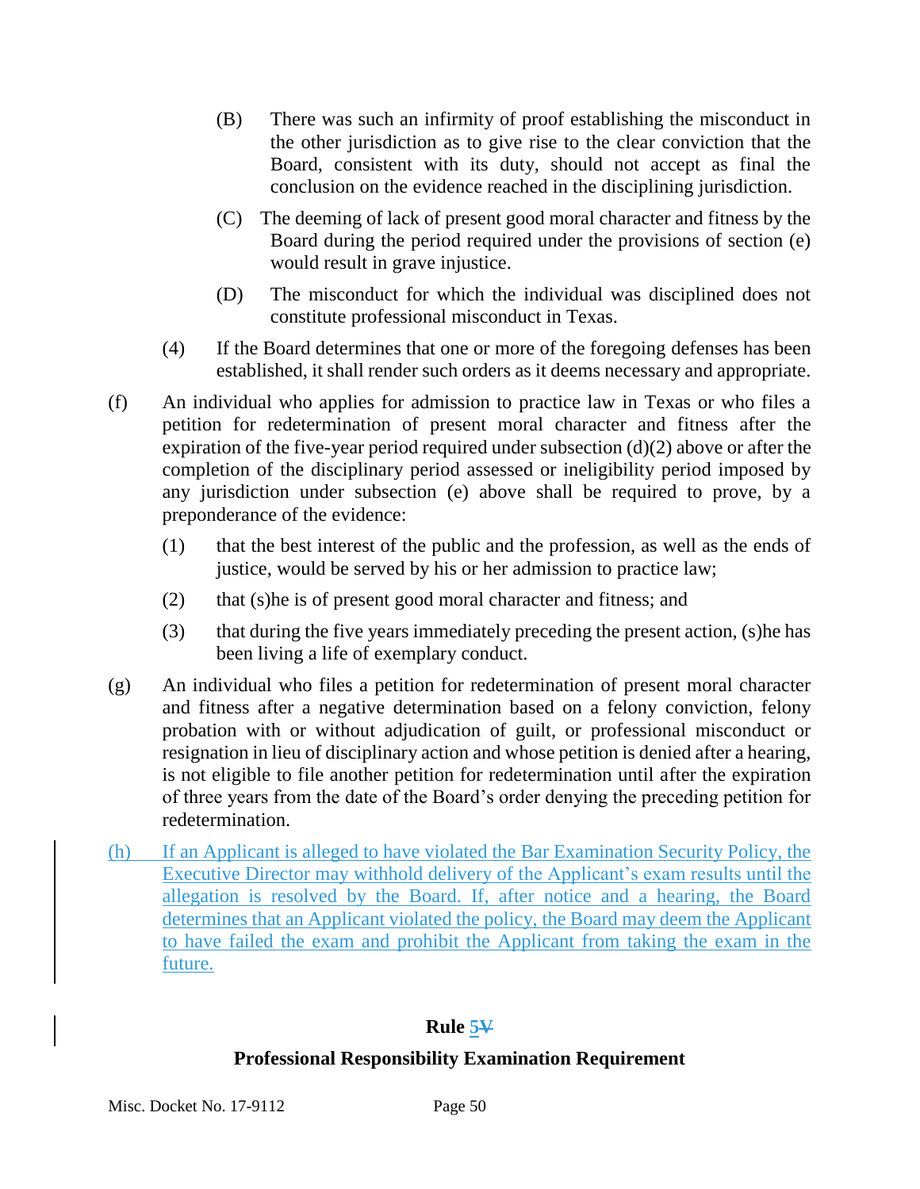(B) There was such an infirmity of proof establishing the misconduct in the other jurisdiction as to give rise to the clear conviction that the Board, consistent with its duty, should not accept as final the conclusion on the evidence reached in the disciplining jurisdiction.

(C) The deeming of lack of present good moral character and fitness by the Board during the period required under the provisions of section (e) would result in grave injustice.

(D) The misconduct for which the individual was disciplined does not constitute professional misconduct in Texas.

(4) If the Board determines that one or more of the foregoing defenses has been established, it shall render such orders as it deems necessary and appropriate.

(f) An individual who applies for admission to practice law in Texas or who files a petition for redetermination of present moral character and fitness after the expiration of the five-year period required under subsection (d)(2) above or after the completion of the disciplinary period assessed or ineligibility period imposed by any jurisdiction under subsection (e) above shall be required to prove, by a preponderance of the evidence:

(1) that the best interest of the public and the profession, as well as the ends of justice, would be served by his or her admission to practice law;

(2) that (s)he is of present good moral character and fitness; and

(3) that during the five years immediately preceding the present action, (s)he has been living a life of exemplary conduct.

(g) An individual who files a petition for redetermination of present moral character and fitness after a negative determination based on a felony conviction, felony probation with or without adjudication of guilt, or professional misconduct or resignation in lieu of disciplinary action and whose petition is denied after a hearing, is not eligible to file another petition for redetermination until after the expiration of three years from the date of the Board's order denying the preceding petition for redetermination.

(h) If an Applicant is alleged to have violated the Bar Examination Security Policy, the Executive Director may withhold delivery of the Applicant's exam results until the allegation is resolved by the Board. If, after notice and a hearing, the Board determines that an Applicant violated the policy, the Board may deem the Applicant to have failed the exam and prohibit the Applicant from taking the exam in the future.

## Rule 5~~V~~

## Professional Responsibility Examination Requirement

Misc. Docket No. 17-9112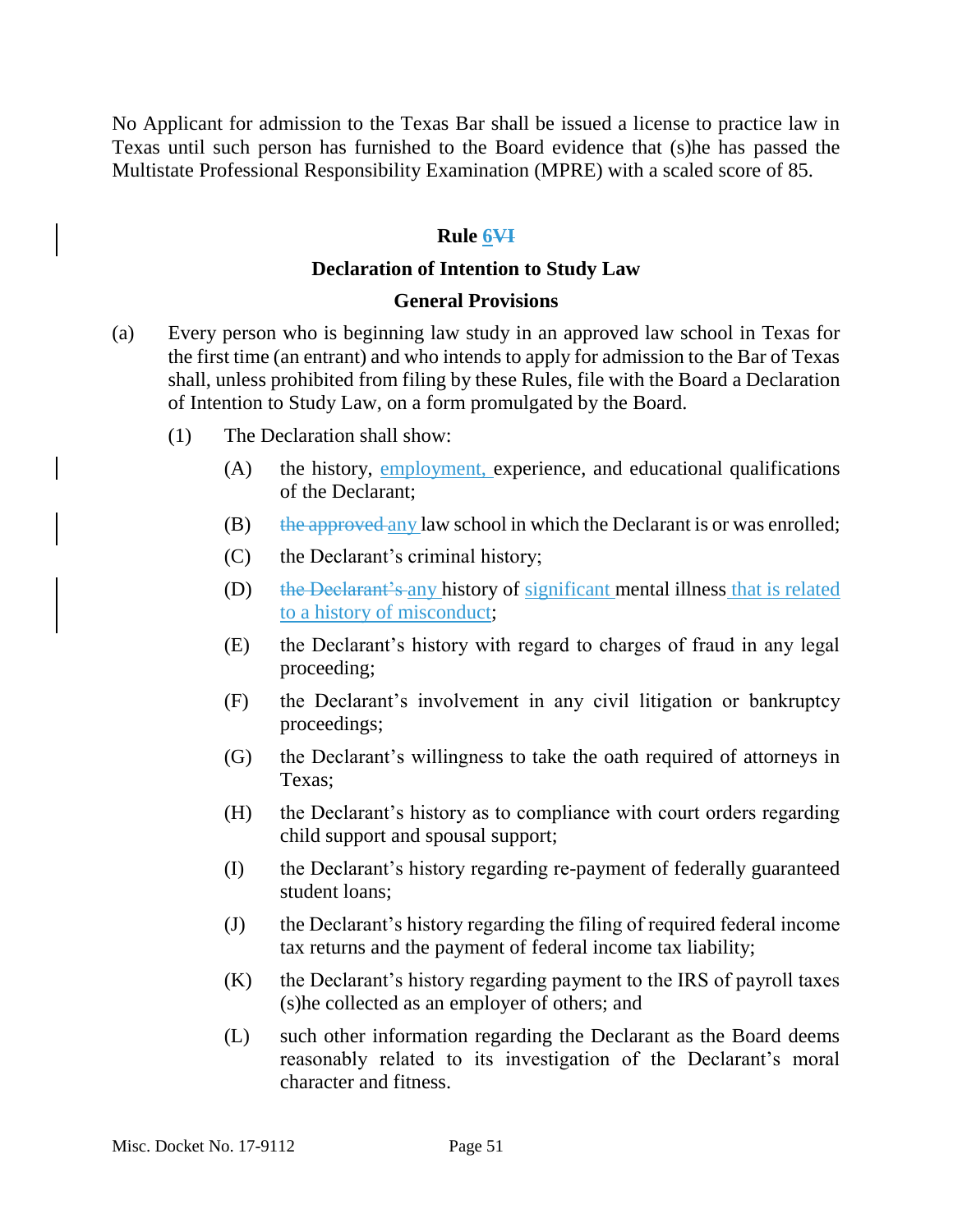No Applicant for admission to the Texas Bar shall be issued a license to practice law in Texas until such person has furnished to the Board evidence that (s)he has passed the Multistate Professional Responsibility Examination (MPRE) with a scaled score of 85.

## Rule 6~~VI~~

### Declaration of Intention to Study Law

### General Provisions

(a) Every person who is beginning law study in an approved law school in Texas for the first time (an entrant) and who intends to apply for admission to the Bar of Texas shall, unless prohibited from filing by these Rules, file with the Board a Declaration of Intention to Study Law, on a form promulgated by the Board.

(1) The Declaration shall show:

(A) the history, employment, experience, and educational qualifications of the Declarant;

(B) ~~the approved~~ any law school in which the Declarant is or was enrolled;

(C) the Declarant's criminal history;

(D) ~~the Declarant's~~ any history of significant mental illness that is related to a history of misconduct;

(E) the Declarant's history with regard to charges of fraud in any legal proceeding;

(F) the Declarant's involvement in any civil litigation or bankruptcy proceedings;

(G) the Declarant's willingness to take the oath required of attorneys in Texas;

(H) the Declarant's history as to compliance with court orders regarding child support and spousal support;

(I) the Declarant's history regarding re-payment of federally guaranteed student loans;

(J) the Declarant's history regarding the filing of required federal income tax returns and the payment of federal income tax liability;

(K) the Declarant's history regarding payment to the IRS of payroll taxes (s)he collected as an employer of others; and

(L) such other information regarding the Declarant as the Board deems reasonably related to its investigation of the Declarant's moral character and fitness.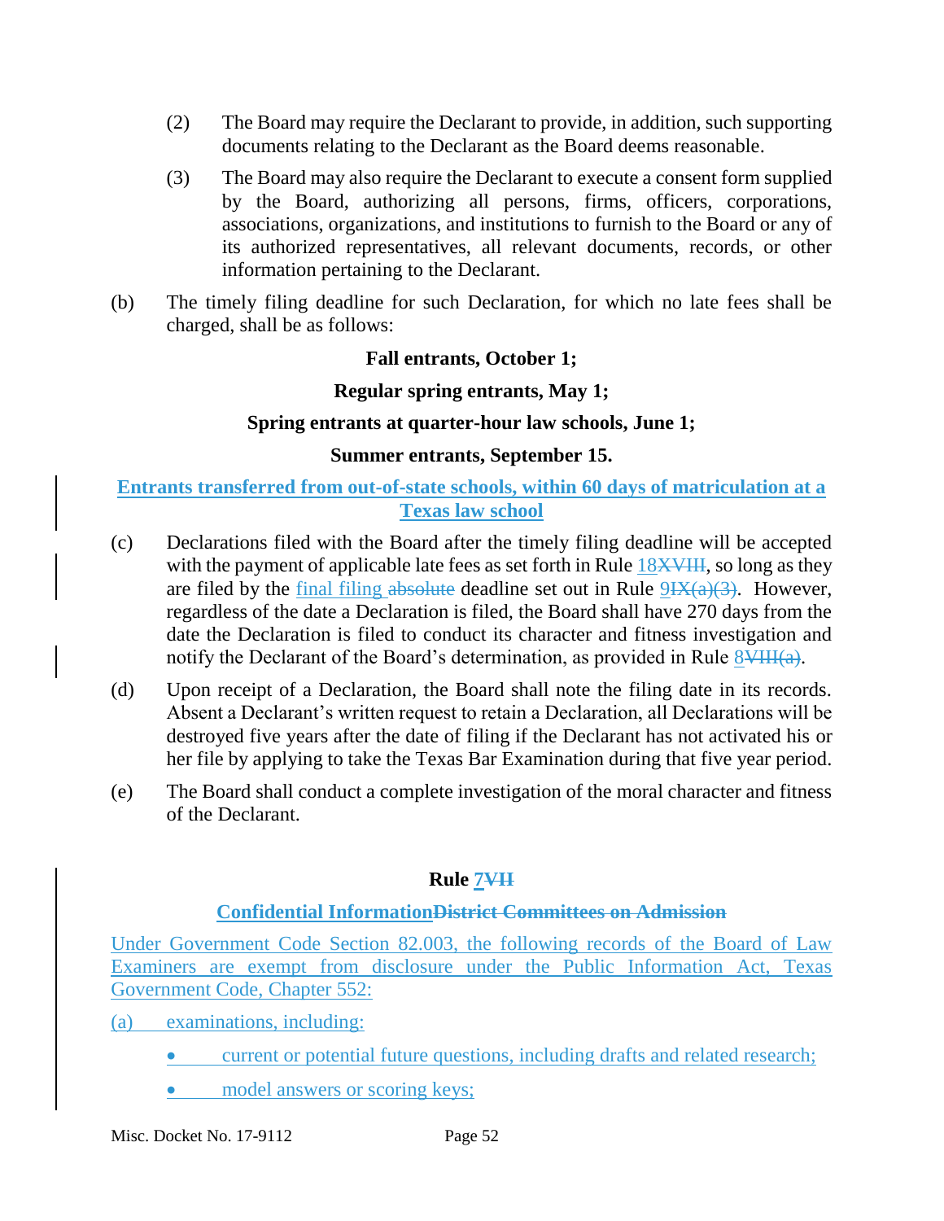(2) The Board may require the Declarant to provide, in addition, such supporting documents relating to the Declarant as the Board deems reasonable.

(3) The Board may also require the Declarant to execute a consent form supplied by the Board, authorizing all persons, firms, officers, corporations, associations, organizations, and institutions to furnish to the Board or any of its authorized representatives, all relevant documents, records, or other information pertaining to the Declarant.

(b) The timely filing deadline for such Declaration, for which no late fees shall be charged, shall be as follows:

**Fall entrants, October 1;**

**Regular spring entrants, May 1;**

**Spring entrants at quarter-hour law schools, June 1;**

**Summer entrants, September 15.**

**Entrants transferred from out-of-state schools, within 60 days of matriculation at a Texas law school**

(c) Declarations filed with the Board after the timely filing deadline will be accepted with the payment of applicable late fees as set forth in Rule 18~~XVIII~~, so long as they are filed by the final filing ~~absolute~~ deadline set out in Rule 9~~IX(a)(3)~~. However, regardless of the date a Declaration is filed, the Board shall have 270 days from the date the Declaration is filed to conduct its character and fitness investigation and notify the Declarant of the Board's determination, as provided in Rule 8~~VIII(a)~~.

(d) Upon receipt of a Declaration, the Board shall note the filing date in its records. Absent a Declarant's written request to retain a Declaration, all Declarations will be destroyed five years after the date of filing if the Declarant has not activated his or her file by applying to take the Texas Bar Examination during that five year period.

(e) The Board shall conduct a complete investigation of the moral character and fitness of the Declarant.

## Rule 7~~VII~~

### Confidential Information~~District Committees on Admission~~

Under Government Code Section 82.003, the following records of the Board of Law Examiners are exempt from disclosure under the Public Information Act, Texas Government Code, Chapter 552:

(a) examinations, including:

- current or potential future questions, including drafts and related research;
- model answers or scoring keys;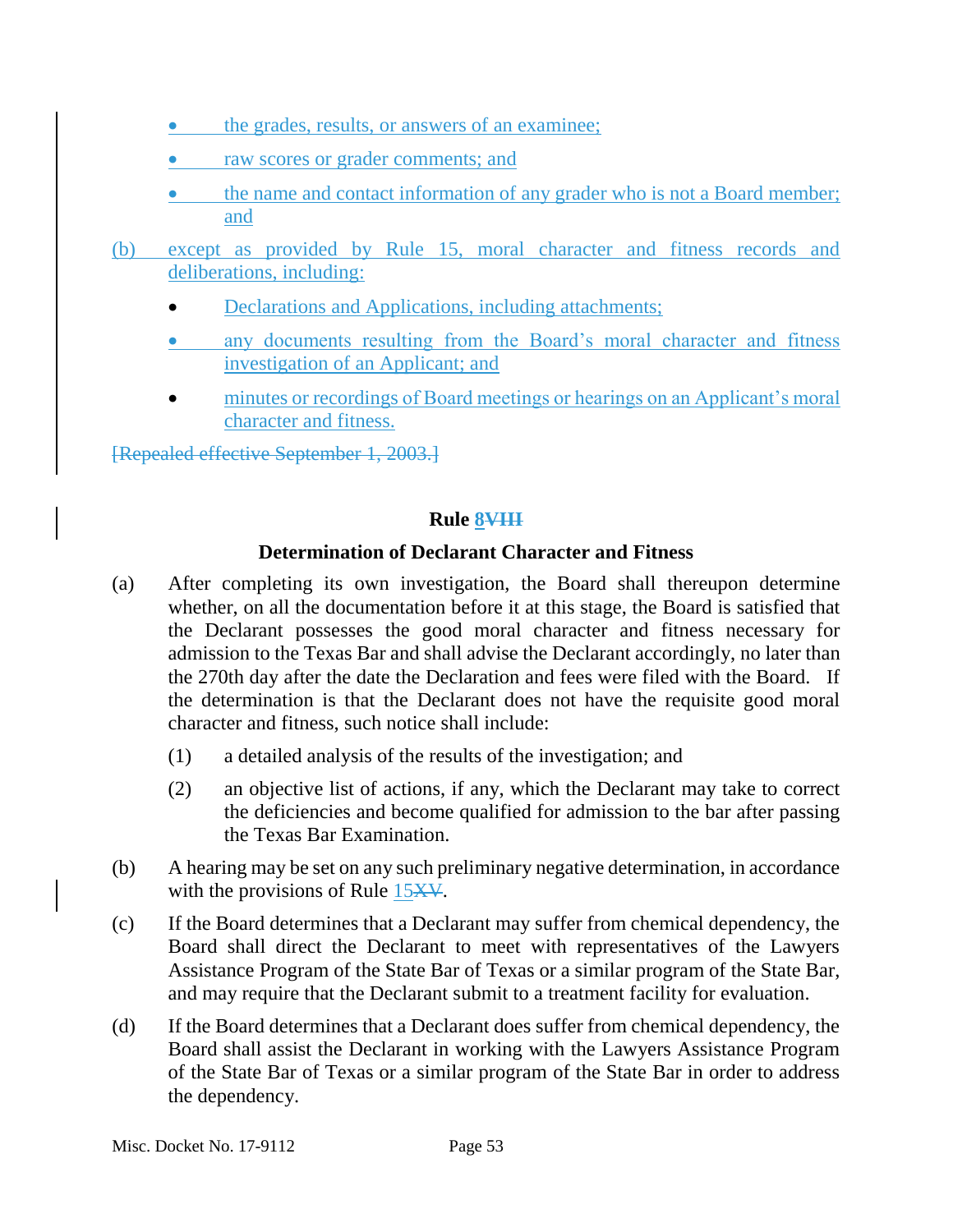- the grades, results, or answers of an examinee;
- raw scores or grader comments; and
- the name and contact information of any grader who is not a Board member; and

(b) except as provided by Rule 15, moral character and fitness records and deliberations, including:

- Declarations and Applications, including attachments;
- any documents resulting from the Board's moral character and fitness investigation of an Applicant; and
- minutes or recordings of Board meetings or hearings on an Applicant's moral character and fitness.

~~[Repealed effective September 1, 2003.]~~

## Rule 8~~VIII~~

### Determination of Declarant Character and Fitness

(a) After completing its own investigation, the Board shall thereupon determine whether, on all the documentation before it at this stage, the Board is satisfied that the Declarant possesses the good moral character and fitness necessary for admission to the Texas Bar and shall advise the Declarant accordingly, no later than the 270th day after the date the Declaration and fees were filed with the Board. If the determination is that the Declarant does not have the requisite good moral character and fitness, such notice shall include:

(1) a detailed analysis of the results of the investigation; and

(2) an objective list of actions, if any, which the Declarant may take to correct the deficiencies and become qualified for admission to the bar after passing the Texas Bar Examination.

(b) A hearing may be set on any such preliminary negative determination, in accordance with the provisions of Rule 15~~XV~~.

(c) If the Board determines that a Declarant may suffer from chemical dependency, the Board shall direct the Declarant to meet with representatives of the Lawyers Assistance Program of the State Bar of Texas or a similar program of the State Bar, and may require that the Declarant submit to a treatment facility for evaluation.

(d) If the Board determines that a Declarant does suffer from chemical dependency, the Board shall assist the Declarant in working with the Lawyers Assistance Program of the State Bar of Texas or a similar program of the State Bar in order to address the dependency.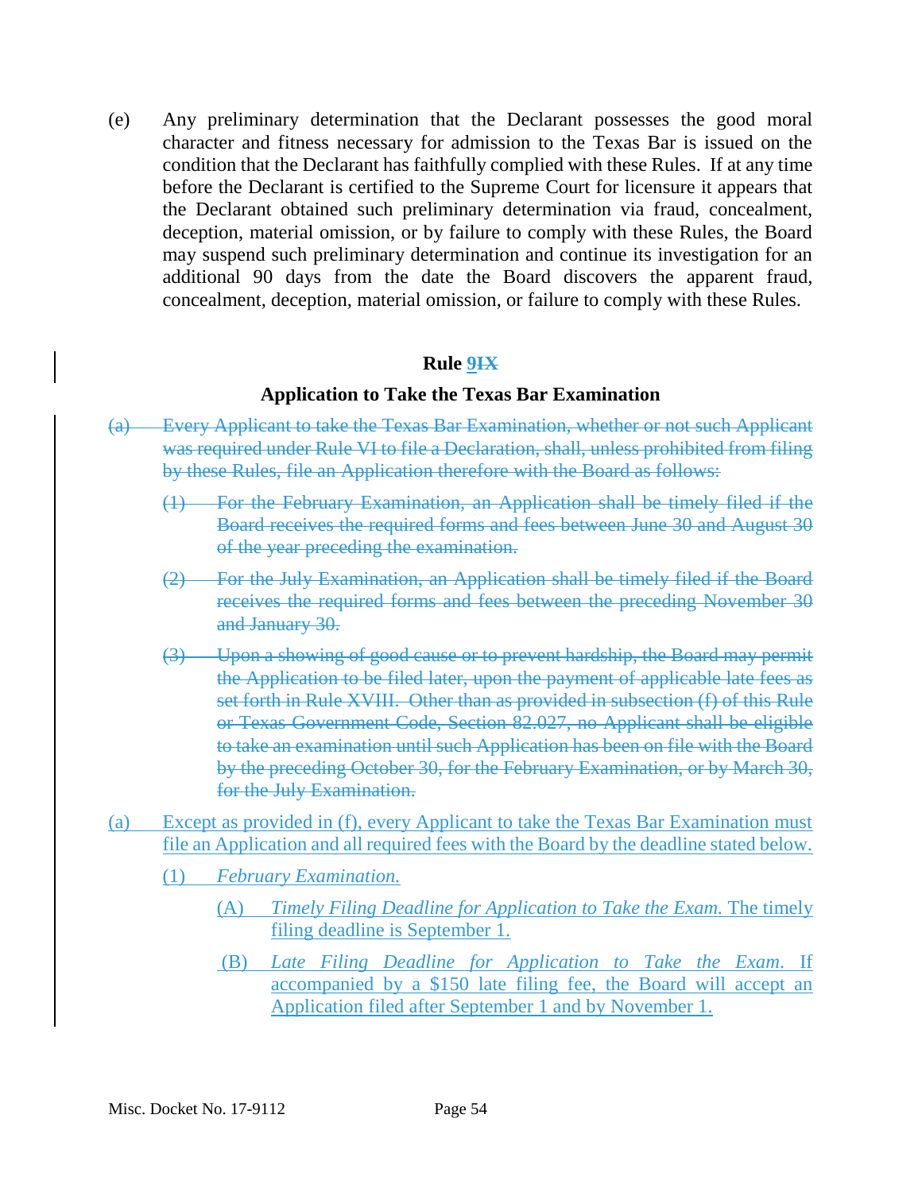(e) Any preliminary determination that the Declarant possesses the good moral character and fitness necessary for admission to the Texas Bar is issued on the condition that the Declarant has faithfully complied with these Rules. If at any time before the Declarant is certified to the Supreme Court for licensure it appears that the Declarant obtained such preliminary determination via fraud, concealment, deception, material omission, or by failure to comply with these Rules, the Board may suspend such preliminary determination and continue its investigation for an additional 90 days from the date the Board discovers the apparent fraud, concealment, deception, material omission, or failure to comply with these Rules.

## Rule <u>9</u>~~IX~~

### Application to Take the Texas Bar Examination

~~(a) Every Applicant to take the Texas Bar Examination, whether or not such Applicant was required under Rule VI to file a Declaration, shall, unless prohibited from filing by these Rules, file an Application therefore with the Board as follows:~~

~~(1) For the February Examination, an Application shall be timely filed if the Board receives the required forms and fees between June 30 and August 30 of the year preceding the examination.~~

~~(2) For the July Examination, an Application shall be timely filed if the Board receives the required forms and fees between the preceding November 30 and January 30.~~

~~(3) Upon a showing of good cause or to prevent hardship, the Board may permit the Application to be filed later, upon the payment of applicable late fees as set forth in Rule XVIII. Other than as provided in subsection (f) of this Rule or Texas Government Code, Section 82.027, no Applicant shall be eligible to take an examination until such Application has been on file with the Board by the preceding October 30, for the February Examination, or by March 30, for the July Examination.~~

<u>(a) Except as provided in (f), every Applicant to take the Texas Bar Examination must file an Application and all required fees with the Board by the deadline stated below.</u>

<u>(1) *February Examination.*</u>

<u>(A) *Timely Filing Deadline for Application to Take the Exam.* The timely filing deadline is September 1.</u>

<u>(B) *Late Filing Deadline for Application to Take the Exam.* If accompanied by a $150 late filing fee, the Board will accept an Application filed after September 1 and by November 1.</u>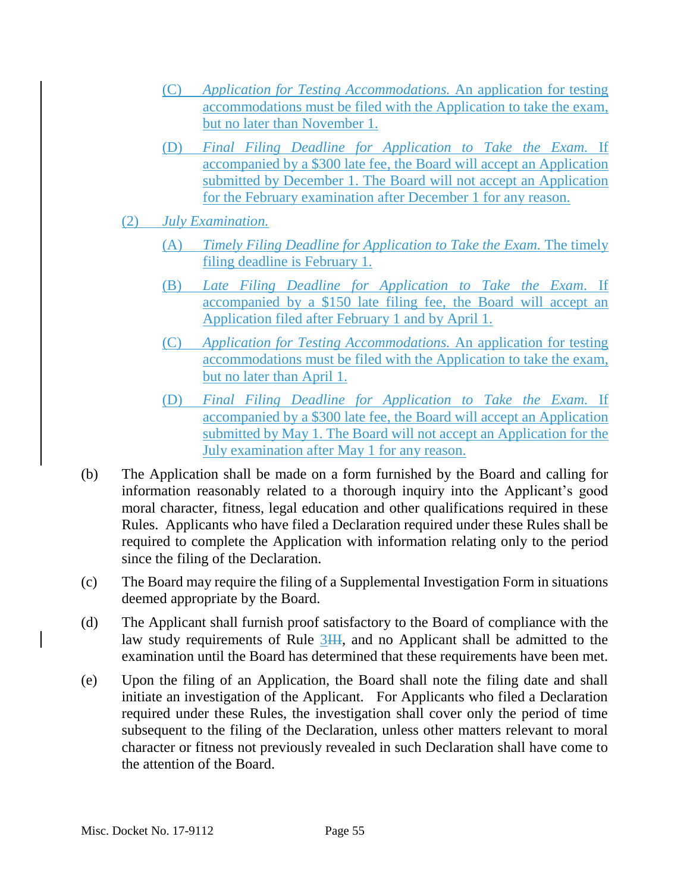(C) *Application for Testing Accommodations.* An application for testing accommodations must be filed with the Application to take the exam, but no later than November 1.

(D) *Final Filing Deadline for Application to Take the Exam.* If accompanied by a $300 late fee, the Board will accept an Application submitted by December 1. The Board will not accept an Application for the February examination after December 1 for any reason.

(2) *July Examination.*

(A) *Timely Filing Deadline for Application to Take the Exam.* The timely filing deadline is February 1.

(B) *Late Filing Deadline for Application to Take the Exam.* If accompanied by a $150 late filing fee, the Board will accept an Application filed after February 1 and by April 1.

(C) *Application for Testing Accommodations.* An application for testing accommodations must be filed with the Application to take the exam, but no later than April 1.

(D) *Final Filing Deadline for Application to Take the Exam.* If accompanied by a $300 late fee, the Board will accept an Application submitted by May 1. The Board will not accept an Application for the July examination after May 1 for any reason.

(b) The Application shall be made on a form furnished by the Board and calling for information reasonably related to a thorough inquiry into the Applicant's good moral character, fitness, legal education and other qualifications required in these Rules. Applicants who have filed a Declaration required under these Rules shall be required to complete the Application with information relating only to the period since the filing of the Declaration.

(c) The Board may require the filing of a Supplemental Investigation Form in situations deemed appropriate by the Board.

(d) The Applicant shall furnish proof satisfactory to the Board of compliance with the law study requirements of Rule 3~~III~~, and no Applicant shall be admitted to the examination until the Board has determined that these requirements have been met.

(e) Upon the filing of an Application, the Board shall note the filing date and shall initiate an investigation of the Applicant. For Applicants who filed a Declaration required under these Rules, the investigation shall cover only the period of time subsequent to the filing of the Declaration, unless other matters relevant to moral character or fitness not previously revealed in such Declaration shall have come to the attention of the Board.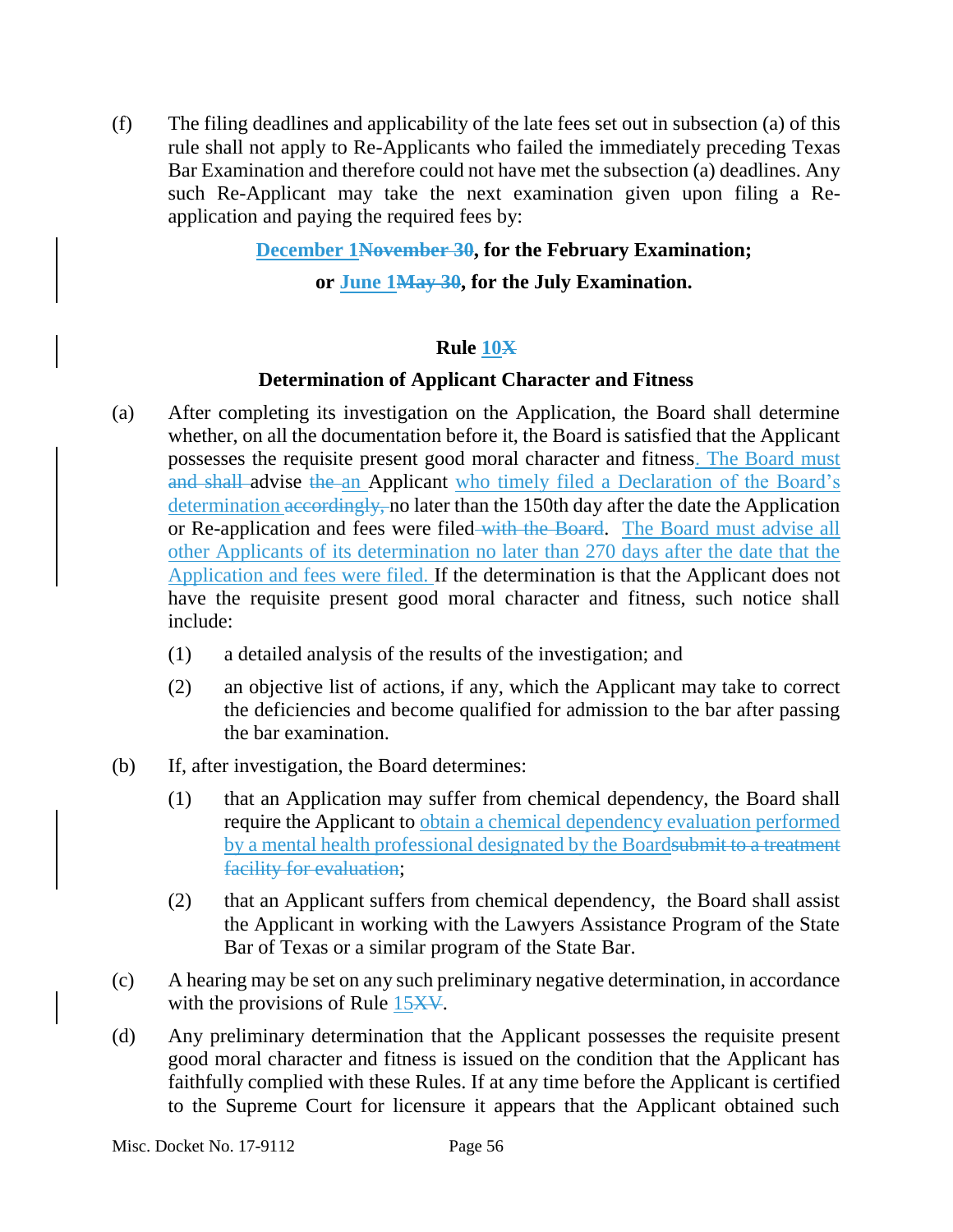(f) The filing deadlines and applicability of the late fees set out in subsection (a) of this rule shall not apply to Re-Applicants who failed the immediately preceding Texas Bar Examination and therefore could not have met the subsection (a) deadlines. Any such Re-Applicant may take the next examination given upon filing a Re-application and paying the required fees by:

**<u>December 1</u>~~November 30~~, for the February Examination;**

**or <u>June 1</u>~~May 30~~, for the July Examination.**

## Rule <u>10</u>~~X~~

### Determination of Applicant Character and Fitness

(a) After completing its investigation on the Application, the Board shall determine whether, on all the documentation before it, the Board is satisfied that the Applicant possesses the requisite present good moral character and fitness<u>. The Board must</u> ~~and shall~~ advise ~~the~~ <u>an</u> Applicant <u>who timely filed a Declaration of the Board's determination</u> ~~accordingly,~~ no later than the 150th day after the date the Application or Re-application and fees were filed ~~with the Board~~. <u>The Board must advise all other Applicants of its determination no later than 270 days after the date that the Application and fees were filed.</u> If the determination is that the Applicant does not have the requisite present good moral character and fitness, such notice shall include:

(1) a detailed analysis of the results of the investigation; and

(2) an objective list of actions, if any, which the Applicant may take to correct the deficiencies and become qualified for admission to the bar after passing the bar examination.

(b) If, after investigation, the Board determines:

(1) that an Application may suffer from chemical dependency, the Board shall require the Applicant to <u>obtain a chemical dependency evaluation performed by a mental health professional designated by the Board</u>~~submit to a treatment facility for evaluation~~;

(2) that an Applicant suffers from chemical dependency, the Board shall assist the Applicant in working with the Lawyers Assistance Program of the State Bar of Texas or a similar program of the State Bar.

(c) A hearing may be set on any such preliminary negative determination, in accordance with the provisions of Rule <u>15</u>~~XV~~.

(d) Any preliminary determination that the Applicant possesses the requisite present good moral character and fitness is issued on the condition that the Applicant has faithfully complied with these Rules. If at any time before the Applicant is certified to the Supreme Court for licensure it appears that the Applicant obtained such

Misc. Docket No. 17-9112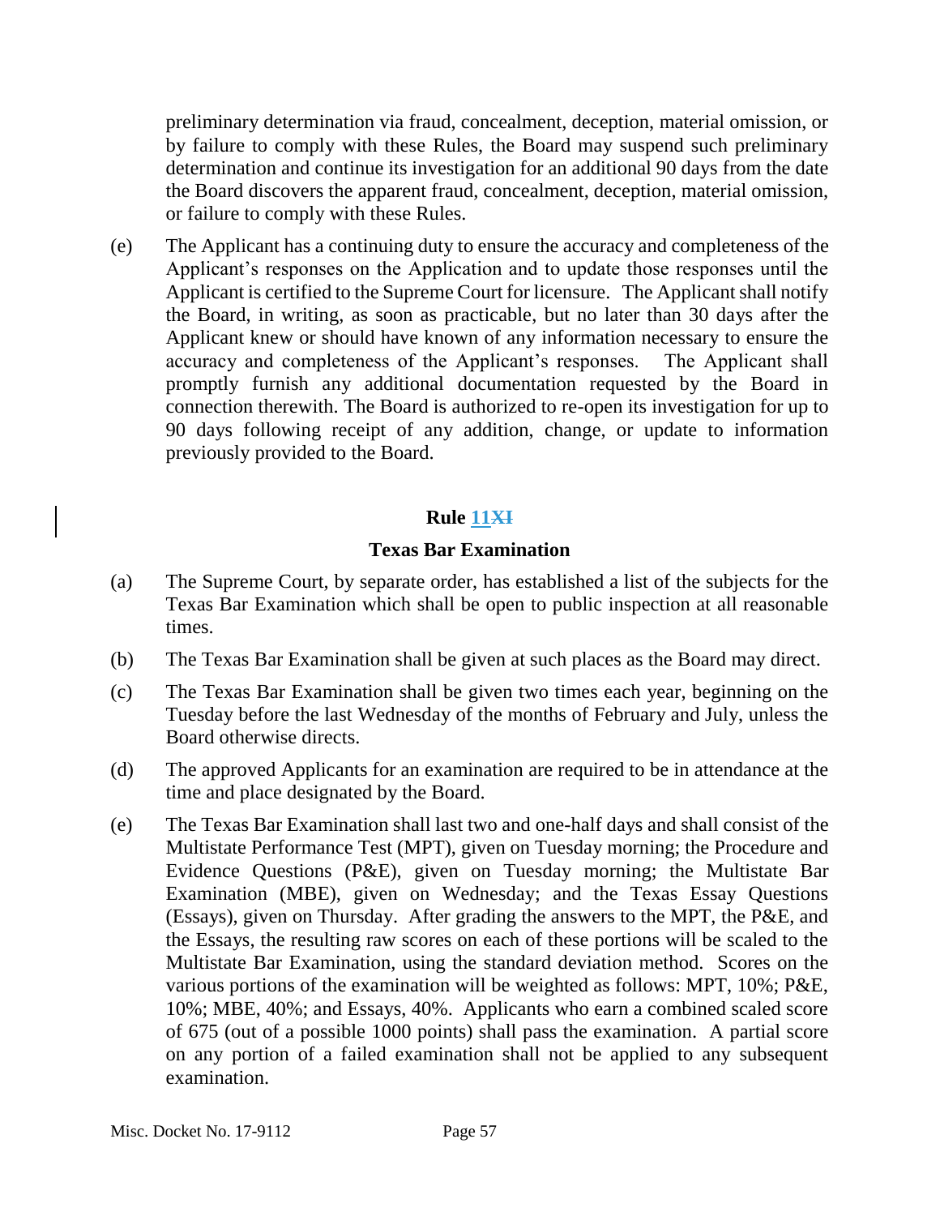preliminary determination via fraud, concealment, deception, material omission, or by failure to comply with these Rules, the Board may suspend such preliminary determination and continue its investigation for an additional 90 days from the date the Board discovers the apparent fraud, concealment, deception, material omission, or failure to comply with these Rules.

(e) The Applicant has a continuing duty to ensure the accuracy and completeness of the Applicant's responses on the Application and to update those responses until the Applicant is certified to the Supreme Court for licensure. The Applicant shall notify the Board, in writing, as soon as practicable, but no later than 30 days after the Applicant knew or should have known of any information necessary to ensure the accuracy and completeness of the Applicant's responses. The Applicant shall promptly furnish any additional documentation requested by the Board in connection therewith. The Board is authorized to re-open its investigation for up to 90 days following receipt of any addition, change, or update to information previously provided to the Board.

## Rule 11~~XI~~

### Texas Bar Examination

(a) The Supreme Court, by separate order, has established a list of the subjects for the Texas Bar Examination which shall be open to public inspection at all reasonable times.

(b) The Texas Bar Examination shall be given at such places as the Board may direct.

(c) The Texas Bar Examination shall be given two times each year, beginning on the Tuesday before the last Wednesday of the months of February and July, unless the Board otherwise directs.

(d) The approved Applicants for an examination are required to be in attendance at the time and place designated by the Board.

(e) The Texas Bar Examination shall last two and one-half days and shall consist of the Multistate Performance Test (MPT), given on Tuesday morning; the Procedure and Evidence Questions (P&E), given on Tuesday morning; the Multistate Bar Examination (MBE), given on Wednesday; and the Texas Essay Questions (Essays), given on Thursday. After grading the answers to the MPT, the P&E, and the Essays, the resulting raw scores on each of these portions will be scaled to the Multistate Bar Examination, using the standard deviation method. Scores on the various portions of the examination will be weighted as follows: MPT, 10%; P&E, 10%; MBE, 40%; and Essays, 40%. Applicants who earn a combined scaled score of 675 (out of a possible 1000 points) shall pass the examination. A partial score on any portion of a failed examination shall not be applied to any subsequent examination.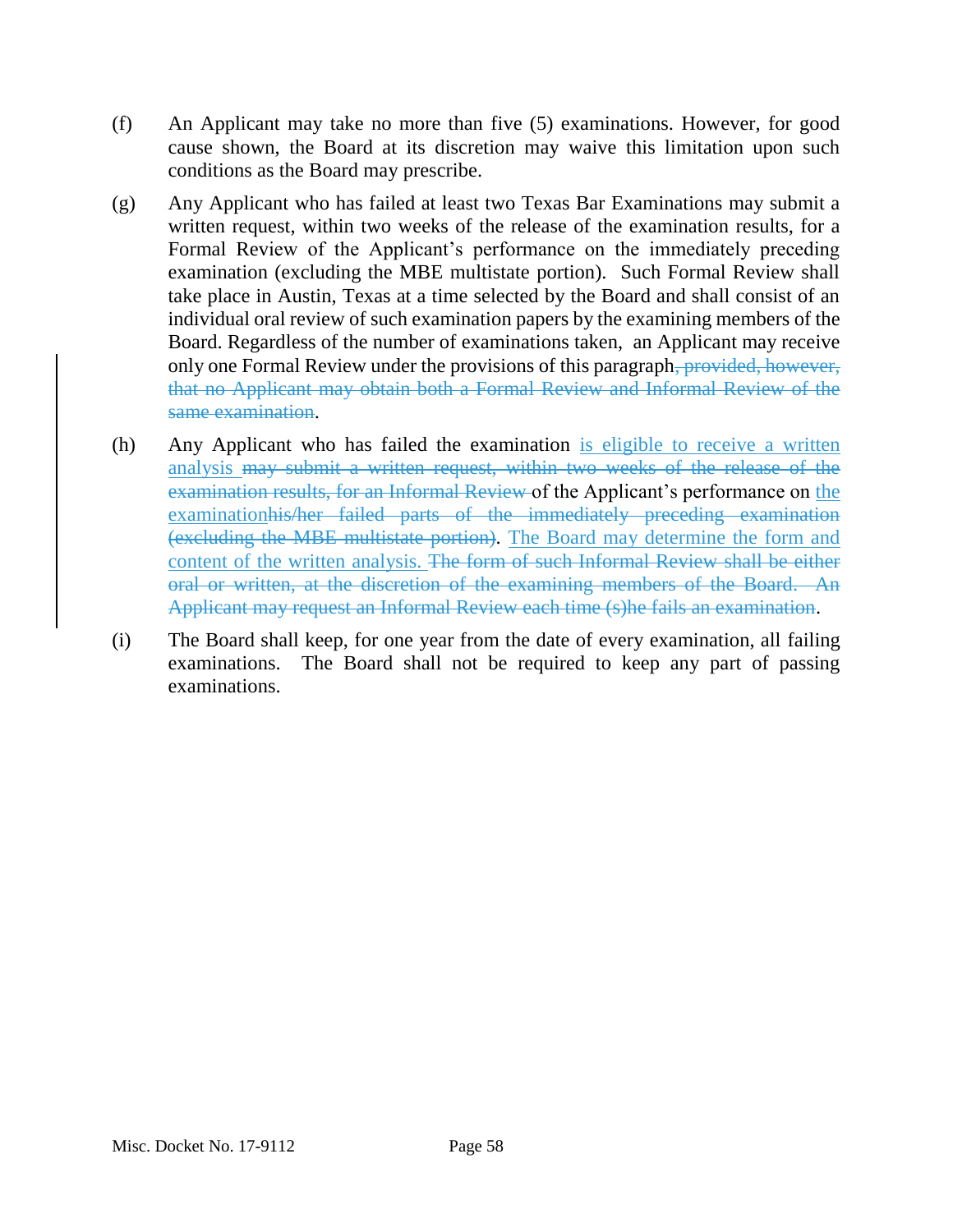(f) An Applicant may take no more than five (5) examinations. However, for good cause shown, the Board at its discretion may waive this limitation upon such conditions as the Board may prescribe.

(g) Any Applicant who has failed at least two Texas Bar Examinations may submit a written request, within two weeks of the release of the examination results, for a Formal Review of the Applicant's performance on the immediately preceding examination (excluding the MBE multistate portion). Such Formal Review shall take place in Austin, Texas at a time selected by the Board and shall consist of an individual oral review of such examination papers by the examining members of the Board. Regardless of the number of examinations taken, an Applicant may receive only one Formal Review under the provisions of this paragraph~~, provided, however, that no Applicant may obtain both a Formal Review and Informal Review of the same examination~~.

(h) Any Applicant who has failed the examination <u>is eligible to receive a written analysis</u> ~~may submit a written request, within two weeks of the release of the examination results, for an Informal Review~~ of the Applicant's performance on <u>the examination</u>~~his/her failed parts of the immediately preceding examination (excluding the MBE multistate portion)~~. <u>The Board may determine the form and content of the written analysis.</u> ~~The form of such Informal Review shall be either oral or written, at the discretion of the examining members of the Board. An Applicant may request an Informal Review each time (s)he fails an examination~~.

(i) The Board shall keep, for one year from the date of every examination, all failing examinations. The Board shall not be required to keep any part of passing examinations.

Misc. Docket No. 17-9112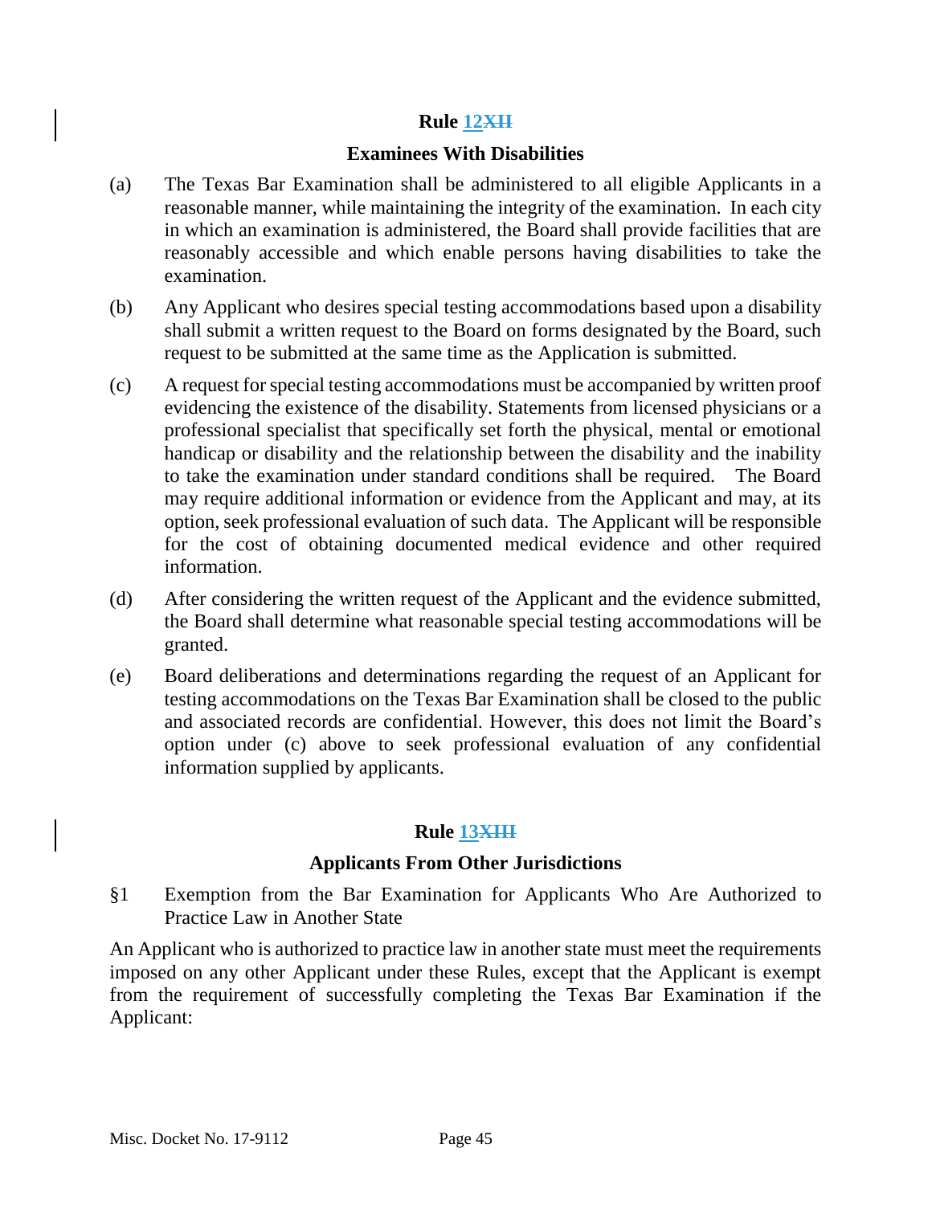## Rule 12~~XII~~

### Examinees With Disabilities

(a) The Texas Bar Examination shall be administered to all eligible Applicants in a reasonable manner, while maintaining the integrity of the examination. In each city in which an examination is administered, the Board shall provide facilities that are reasonably accessible and which enable persons having disabilities to take the examination.

(b) Any Applicant who desires special testing accommodations based upon a disability shall submit a written request to the Board on forms designated by the Board, such request to be submitted at the same time as the Application is submitted.

(c) A request for special testing accommodations must be accompanied by written proof evidencing the existence of the disability. Statements from licensed physicians or a professional specialist that specifically set forth the physical, mental or emotional handicap or disability and the relationship between the disability and the inability to take the examination under standard conditions shall be required. The Board may require additional information or evidence from the Applicant and may, at its option, seek professional evaluation of such data. The Applicant will be responsible for the cost of obtaining documented medical evidence and other required information.

(d) After considering the written request of the Applicant and the evidence submitted, the Board shall determine what reasonable special testing accommodations will be granted.

(e) Board deliberations and determinations regarding the request of an Applicant for testing accommodations on the Texas Bar Examination shall be closed to the public and associated records are confidential. However, this does not limit the Board's option under (c) above to seek professional evaluation of any confidential information supplied by applicants.

## Rule 13~~XIII~~

### Applicants From Other Jurisdictions

§1 Exemption from the Bar Examination for Applicants Who Are Authorized to Practice Law in Another State

An Applicant who is authorized to practice law in another state must meet the requirements imposed on any other Applicant under these Rules, except that the Applicant is exempt from the requirement of successfully completing the Texas Bar Examination if the Applicant: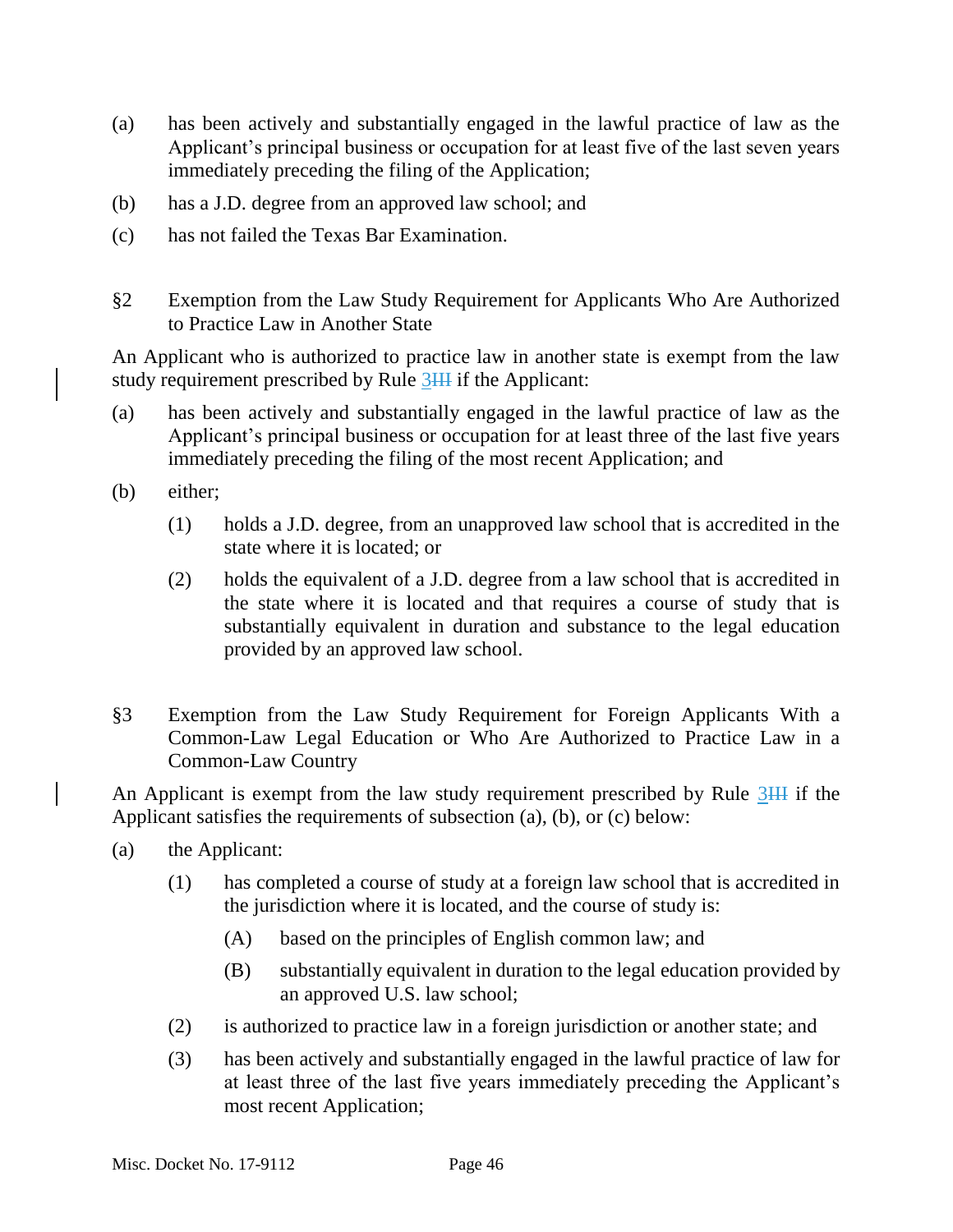(a) has been actively and substantially engaged in the lawful practice of law as the Applicant's principal business or occupation for at least five of the last seven years immediately preceding the filing of the Application;

(b) has a J.D. degree from an approved law school; and

(c) has not failed the Texas Bar Examination.

§2 Exemption from the Law Study Requirement for Applicants Who Are Authorized to Practice Law in Another State

An Applicant who is authorized to practice law in another state is exempt from the law study requirement prescribed by Rule ~~III~~ 3 if the Applicant:

(a) has been actively and substantially engaged in the lawful practice of law as the Applicant's principal business or occupation for at least three of the last five years immediately preceding the filing of the most recent Application; and

(b) either;

  (1) holds a J.D. degree, from an unapproved law school that is accredited in the state where it is located; or

  (2) holds the equivalent of a J.D. degree from a law school that is accredited in the state where it is located and that requires a course of study that is substantially equivalent in duration and substance to the legal education provided by an approved law school.

§3 Exemption from the Law Study Requirement for Foreign Applicants With a Common-Law Legal Education or Who Are Authorized to Practice Law in a Common-Law Country

An Applicant is exempt from the law study requirement prescribed by Rule ~~III~~ 3 if the Applicant satisfies the requirements of subsection (a), (b), or (c) below:

(a) the Applicant:

  (1) has completed a course of study at a foreign law school that is accredited in the jurisdiction where it is located, and the course of study is:

    (A) based on the principles of English common law; and

    (B) substantially equivalent in duration to the legal education provided by an approved U.S. law school;

  (2) is authorized to practice law in a foreign jurisdiction or another state; and

  (3) has been actively and substantially engaged in the lawful practice of law for at least three of the last five years immediately preceding the Applicant's most recent Application;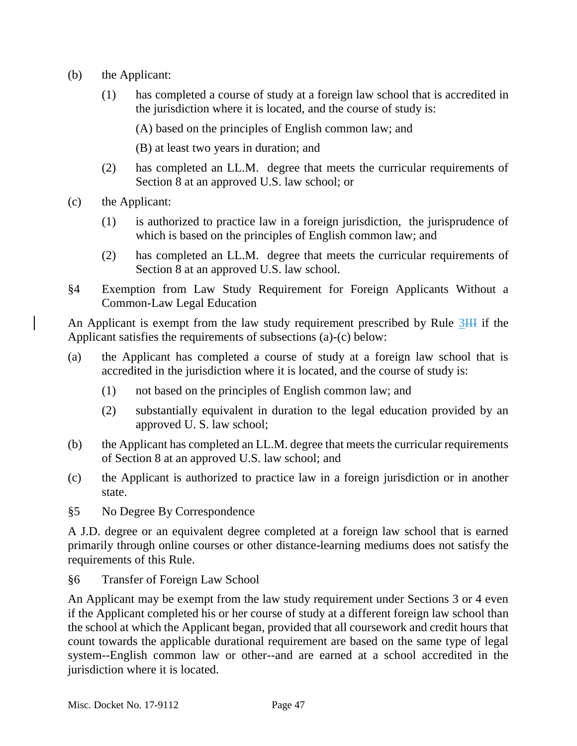(b) the Applicant:

  (1) has completed a course of study at a foreign law school that is accredited in the jurisdiction where it is located, and the course of study is:

    (A) based on the principles of English common law; and

    (B) at least two years in duration; and

  (2) has completed an LL.M. degree that meets the curricular requirements of Section 8 at an approved U.S. law school; or

(c) the Applicant:

  (1) is authorized to practice law in a foreign jurisdiction, the jurisprudence of which is based on the principles of English common law; and

  (2) has completed an LL.M. degree that meets the curricular requirements of Section 8 at an approved U.S. law school.

§4 Exemption from Law Study Requirement for Foreign Applicants Without a Common-Law Legal Education

An Applicant is exempt from the law study requirement prescribed by Rule 3~~III~~ if the Applicant satisfies the requirements of subsections (a)-(c) below:

(a) the Applicant has completed a course of study at a foreign law school that is accredited in the jurisdiction where it is located, and the course of study is:

  (1) not based on the principles of English common law; and

  (2) substantially equivalent in duration to the legal education provided by an approved U. S. law school;

(b) the Applicant has completed an LL.M. degree that meets the curricular requirements of Section 8 at an approved U.S. law school; and

(c) the Applicant is authorized to practice law in a foreign jurisdiction or in another state.

§5 No Degree By Correspondence

A J.D. degree or an equivalent degree completed at a foreign law school that is earned primarily through online courses or other distance-learning mediums does not satisfy the requirements of this Rule.

§6 Transfer of Foreign Law School

An Applicant may be exempt from the law study requirement under Sections 3 or 4 even if the Applicant completed his or her course of study at a different foreign law school than the school at which the Applicant began, provided that all coursework and credit hours that count towards the applicable durational requirement are based on the same type of legal system--English common law or other--and are earned at a school accredited in the jurisdiction where it is located.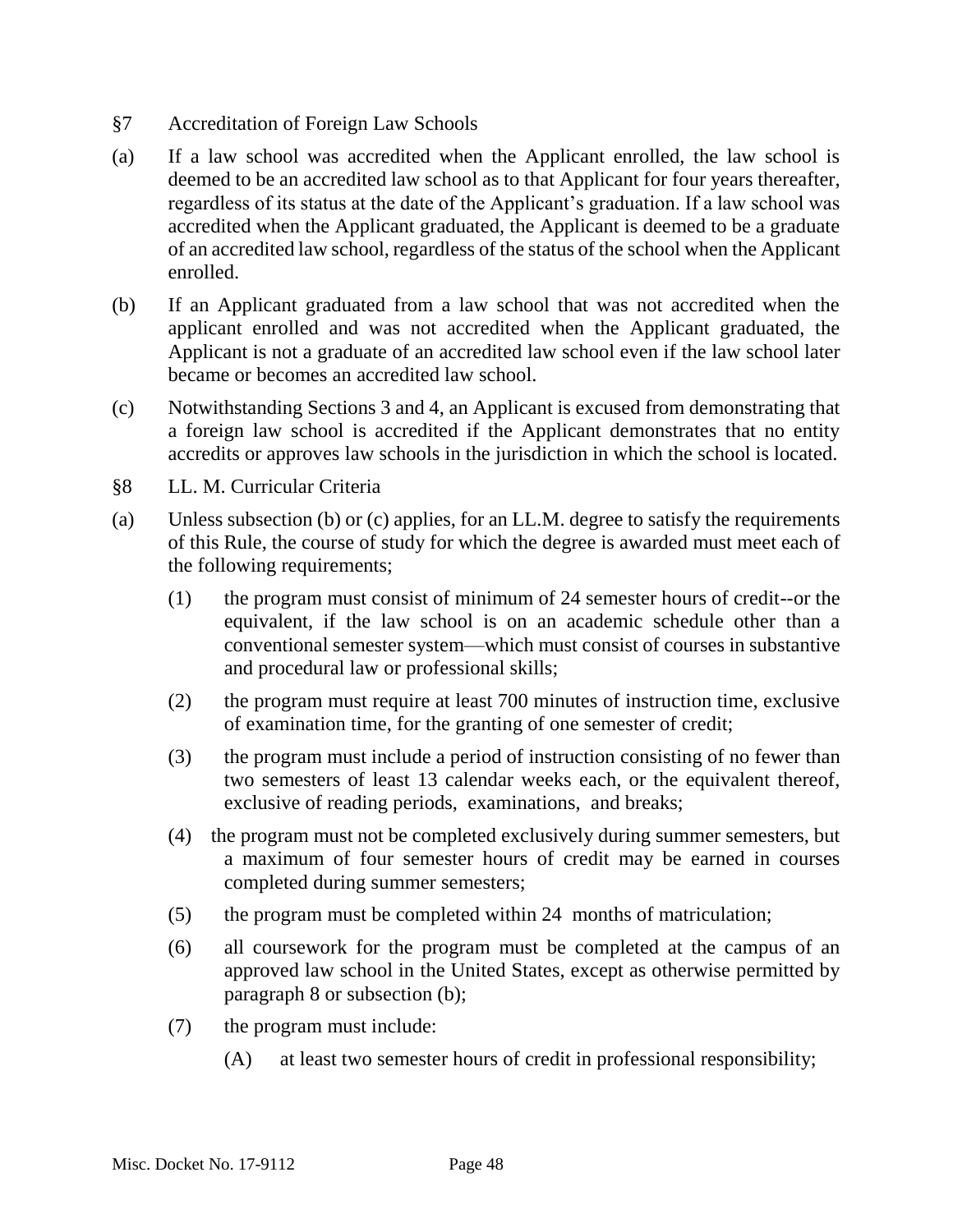§7 Accreditation of Foreign Law Schools

(a) If a law school was accredited when the Applicant enrolled, the law school is deemed to be an accredited law school as to that Applicant for four years thereafter, regardless of its status at the date of the Applicant's graduation. If a law school was accredited when the Applicant graduated, the Applicant is deemed to be a graduate of an accredited law school, regardless of the status of the school when the Applicant enrolled.

(b) If an Applicant graduated from a law school that was not accredited when the applicant enrolled and was not accredited when the Applicant graduated, the Applicant is not a graduate of an accredited law school even if the law school later became or becomes an accredited law school.

(c) Notwithstanding Sections 3 and 4, an Applicant is excused from demonstrating that a foreign law school is accredited if the Applicant demonstrates that no entity accredits or approves law schools in the jurisdiction in which the school is located.

§8 LL. M. Curricular Criteria

(a) Unless subsection (b) or (c) applies, for an LL.M. degree to satisfy the requirements of this Rule, the course of study for which the degree is awarded must meet each of the following requirements;

  (1) the program must consist of minimum of 24 semester hours of credit--or the equivalent, if the law school is on an academic schedule other than a conventional semester system—which must consist of courses in substantive and procedural law or professional skills;

  (2) the program must require at least 700 minutes of instruction time, exclusive of examination time, for the granting of one semester of credit;

  (3) the program must include a period of instruction consisting of no fewer than two semesters of least 13 calendar weeks each, or the equivalent thereof, exclusive of reading periods, examinations, and breaks;

  (4) the program must not be completed exclusively during summer semesters, but a maximum of four semester hours of credit may be earned in courses completed during summer semesters;

  (5) the program must be completed within 24 months of matriculation;

  (6) all coursework for the program must be completed at the campus of an approved law school in the United States, except as otherwise permitted by paragraph 8 or subsection (b);

  (7) the program must include:

    (A) at least two semester hours of credit in professional responsibility;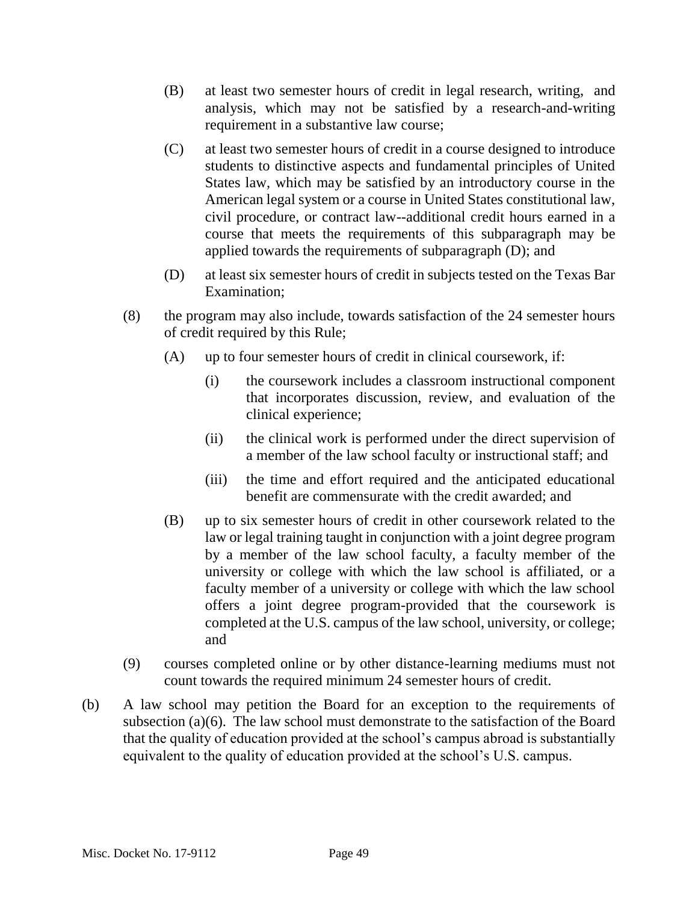(B) at least two semester hours of credit in legal research, writing, and analysis, which may not be satisfied by a research-and-writing requirement in a substantive law course;

(C) at least two semester hours of credit in a course designed to introduce students to distinctive aspects and fundamental principles of United States law, which may be satisfied by an introductory course in the American legal system or a course in United States constitutional law, civil procedure, or contract law--additional credit hours earned in a course that meets the requirements of this subparagraph may be applied towards the requirements of subparagraph (D); and

(D) at least six semester hours of credit in subjects tested on the Texas Bar Examination;

(8) the program may also include, towards satisfaction of the 24 semester hours of credit required by this Rule;

(A) up to four semester hours of credit in clinical coursework, if:

(i) the coursework includes a classroom instructional component that incorporates discussion, review, and evaluation of the clinical experience;

(ii) the clinical work is performed under the direct supervision of a member of the law school faculty or instructional staff; and

(iii) the time and effort required and the anticipated educational benefit are commensurate with the credit awarded; and

(B) up to six semester hours of credit in other coursework related to the law or legal training taught in conjunction with a joint degree program by a member of the law school faculty, a faculty member of the university or college with which the law school is affiliated, or a faculty member of a university or college with which the law school offers a joint degree program-provided that the coursework is completed at the U.S. campus of the law school, university, or college; and

(9) courses completed online or by other distance-learning mediums must not count towards the required minimum 24 semester hours of credit.

(b) A law school may petition the Board for an exception to the requirements of subsection (a)(6). The law school must demonstrate to the satisfaction of the Board that the quality of education provided at the school's campus abroad is substantially equivalent to the quality of education provided at the school's U.S. campus.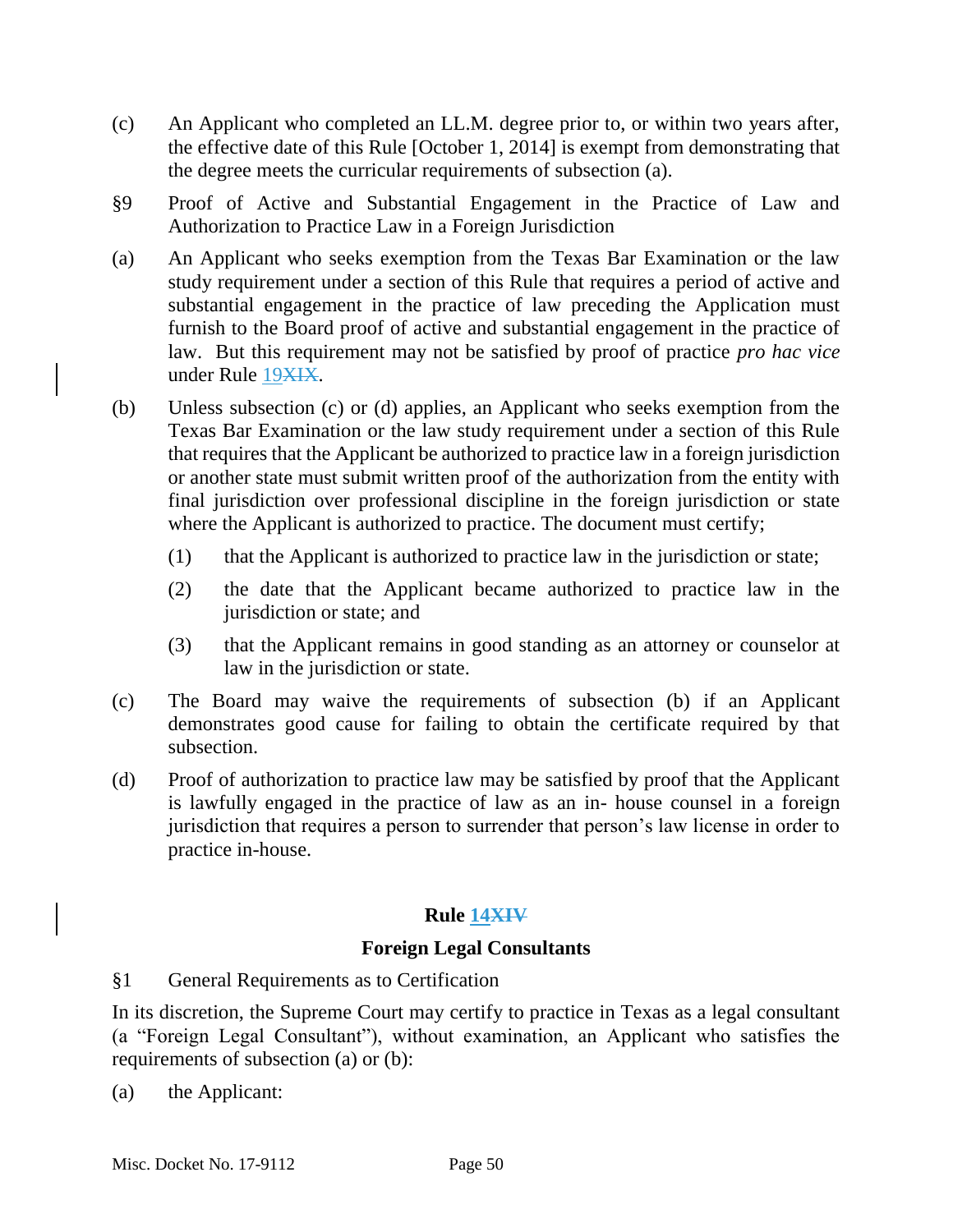(c) An Applicant who completed an LL.M. degree prior to, or within two years after, the effective date of this Rule [October 1, 2014] is exempt from demonstrating that the degree meets the curricular requirements of subsection (a).

§9 Proof of Active and Substantial Engagement in the Practice of Law and Authorization to Practice Law in a Foreign Jurisdiction

(a) An Applicant who seeks exemption from the Texas Bar Examination or the law study requirement under a section of this Rule that requires a period of active and substantial engagement in the practice of law preceding the Application must furnish to the Board proof of active and substantial engagement in the practice of law. But this requirement may not be satisfied by proof of practice *pro hac vice* under Rule 19~~XIX~~.

(b) Unless subsection (c) or (d) applies, an Applicant who seeks exemption from the Texas Bar Examination or the law study requirement under a section of this Rule that requires that the Applicant be authorized to practice law in a foreign jurisdiction or another state must submit written proof of the authorization from the entity with final jurisdiction over professional discipline in the foreign jurisdiction or state where the Applicant is authorized to practice. The document must certify;

(1) that the Applicant is authorized to practice law in the jurisdiction or state;

(2) the date that the Applicant became authorized to practice law in the jurisdiction or state; and

(3) that the Applicant remains in good standing as an attorney or counselor at law in the jurisdiction or state.

(c) The Board may waive the requirements of subsection (b) if an Applicant demonstrates good cause for failing to obtain the certificate required by that subsection.

(d) Proof of authorization to practice law may be satisfied by proof that the Applicant is lawfully engaged in the practice of law as an in- house counsel in a foreign jurisdiction that requires a person to surrender that person's law license in order to practice in-house.

## Rule 14~~XIV~~

## Foreign Legal Consultants

§1 General Requirements as to Certification

In its discretion, the Supreme Court may certify to practice in Texas as a legal consultant (a "Foreign Legal Consultant"), without examination, an Applicant who satisfies the requirements of subsection (a) or (b):

(a) the Applicant: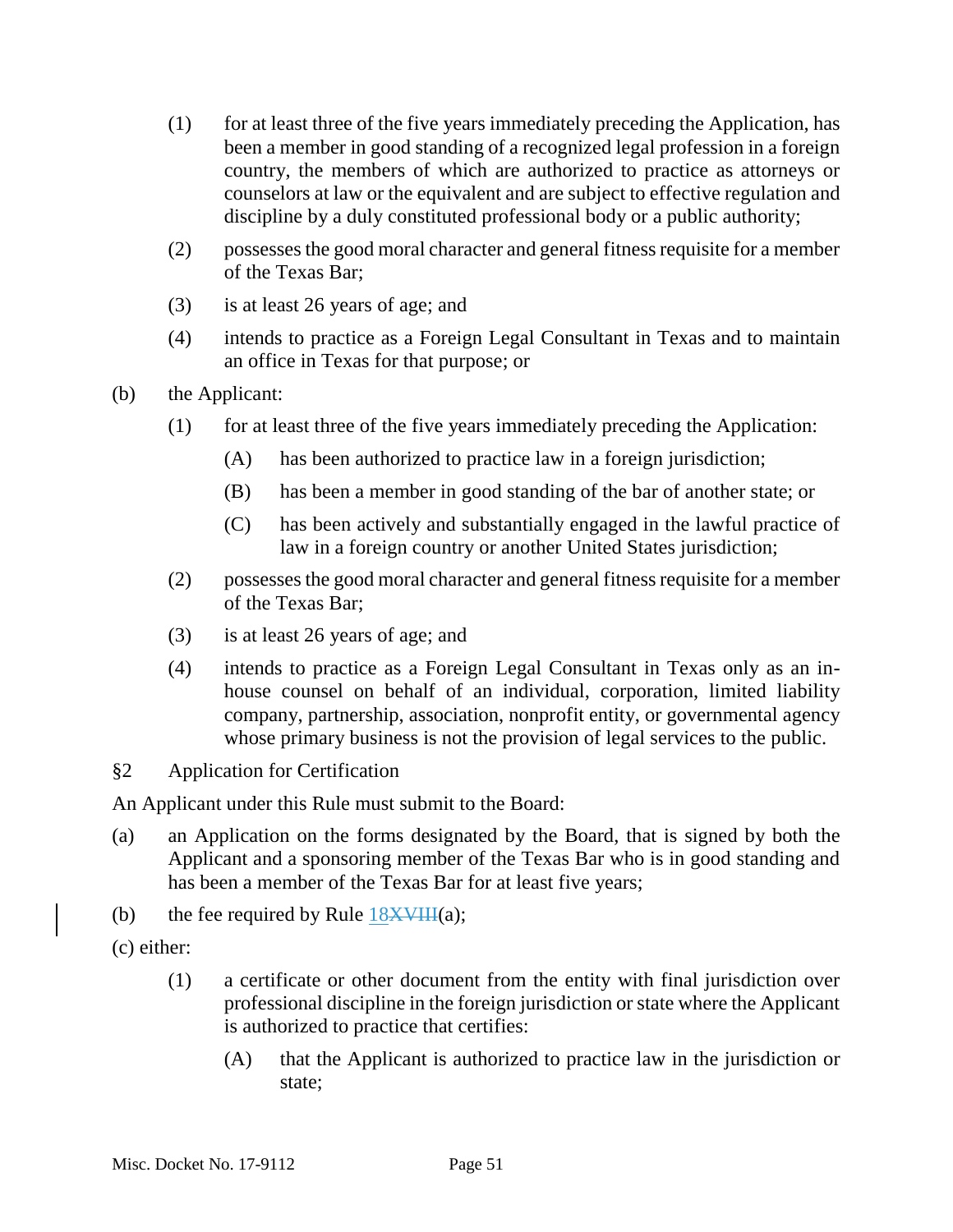(1) for at least three of the five years immediately preceding the Application, has been a member in good standing of a recognized legal profession in a foreign country, the members of which are authorized to practice as attorneys or counselors at law or the equivalent and are subject to effective regulation and discipline by a duly constituted professional body or a public authority;

(2) possesses the good moral character and general fitness requisite for a member of the Texas Bar;

(3) is at least 26 years of age; and

(4) intends to practice as a Foreign Legal Consultant in Texas and to maintain an office in Texas for that purpose; or

(b) the Applicant:

(1) for at least three of the five years immediately preceding the Application:

(A) has been authorized to practice law in a foreign jurisdiction;

(B) has been a member in good standing of the bar of another state; or

(C) has been actively and substantially engaged in the lawful practice of law in a foreign country or another United States jurisdiction;

(2) possesses the good moral character and general fitness requisite for a member of the Texas Bar;

(3) is at least 26 years of age; and

(4) intends to practice as a Foreign Legal Consultant in Texas only as an in-house counsel on behalf of an individual, corporation, limited liability company, partnership, association, nonprofit entity, or governmental agency whose primary business is not the provision of legal services to the public.

§2 Application for Certification

An Applicant under this Rule must submit to the Board:

(a) an Application on the forms designated by the Board, that is signed by both the Applicant and a sponsoring member of the Texas Bar who is in good standing and has been a member of the Texas Bar for at least five years;

(b) the fee required by Rule 18~~XVIII~~(a);

(c) either:

(1) a certificate or other document from the entity with final jurisdiction over professional discipline in the foreign jurisdiction or state where the Applicant is authorized to practice that certifies:

(A) that the Applicant is authorized to practice law in the jurisdiction or state;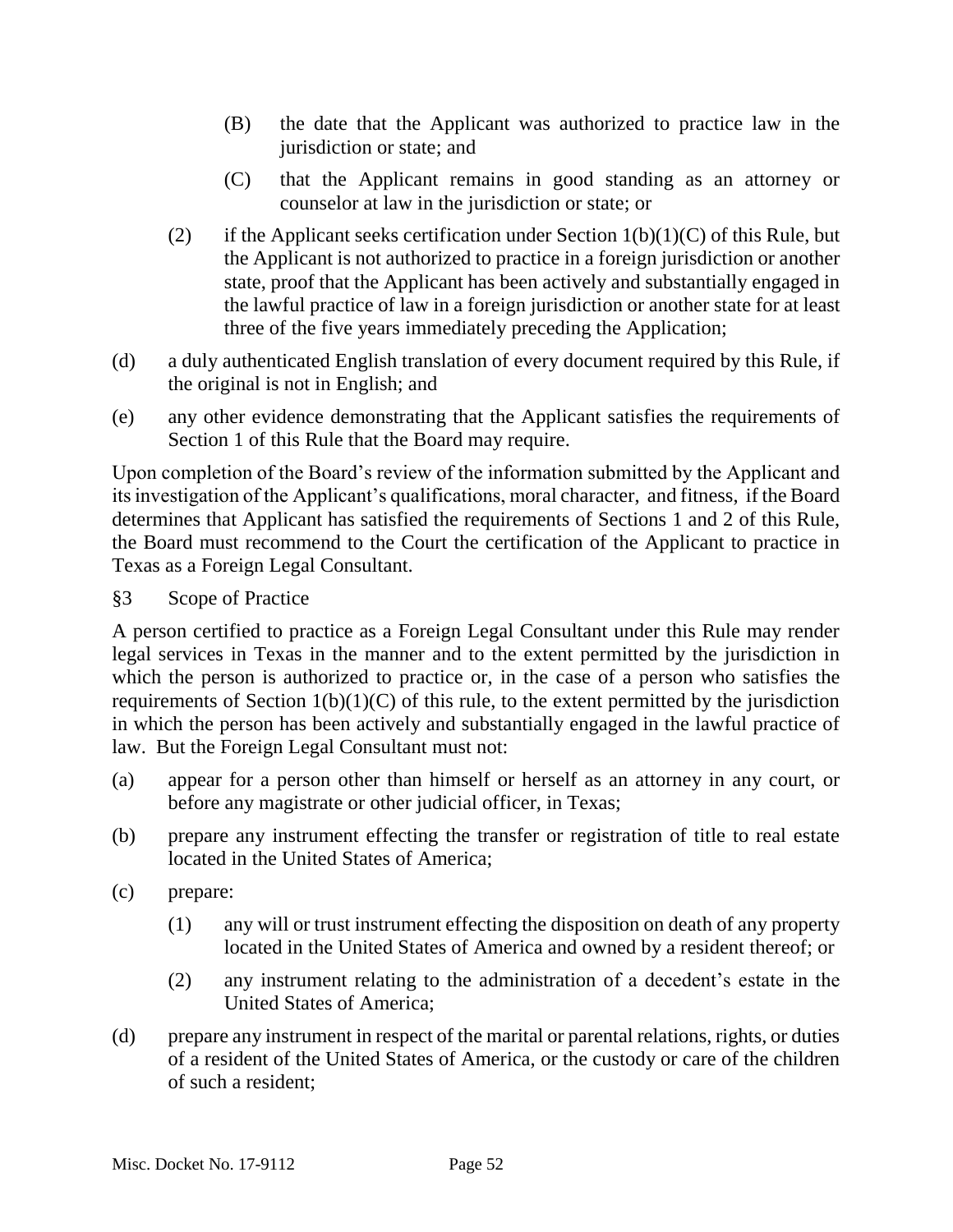(B) the date that the Applicant was authorized to practice law in the jurisdiction or state; and

(C) that the Applicant remains in good standing as an attorney or counselor at law in the jurisdiction or state; or

(2) if the Applicant seeks certification under Section 1(b)(1)(C) of this Rule, but the Applicant is not authorized to practice in a foreign jurisdiction or another state, proof that the Applicant has been actively and substantially engaged in the lawful practice of law in a foreign jurisdiction or another state for at least three of the five years immediately preceding the Application;

(d) a duly authenticated English translation of every document required by this Rule, if the original is not in English; and

(e) any other evidence demonstrating that the Applicant satisfies the requirements of Section 1 of this Rule that the Board may require.

Upon completion of the Board's review of the information submitted by the Applicant and its investigation of the Applicant's qualifications, moral character, and fitness, if the Board determines that Applicant has satisfied the requirements of Sections 1 and 2 of this Rule, the Board must recommend to the Court the certification of the Applicant to practice in Texas as a Foreign Legal Consultant.

§3 Scope of Practice

A person certified to practice as a Foreign Legal Consultant under this Rule may render legal services in Texas in the manner and to the extent permitted by the jurisdiction in which the person is authorized to practice or, in the case of a person who satisfies the requirements of Section 1(b)(1)(C) of this rule, to the extent permitted by the jurisdiction in which the person has been actively and substantially engaged in the lawful practice of law. But the Foreign Legal Consultant must not:

(a) appear for a person other than himself or herself as an attorney in any court, or before any magistrate or other judicial officer, in Texas;

(b) prepare any instrument effecting the transfer or registration of title to real estate located in the United States of America;

(c) prepare:

(1) any will or trust instrument effecting the disposition on death of any property located in the United States of America and owned by a resident thereof; or

(2) any instrument relating to the administration of a decedent's estate in the United States of America;

(d) prepare any instrument in respect of the marital or parental relations, rights, or duties of a resident of the United States of America, or the custody or care of the children of such a resident;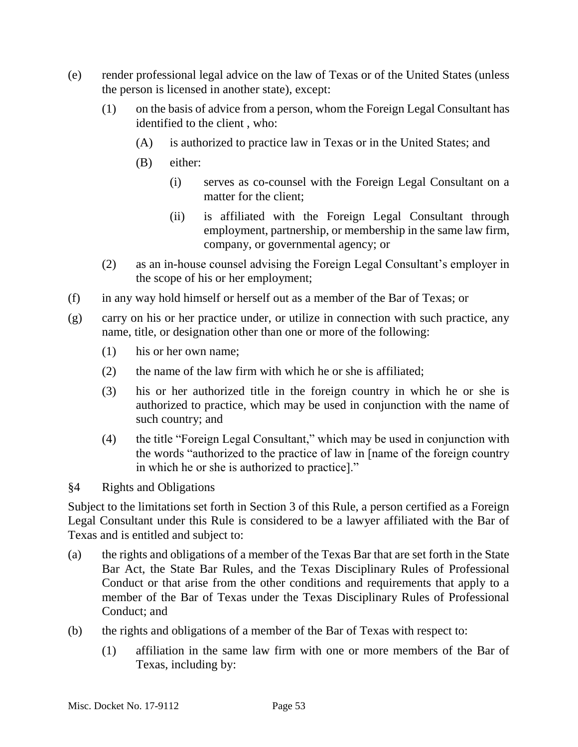(e) render professional legal advice on the law of Texas or of the United States (unless the person is licensed in another state), except:

    (1) on the basis of advice from a person, whom the Foreign Legal Consultant has identified to the client , who:

        (A) is authorized to practice law in Texas or in the United States; and

        (B) either:

            (i) serves as co-counsel with the Foreign Legal Consultant on a matter for the client;

            (ii) is affiliated with the Foreign Legal Consultant through employment, partnership, or membership in the same law firm, company, or governmental agency; or

    (2) as an in-house counsel advising the Foreign Legal Consultant's employer in the scope of his or her employment;

(f) in any way hold himself or herself out as a member of the Bar of Texas; or

(g) carry on his or her practice under, or utilize in connection with such practice, any name, title, or designation other than one or more of the following:

    (1) his or her own name;

    (2) the name of the law firm with which he or she is affiliated;

    (3) his or her authorized title in the foreign country in which he or she is authorized to practice, which may be used in conjunction with the name of such country; and

    (4) the title "Foreign Legal Consultant," which may be used in conjunction with the words "authorized to the practice of law in [name of the foreign country in which he or she is authorized to practice]."

§4 Rights and Obligations

Subject to the limitations set forth in Section 3 of this Rule, a person certified as a Foreign Legal Consultant under this Rule is considered to be a lawyer affiliated with the Bar of Texas and is entitled and subject to:

(a) the rights and obligations of a member of the Texas Bar that are set forth in the State Bar Act, the State Bar Rules, and the Texas Disciplinary Rules of Professional Conduct or that arise from the other conditions and requirements that apply to a member of the Bar of Texas under the Texas Disciplinary Rules of Professional Conduct; and

(b) the rights and obligations of a member of the Bar of Texas with respect to:

    (1) affiliation in the same law firm with one or more members of the Bar of Texas, including by: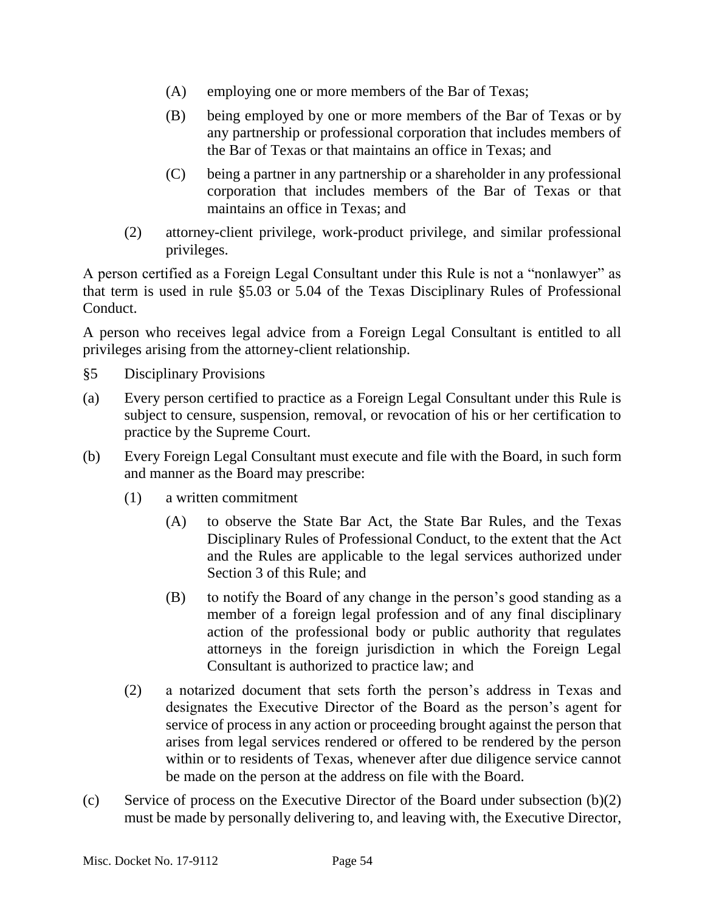(A) employing one or more members of the Bar of Texas;

(B) being employed by one or more members of the Bar of Texas or by any partnership or professional corporation that includes members of the Bar of Texas or that maintains an office in Texas; and

(C) being a partner in any partnership or a shareholder in any professional corporation that includes members of the Bar of Texas or that maintains an office in Texas; and

(2) attorney-client privilege, work-product privilege, and similar professional privileges.

A person certified as a Foreign Legal Consultant under this Rule is not a "nonlawyer" as that term is used in rule §5.03 or 5.04 of the Texas Disciplinary Rules of Professional Conduct.

A person who receives legal advice from a Foreign Legal Consultant is entitled to all privileges arising from the attorney-client relationship.

§5 Disciplinary Provisions

(a) Every person certified to practice as a Foreign Legal Consultant under this Rule is subject to censure, suspension, removal, or revocation of his or her certification to practice by the Supreme Court.

(b) Every Foreign Legal Consultant must execute and file with the Board, in such form and manner as the Board may prescribe:

(1) a written commitment

(A) to observe the State Bar Act, the State Bar Rules, and the Texas Disciplinary Rules of Professional Conduct, to the extent that the Act and the Rules are applicable to the legal services authorized under Section 3 of this Rule; and

(B) to notify the Board of any change in the person's good standing as a member of a foreign legal profession and of any final disciplinary action of the professional body or public authority that regulates attorneys in the foreign jurisdiction in which the Foreign Legal Consultant is authorized to practice law; and

(2) a notarized document that sets forth the person's address in Texas and designates the Executive Director of the Board as the person's agent for service of process in any action or proceeding brought against the person that arises from legal services rendered or offered to be rendered by the person within or to residents of Texas, whenever after due diligence service cannot be made on the person at the address on file with the Board.

(c) Service of process on the Executive Director of the Board under subsection (b)(2) must be made by personally delivering to, and leaving with, the Executive Director,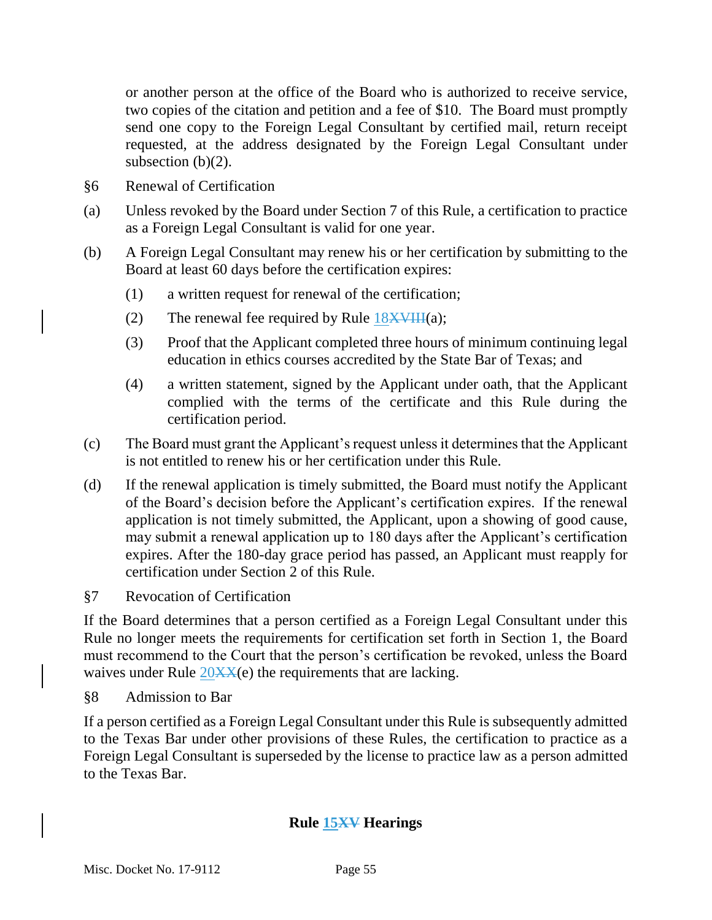or another person at the office of the Board who is authorized to receive service, two copies of the citation and petition and a fee of $10. The Board must promptly send one copy to the Foreign Legal Consultant by certified mail, return receipt requested, at the address designated by the Foreign Legal Consultant under subsection (b)(2).

§6 Renewal of Certification

(a) Unless revoked by the Board under Section 7 of this Rule, a certification to practice as a Foreign Legal Consultant is valid for one year.

(b) A Foreign Legal Consultant may renew his or her certification by submitting to the Board at least 60 days before the certification expires:

(1) a written request for renewal of the certification;

(2) The renewal fee required by Rule 18~~XVIII~~(a);

(3) Proof that the Applicant completed three hours of minimum continuing legal education in ethics courses accredited by the State Bar of Texas; and

(4) a written statement, signed by the Applicant under oath, that the Applicant complied with the terms of the certificate and this Rule during the certification period.

(c) The Board must grant the Applicant's request unless it determines that the Applicant is not entitled to renew his or her certification under this Rule.

(d) If the renewal application is timely submitted, the Board must notify the Applicant of the Board's decision before the Applicant's certification expires. If the renewal application is not timely submitted, the Applicant, upon a showing of good cause, may submit a renewal application up to 180 days after the Applicant's certification expires. After the 180-day grace period has passed, an Applicant must reapply for certification under Section 2 of this Rule.

§7 Revocation of Certification

If the Board determines that a person certified as a Foreign Legal Consultant under this Rule no longer meets the requirements for certification set forth in Section 1, the Board must recommend to the Court that the person's certification be revoked, unless the Board waives under Rule 20~~XX~~(e) the requirements that are lacking.

§8 Admission to Bar

If a person certified as a Foreign Legal Consultant under this Rule is subsequently admitted to the Texas Bar under other provisions of these Rules, the certification to practice as a Foreign Legal Consultant is superseded by the license to practice law as a person admitted to the Texas Bar.

## Rule 15~~XV~~ Hearings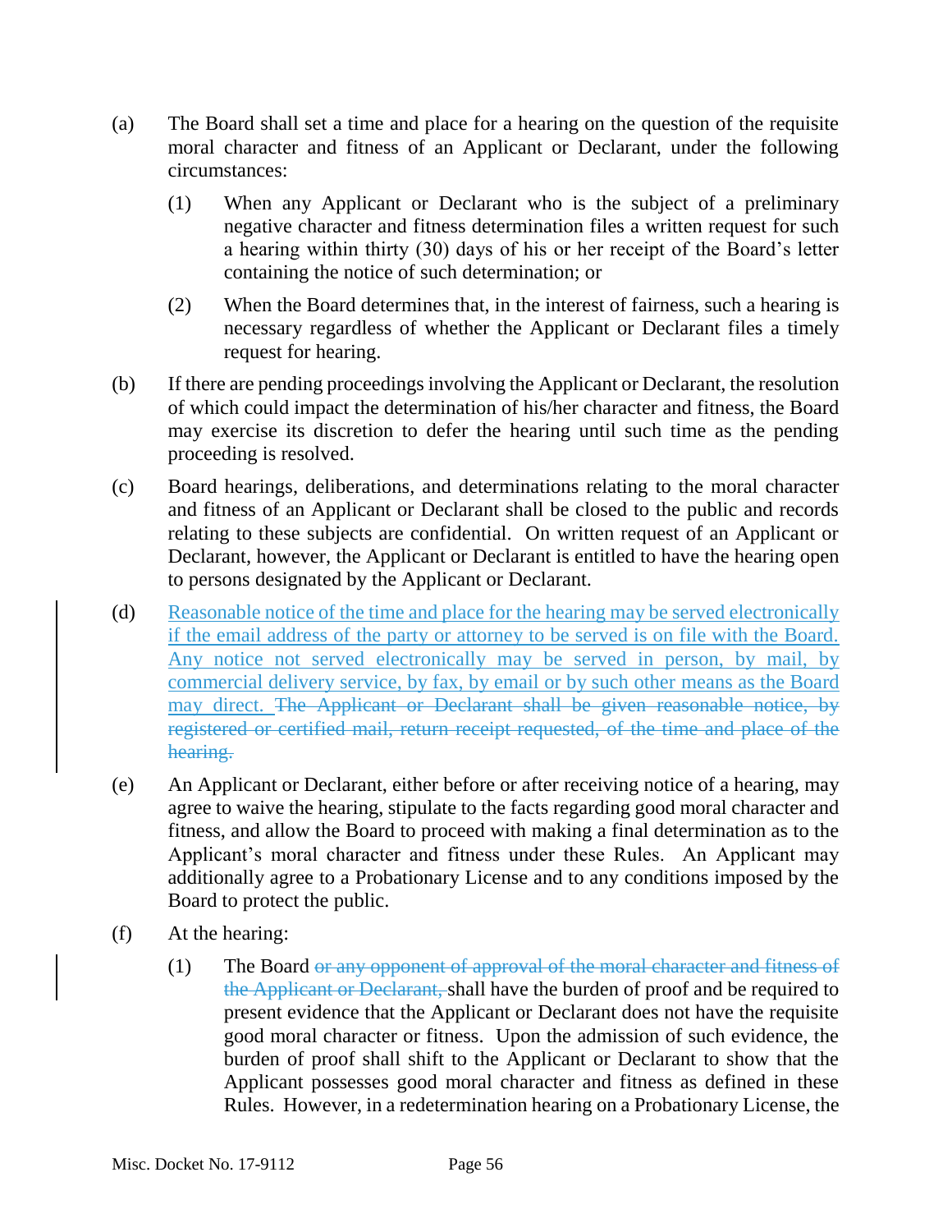(a) The Board shall set a time and place for a hearing on the question of the requisite moral character and fitness of an Applicant or Declarant, under the following circumstances:

   (1) When any Applicant or Declarant who is the subject of a preliminary negative character and fitness determination files a written request for such a hearing within thirty (30) days of his or her receipt of the Board's letter containing the notice of such determination; or

   (2) When the Board determines that, in the interest of fairness, such a hearing is necessary regardless of whether the Applicant or Declarant files a timely request for hearing.

(b) If there are pending proceedings involving the Applicant or Declarant, the resolution of which could impact the determination of his/her character and fitness, the Board may exercise its discretion to defer the hearing until such time as the pending proceeding is resolved.

(c) Board hearings, deliberations, and determinations relating to the moral character and fitness of an Applicant or Declarant shall be closed to the public and records relating to these subjects are confidential. On written request of an Applicant or Declarant, however, the Applicant or Declarant is entitled to have the hearing open to persons designated by the Applicant or Declarant.

(d) <u>Reasonable notice of the time and place for the hearing may be served electronically if the email address of the party or attorney to be served is on file with the Board. Any notice not served electronically may be served in person, by mail, by commercial delivery service, by fax, by email or by such other means as the Board may direct.</u> ~~The Applicant or Declarant shall be given reasonable notice, by registered or certified mail, return receipt requested, of the time and place of the hearing.~~

(e) An Applicant or Declarant, either before or after receiving notice of a hearing, may agree to waive the hearing, stipulate to the facts regarding good moral character and fitness, and allow the Board to proceed with making a final determination as to the Applicant's moral character and fitness under these Rules. An Applicant may additionally agree to a Probationary License and to any conditions imposed by the Board to protect the public.

(f) At the hearing:

   (1) The Board ~~or any opponent of approval of the moral character and fitness of the Applicant or Declarant,~~ shall have the burden of proof and be required to present evidence that the Applicant or Declarant does not have the requisite good moral character or fitness. Upon the admission of such evidence, the burden of proof shall shift to the Applicant or Declarant to show that the Applicant possesses good moral character and fitness as defined in these Rules. However, in a redetermination hearing on a Probationary License, the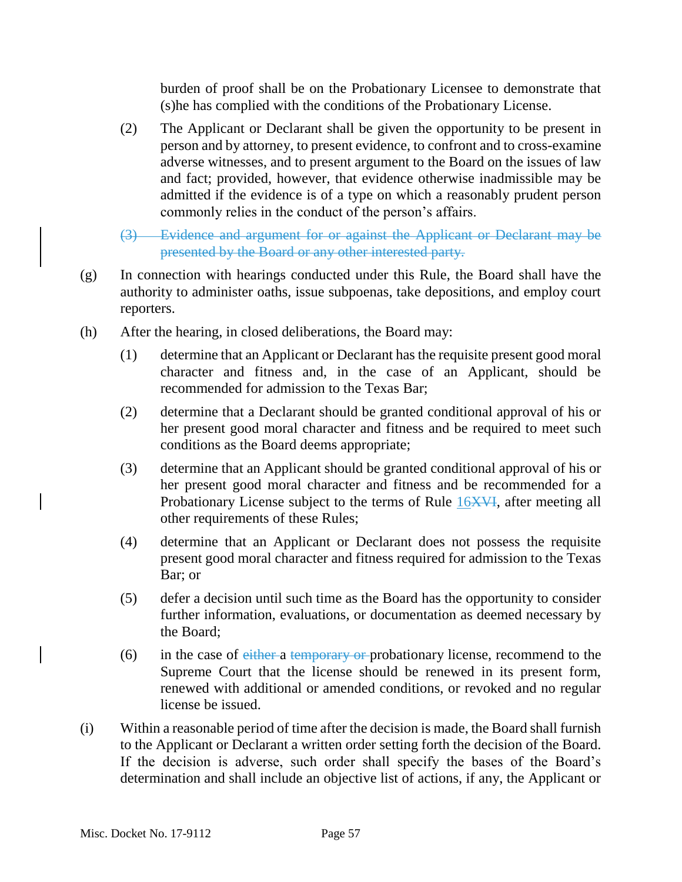burden of proof shall be on the Probationary Licensee to demonstrate that (s)he has complied with the conditions of the Probationary License.

(2) The Applicant or Declarant shall be given the opportunity to be present in person and by attorney, to present evidence, to confront and to cross-examine adverse witnesses, and to present argument to the Board on the issues of law and fact; provided, however, that evidence otherwise inadmissible may be admitted if the evidence is of a type on which a reasonably prudent person commonly relies in the conduct of the person's affairs.

~~(3) Evidence and argument for or against the Applicant or Declarant may be presented by the Board or any other interested party.~~

(g) In connection with hearings conducted under this Rule, the Board shall have the authority to administer oaths, issue subpoenas, take depositions, and employ court reporters.

(h) After the hearing, in closed deliberations, the Board may:

(1) determine that an Applicant or Declarant has the requisite present good moral character and fitness and, in the case of an Applicant, should be recommended for admission to the Texas Bar;

(2) determine that a Declarant should be granted conditional approval of his or her present good moral character and fitness and be required to meet such conditions as the Board deems appropriate;

(3) determine that an Applicant should be granted conditional approval of his or her present good moral character and fitness and be recommended for a Probationary License subject to the terms of Rule 16~~XVI~~, after meeting all other requirements of these Rules;

(4) determine that an Applicant or Declarant does not possess the requisite present good moral character and fitness required for admission to the Texas Bar; or

(5) defer a decision until such time as the Board has the opportunity to consider further information, evaluations, or documentation as deemed necessary by the Board;

(6) in the case of ~~either~~ a ~~temporary or~~ probationary license, recommend to the Supreme Court that the license should be renewed in its present form, renewed with additional or amended conditions, or revoked and no regular license be issued.

(i) Within a reasonable period of time after the decision is made, the Board shall furnish to the Applicant or Declarant a written order setting forth the decision of the Board. If the decision is adverse, such order shall specify the bases of the Board's determination and shall include an objective list of actions, if any, the Applicant or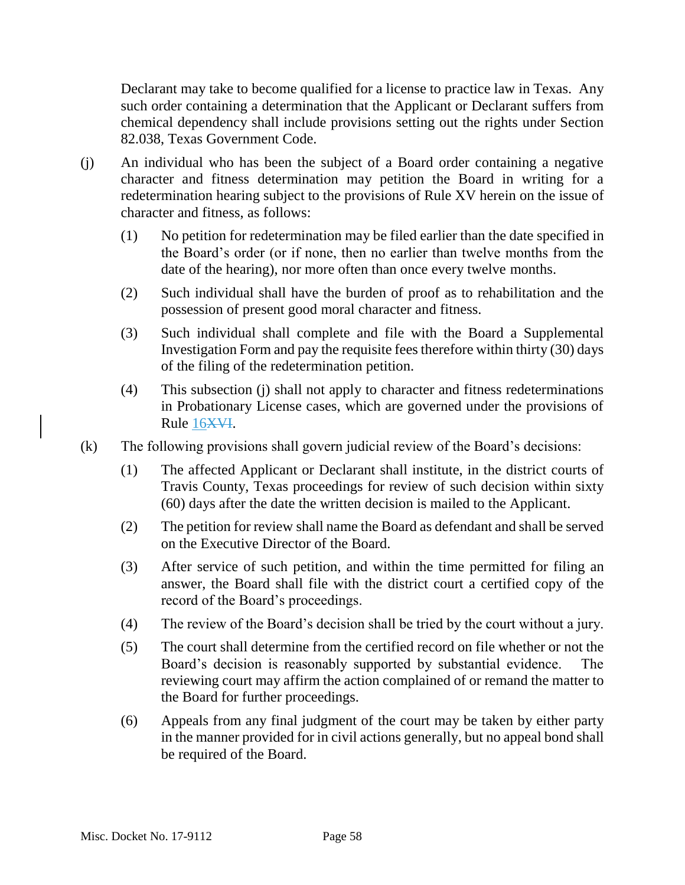Declarant may take to become qualified for a license to practice law in Texas. Any such order containing a determination that the Applicant or Declarant suffers from chemical dependency shall include provisions setting out the rights under Section 82.038, Texas Government Code.

(j) An individual who has been the subject of a Board order containing a negative character and fitness determination may petition the Board in writing for a redetermination hearing subject to the provisions of Rule XV herein on the issue of character and fitness, as follows:

(1) No petition for redetermination may be filed earlier than the date specified in the Board's order (or if none, then no earlier than twelve months from the date of the hearing), nor more often than once every twelve months.

(2) Such individual shall have the burden of proof as to rehabilitation and the possession of present good moral character and fitness.

(3) Such individual shall complete and file with the Board a Supplemental Investigation Form and pay the requisite fees therefore within thirty (30) days of the filing of the redetermination petition.

(4) This subsection (j) shall not apply to character and fitness redeterminations in Probationary License cases, which are governed under the provisions of Rule 16~~XVI~~.

(k) The following provisions shall govern judicial review of the Board's decisions:

(1) The affected Applicant or Declarant shall institute, in the district courts of Travis County, Texas proceedings for review of such decision within sixty (60) days after the date the written decision is mailed to the Applicant.

(2) The petition for review shall name the Board as defendant and shall be served on the Executive Director of the Board.

(3) After service of such petition, and within the time permitted for filing an answer, the Board shall file with the district court a certified copy of the record of the Board's proceedings.

(4) The review of the Board's decision shall be tried by the court without a jury.

(5) The court shall determine from the certified record on file whether or not the Board's decision is reasonably supported by substantial evidence. The reviewing court may affirm the action complained of or remand the matter to the Board for further proceedings.

(6) Appeals from any final judgment of the court may be taken by either party in the manner provided for in civil actions generally, but no appeal bond shall be required of the Board.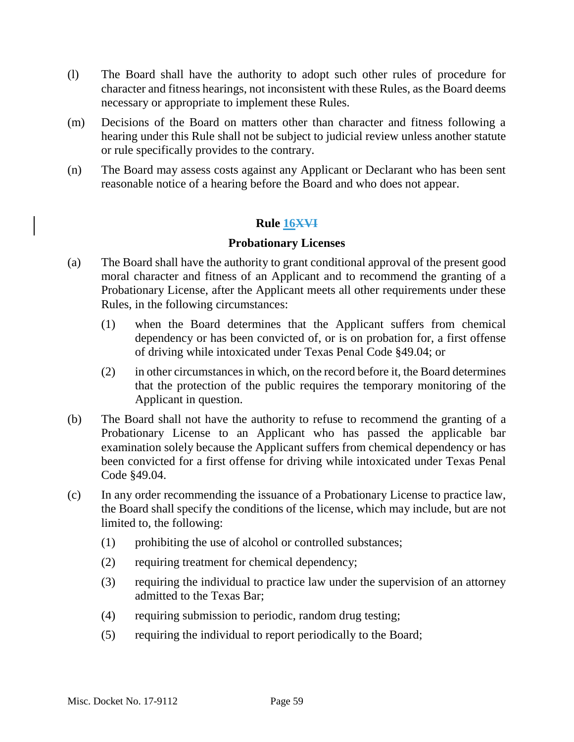(l) The Board shall have the authority to adopt such other rules of procedure for character and fitness hearings, not inconsistent with these Rules, as the Board deems necessary or appropriate to implement these Rules.

(m) Decisions of the Board on matters other than character and fitness following a hearing under this Rule shall not be subject to judicial review unless another statute or rule specifically provides to the contrary.

(n) The Board may assess costs against any Applicant or Declarant who has been sent reasonable notice of a hearing before the Board and who does not appear.

## Rule 16~~XVI~~

### Probationary Licenses

(a) The Board shall have the authority to grant conditional approval of the present good moral character and fitness of an Applicant and to recommend the granting of a Probationary License, after the Applicant meets all other requirements under these Rules, in the following circumstances:

  (1) when the Board determines that the Applicant suffers from chemical dependency or has been convicted of, or is on probation for, a first offense of driving while intoxicated under Texas Penal Code §49.04; or

  (2) in other circumstances in which, on the record before it, the Board determines that the protection of the public requires the temporary monitoring of the Applicant in question.

(b) The Board shall not have the authority to refuse to recommend the granting of a Probationary License to an Applicant who has passed the applicable bar examination solely because the Applicant suffers from chemical dependency or has been convicted for a first offense for driving while intoxicated under Texas Penal Code §49.04.

(c) In any order recommending the issuance of a Probationary License to practice law, the Board shall specify the conditions of the license, which may include, but are not limited to, the following:

  (1) prohibiting the use of alcohol or controlled substances;

  (2) requiring treatment for chemical dependency;

  (3) requiring the individual to practice law under the supervision of an attorney admitted to the Texas Bar;

  (4) requiring submission to periodic, random drug testing;

  (5) requiring the individual to report periodically to the Board;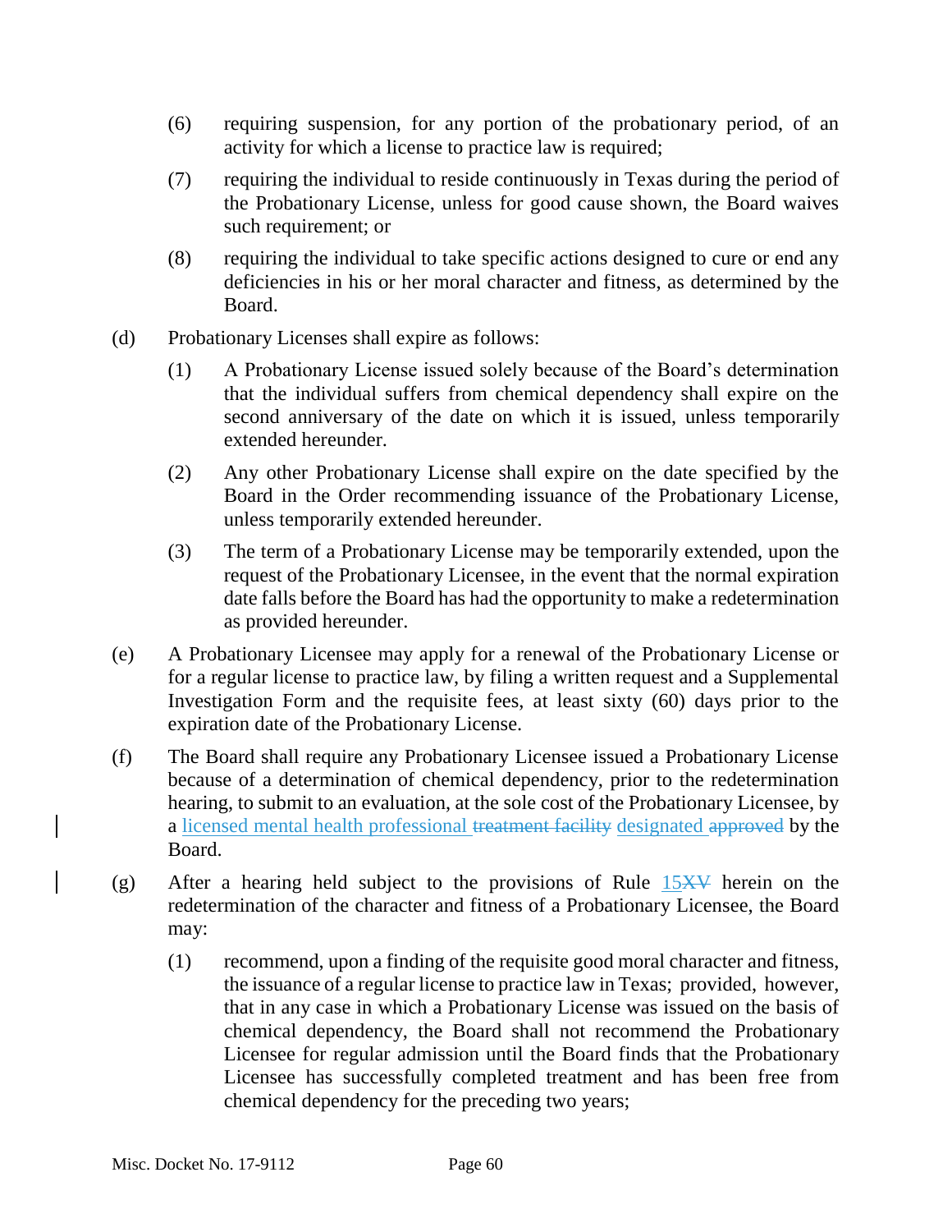(6) requiring suspension, for any portion of the probationary period, of an activity for which a license to practice law is required;

(7) requiring the individual to reside continuously in Texas during the period of the Probationary License, unless for good cause shown, the Board waives such requirement; or

(8) requiring the individual to take specific actions designed to cure or end any deficiencies in his or her moral character and fitness, as determined by the Board.

(d) Probationary Licenses shall expire as follows:

(1) A Probationary License issued solely because of the Board's determination that the individual suffers from chemical dependency shall expire on the second anniversary of the date on which it is issued, unless temporarily extended hereunder.

(2) Any other Probationary License shall expire on the date specified by the Board in the Order recommending issuance of the Probationary License, unless temporarily extended hereunder.

(3) The term of a Probationary License may be temporarily extended, upon the request of the Probationary Licensee, in the event that the normal expiration date falls before the Board has had the opportunity to make a redetermination as provided hereunder.

(e) A Probationary Licensee may apply for a renewal of the Probationary License or for a regular license to practice law, by filing a written request and a Supplemental Investigation Form and the requisite fees, at least sixty (60) days prior to the expiration date of the Probationary License.

(f) The Board shall require any Probationary Licensee issued a Probationary License because of a determination of chemical dependency, prior to the redetermination hearing, to submit to an evaluation, at the sole cost of the Probationary Licensee, by a licensed mental health professional ~~treatment facility~~ designated ~~approved~~ by the Board.

(g) After a hearing held subject to the provisions of Rule 15~~XV~~ herein on the redetermination of the character and fitness of a Probationary Licensee, the Board may:

(1) recommend, upon a finding of the requisite good moral character and fitness, the issuance of a regular license to practice law in Texas; provided, however, that in any case in which a Probationary License was issued on the basis of chemical dependency, the Board shall not recommend the Probationary Licensee for regular admission until the Board finds that the Probationary Licensee has successfully completed treatment and has been free from chemical dependency for the preceding two years;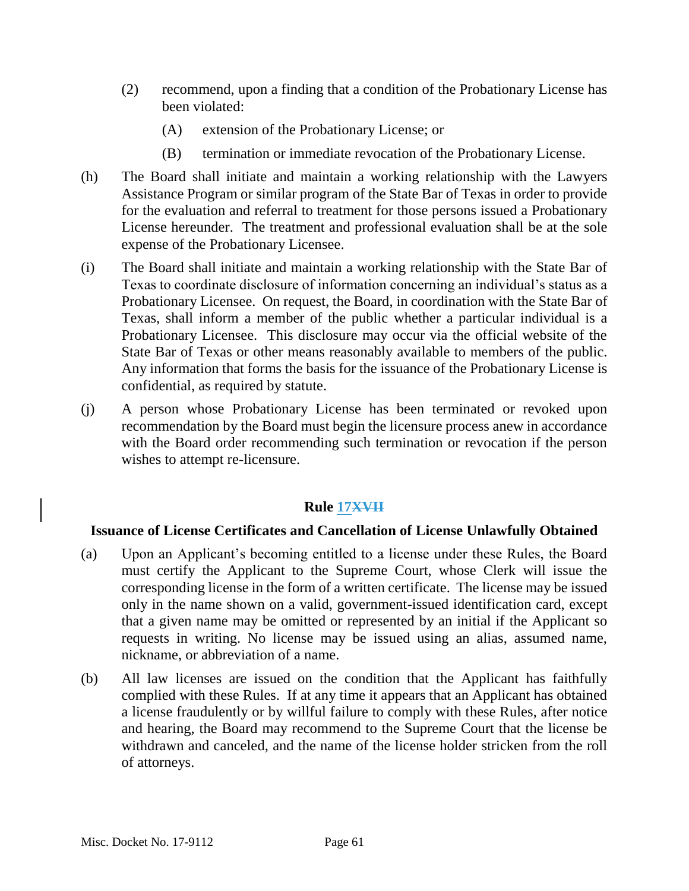(2) recommend, upon a finding that a condition of the Probationary License has been violated:

(A) extension of the Probationary License; or

(B) termination or immediate revocation of the Probationary License.

(h) The Board shall initiate and maintain a working relationship with the Lawyers Assistance Program or similar program of the State Bar of Texas in order to provide for the evaluation and referral to treatment for those persons issued a Probationary License hereunder. The treatment and professional evaluation shall be at the sole expense of the Probationary Licensee.

(i) The Board shall initiate and maintain a working relationship with the State Bar of Texas to coordinate disclosure of information concerning an individual's status as a Probationary Licensee. On request, the Board, in coordination with the State Bar of Texas, shall inform a member of the public whether a particular individual is a Probationary Licensee. This disclosure may occur via the official website of the State Bar of Texas or other means reasonably available to members of the public. Any information that forms the basis for the issuance of the Probationary License is confidential, as required by statute.

(j) A person whose Probationary License has been terminated or revoked upon recommendation by the Board must begin the licensure process anew in accordance with the Board order recommending such termination or revocation if the person wishes to attempt re-licensure.

## Rule 17~~XVII~~

### Issuance of License Certificates and Cancellation of License Unlawfully Obtained

(a) Upon an Applicant's becoming entitled to a license under these Rules, the Board must certify the Applicant to the Supreme Court, whose Clerk will issue the corresponding license in the form of a written certificate. The license may be issued only in the name shown on a valid, government-issued identification card, except that a given name may be omitted or represented by an initial if the Applicant so requests in writing. No license may be issued using an alias, assumed name, nickname, or abbreviation of a name.

(b) All law licenses are issued on the condition that the Applicant has faithfully complied with these Rules. If at any time it appears that an Applicant has obtained a license fraudulently or by willful failure to comply with these Rules, after notice and hearing, the Board may recommend to the Supreme Court that the license be withdrawn and canceled, and the name of the license holder stricken from the roll of attorneys.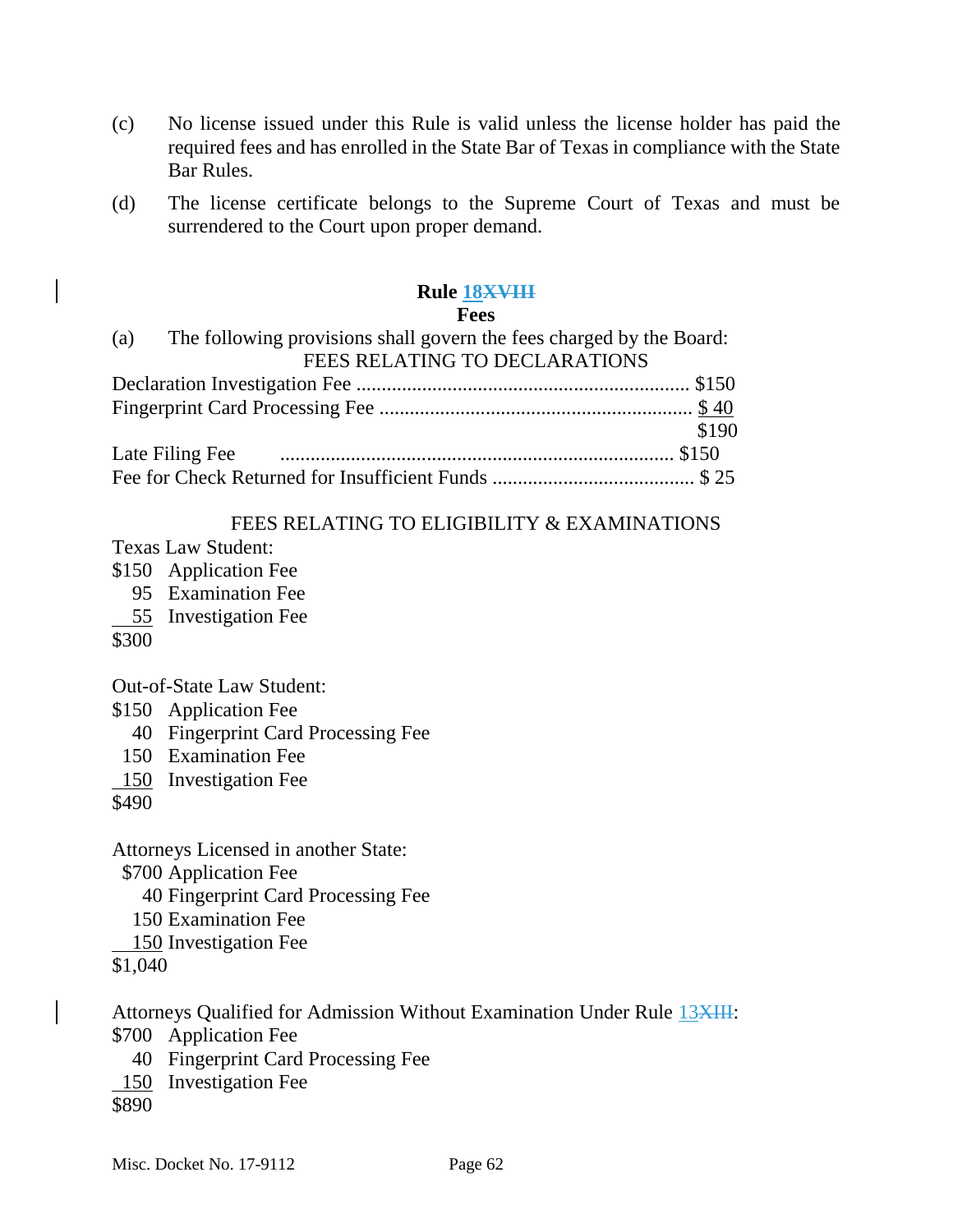(c) No license issued under this Rule is valid unless the license holder has paid the required fees and has enrolled in the State Bar of Texas in compliance with the State Bar Rules.

(d) The license certificate belongs to the Supreme Court of Texas and must be surrendered to the Court upon proper demand.

## Rule 18~~XVIII~~
## Fees

(a) The following provisions shall govern the fees charged by the Board:

FEES RELATING TO DECLARATIONS

Declaration Investigation Fee .................................................................. $150
Fingerprint Card Processing Fee ............................................................. $ 40
$190
Late Filing Fee ............................................................................. $150
Fee for Check Returned for Insufficient Funds ........................................ $ 25

FEES RELATING TO ELIGIBILITY & EXAMINATIONS

Texas Law Student:
$150 Application Fee
95 Examination Fee
55 Investigation Fee
$300

Out-of-State Law Student:
$150 Application Fee
40 Fingerprint Card Processing Fee
150 Examination Fee
150 Investigation Fee
$490

Attorneys Licensed in another State:
$700 Application Fee
40 Fingerprint Card Processing Fee
150 Examination Fee
150 Investigation Fee
$1,040

Attorneys Qualified for Admission Without Examination Under Rule 13~~XIII~~:
$700 Application Fee
40 Fingerprint Card Processing Fee
150 Investigation Fee
$890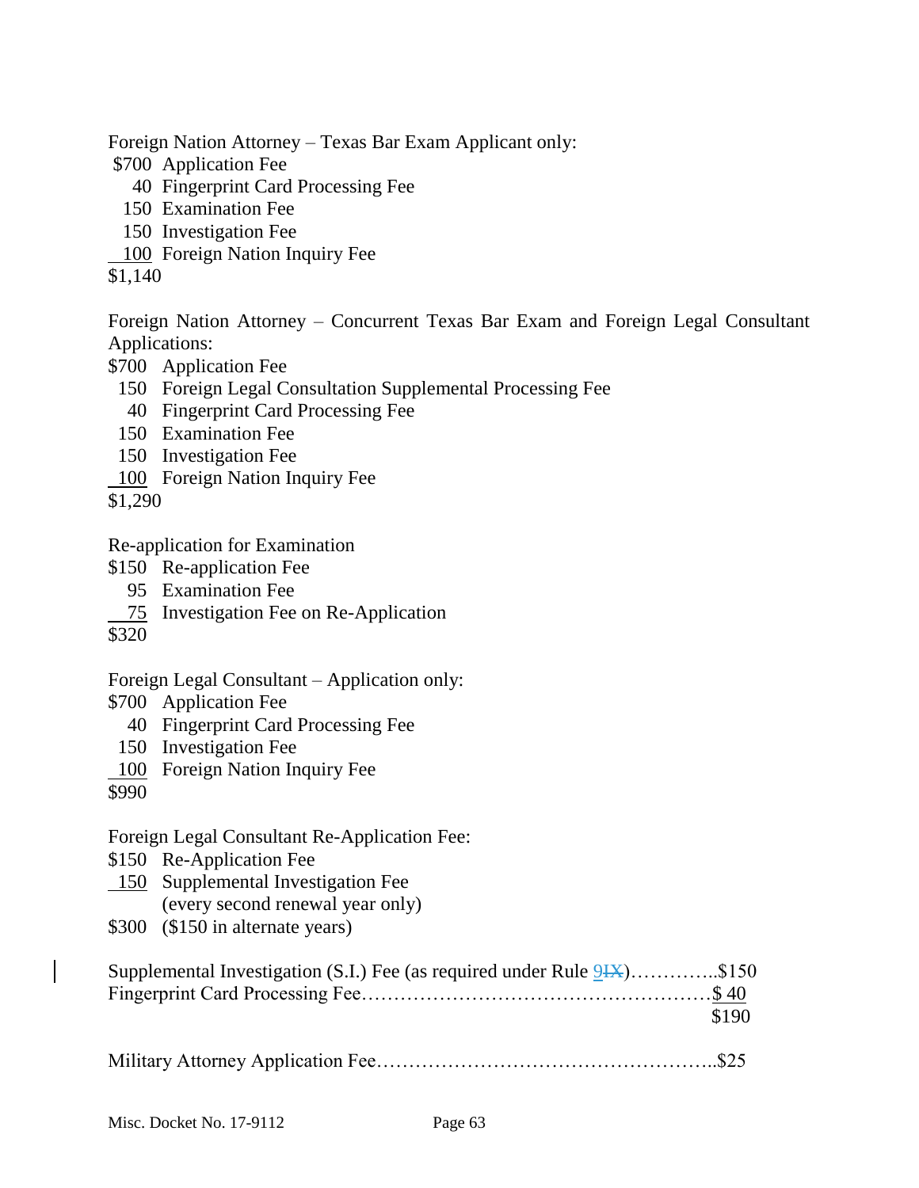Foreign Nation Attorney – Texas Bar Exam Applicant only:

$700 Application Fee  
40 Fingerprint Card Processing Fee  
150 Examination Fee  
150 Investigation Fee  
100 Foreign Nation Inquiry Fee  
$1,140

Foreign Nation Attorney – Concurrent Texas Bar Exam and Foreign Legal Consultant Applications:

$700 Application Fee  
150 Foreign Legal Consultation Supplemental Processing Fee  
40 Fingerprint Card Processing Fee  
150 Examination Fee  
150 Investigation Fee  
100 Foreign Nation Inquiry Fee  
$1,290

Re-application for Examination

$150 Re-application Fee  
95 Examination Fee  
75 Investigation Fee on Re-Application  
$320

Foreign Legal Consultant – Application only:

$700 Application Fee  
40 Fingerprint Card Processing Fee  
150 Investigation Fee  
100 Foreign Nation Inquiry Fee  
$990

Foreign Legal Consultant Re-Application Fee:

$150 Re-Application Fee  
150 Supplemental Investigation Fee (every second renewal year only)  
$300 ($150 in alternate years)

Supplemental Investigation (S.I.) Fee (as required under Rule 9~~IX~~)…………..$150  
Fingerprint Card Processing Fee………………………………………………$ 40  
$190

Military Attorney Application Fee……………………………………………..$25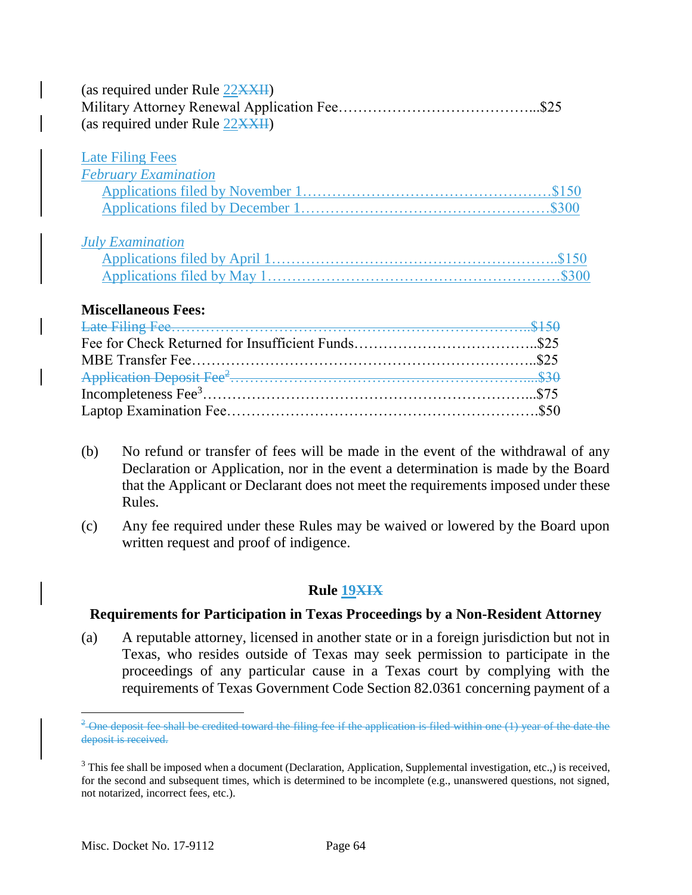(as required under Rule 22~~XXII~~)
Military Attorney Renewal Application Fee…………………………………...$25
(as required under Rule 22~~XXII~~)

Late Filing Fees
*February Examination*
Applications filed by November 1……………………………………………$150
Applications filed by December 1……………………………………………$300

*July Examination*
Applications filed by April 1…………………………………………………..$150
Applications filed by May 1……………………………………………………$300

**Miscellaneous Fees:**
~~Late Filing Fee………………………………………………………………..$150~~
Fee for Check Returned for Insufficient Funds………………………………..$25
MBE Transfer Fee……………………………………………………………..$25
~~Application Deposit Fee[2]…………………………………………………….$30~~
Incompleteness Fee[3]…………………………………………………………...$75
Laptop Examination Fee……………………………………………………….$50

(b) No refund or transfer of fees will be made in the event of the withdrawal of any Declaration or Application, nor in the event a determination is made by the Board that the Applicant or Declarant does not meet the requirements imposed under these Rules.

(c) Any fee required under these Rules may be waived or lowered by the Board upon written request and proof of indigence.

## Rule 19~~XIX~~

### Requirements for Participation in Texas Proceedings by a Non-Resident Attorney

(a) A reputable attorney, licensed in another state or in a foreign jurisdiction but not in Texas, who resides outside of Texas may seek permission to participate in the proceedings of any particular cause in a Texas court by complying with the requirements of Texas Government Code Section 82.0361 concerning payment of a

---

~~[2] One deposit fee shall be credited toward the filing fee if the application is filed within one (1) year of the date the deposit is received.~~

[3] This fee shall be imposed when a document (Declaration, Application, Supplemental investigation, etc.,) is received, for the second and subsequent times, which is determined to be incomplete (e.g., unanswered questions, not signed, not notarized, incorrect fees, etc.).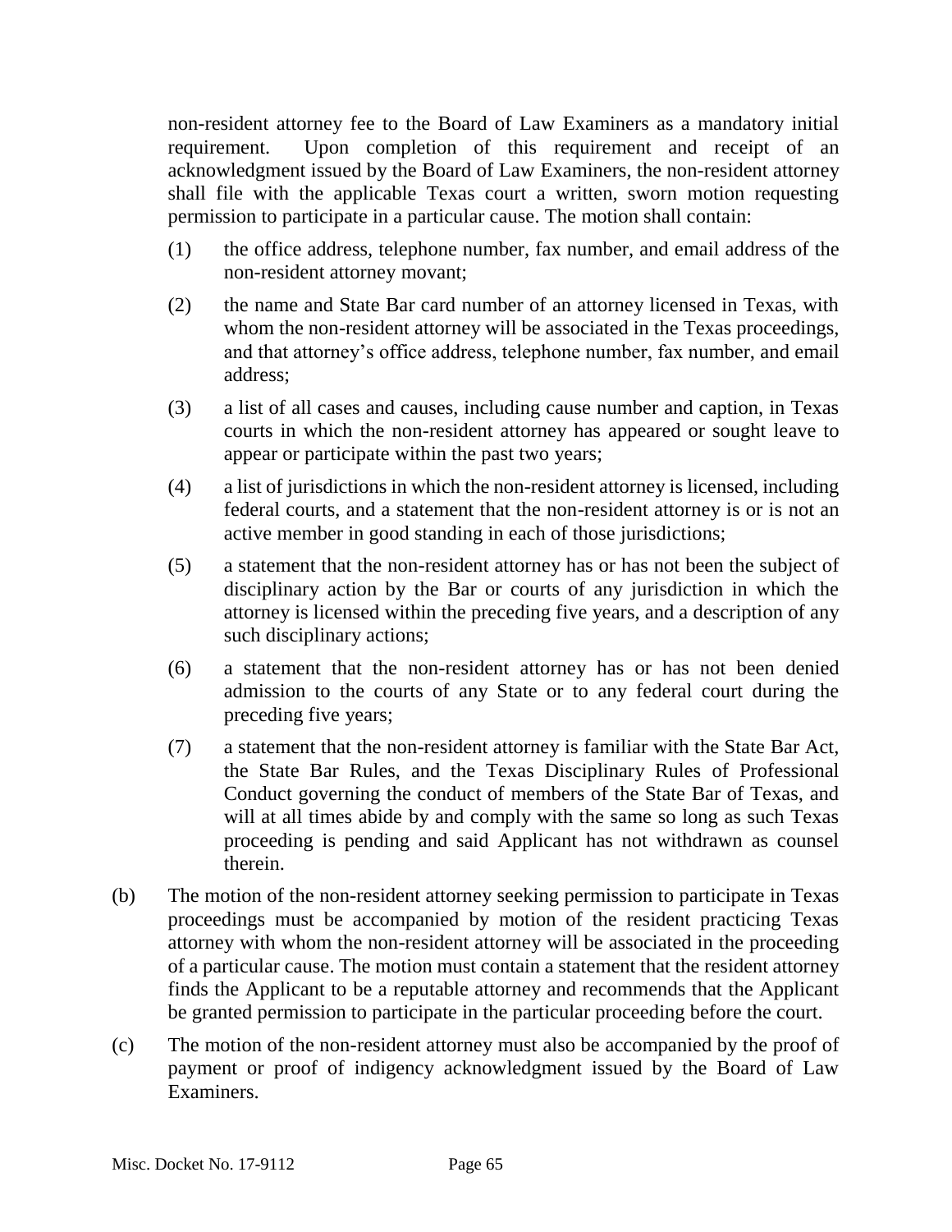non-resident attorney fee to the Board of Law Examiners as a mandatory initial requirement. Upon completion of this requirement and receipt of an acknowledgment issued by the Board of Law Examiners, the non-resident attorney shall file with the applicable Texas court a written, sworn motion requesting permission to participate in a particular cause. The motion shall contain:

(1) the office address, telephone number, fax number, and email address of the non-resident attorney movant;

(2) the name and State Bar card number of an attorney licensed in Texas, with whom the non-resident attorney will be associated in the Texas proceedings, and that attorney's office address, telephone number, fax number, and email address;

(3) a list of all cases and causes, including cause number and caption, in Texas courts in which the non-resident attorney has appeared or sought leave to appear or participate within the past two years;

(4) a list of jurisdictions in which the non-resident attorney is licensed, including federal courts, and a statement that the non-resident attorney is or is not an active member in good standing in each of those jurisdictions;

(5) a statement that the non-resident attorney has or has not been the subject of disciplinary action by the Bar or courts of any jurisdiction in which the attorney is licensed within the preceding five years, and a description of any such disciplinary actions;

(6) a statement that the non-resident attorney has or has not been denied admission to the courts of any State or to any federal court during the preceding five years;

(7) a statement that the non-resident attorney is familiar with the State Bar Act, the State Bar Rules, and the Texas Disciplinary Rules of Professional Conduct governing the conduct of members of the State Bar of Texas, and will at all times abide by and comply with the same so long as such Texas proceeding is pending and said Applicant has not withdrawn as counsel therein.

(b) The motion of the non-resident attorney seeking permission to participate in Texas proceedings must be accompanied by motion of the resident practicing Texas attorney with whom the non-resident attorney will be associated in the proceeding of a particular cause. The motion must contain a statement that the resident attorney finds the Applicant to be a reputable attorney and recommends that the Applicant be granted permission to participate in the particular proceeding before the court.

(c) The motion of the non-resident attorney must also be accompanied by the proof of payment or proof of indigency acknowledgment issued by the Board of Law Examiners.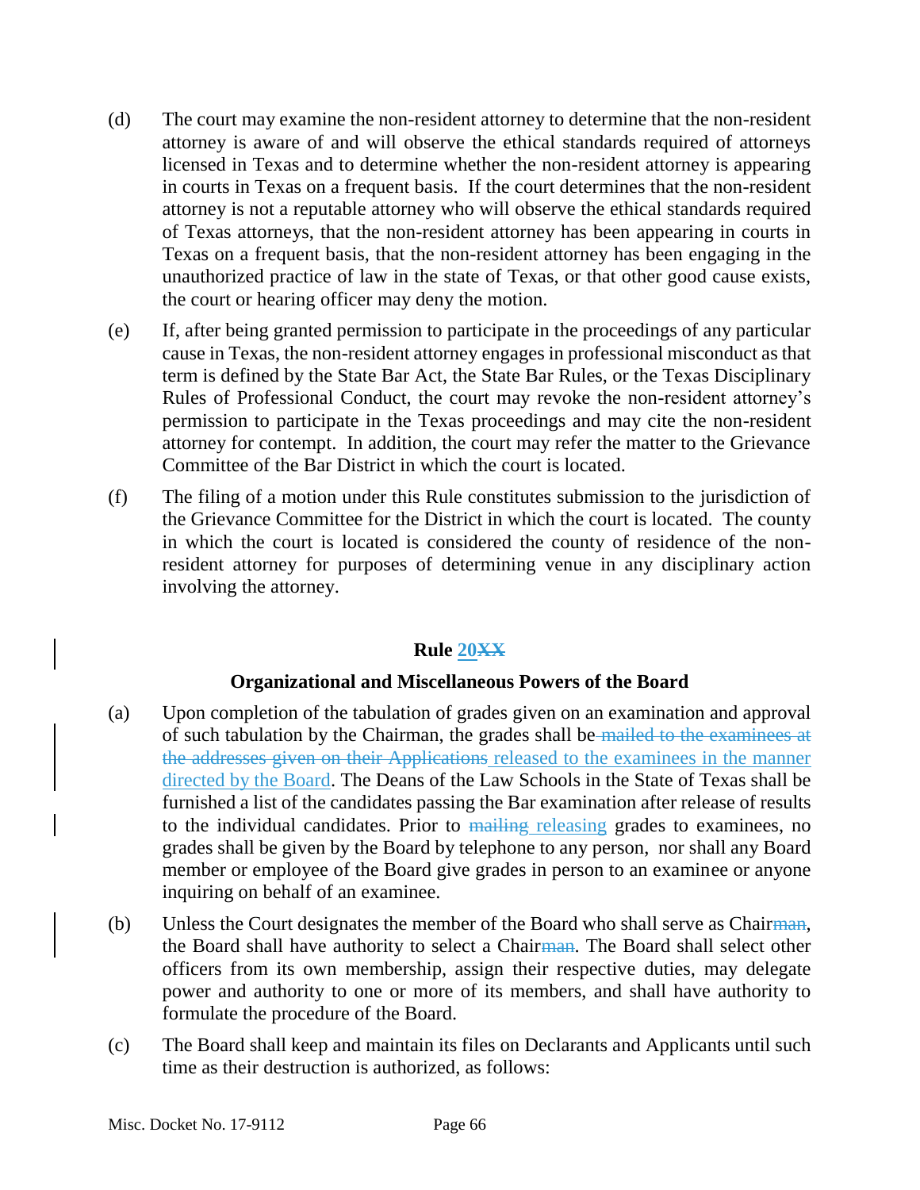(d) The court may examine the non-resident attorney to determine that the non-resident attorney is aware of and will observe the ethical standards required of attorneys licensed in Texas and to determine whether the non-resident attorney is appearing in courts in Texas on a frequent basis. If the court determines that the non-resident attorney is not a reputable attorney who will observe the ethical standards required of Texas attorneys, that the non-resident attorney has been appearing in courts in Texas on a frequent basis, that the non-resident attorney has been engaging in the unauthorized practice of law in the state of Texas, or that other good cause exists, the court or hearing officer may deny the motion.

(e) If, after being granted permission to participate in the proceedings of any particular cause in Texas, the non-resident attorney engages in professional misconduct as that term is defined by the State Bar Act, the State Bar Rules, or the Texas Disciplinary Rules of Professional Conduct, the court may revoke the non-resident attorney's permission to participate in the Texas proceedings and may cite the non-resident attorney for contempt. In addition, the court may refer the matter to the Grievance Committee of the Bar District in which the court is located.

(f) The filing of a motion under this Rule constitutes submission to the jurisdiction of the Grievance Committee for the District in which the court is located. The county in which the court is located is considered the county of residence of the non-resident attorney for purposes of determining venue in any disciplinary action involving the attorney.

## Rule 20~~XX~~

### Organizational and Miscellaneous Powers of the Board

(a) Upon completion of the tabulation of grades given on an examination and approval of such tabulation by the Chairman, the grades shall be ~~mailed to the examinees at the addresses given on their Applications~~ released to the examinees in the manner directed by the Board. The Deans of the Law Schools in the State of Texas shall be furnished a list of the candidates passing the Bar examination after release of results to the individual candidates. Prior to ~~mailing~~ releasing grades to examinees, no grades shall be given by the Board by telephone to any person, nor shall any Board member or employee of the Board give grades in person to an examinee or anyone inquiring on behalf of an examinee.

(b) Unless the Court designates the member of the Board who shall serve as Chair~~man~~, the Board shall have authority to select a Chair~~man~~. The Board shall select other officers from its own membership, assign their respective duties, may delegate power and authority to one or more of its members, and shall have authority to formulate the procedure of the Board.

(c) The Board shall keep and maintain its files on Declarants and Applicants until such time as their destruction is authorized, as follows: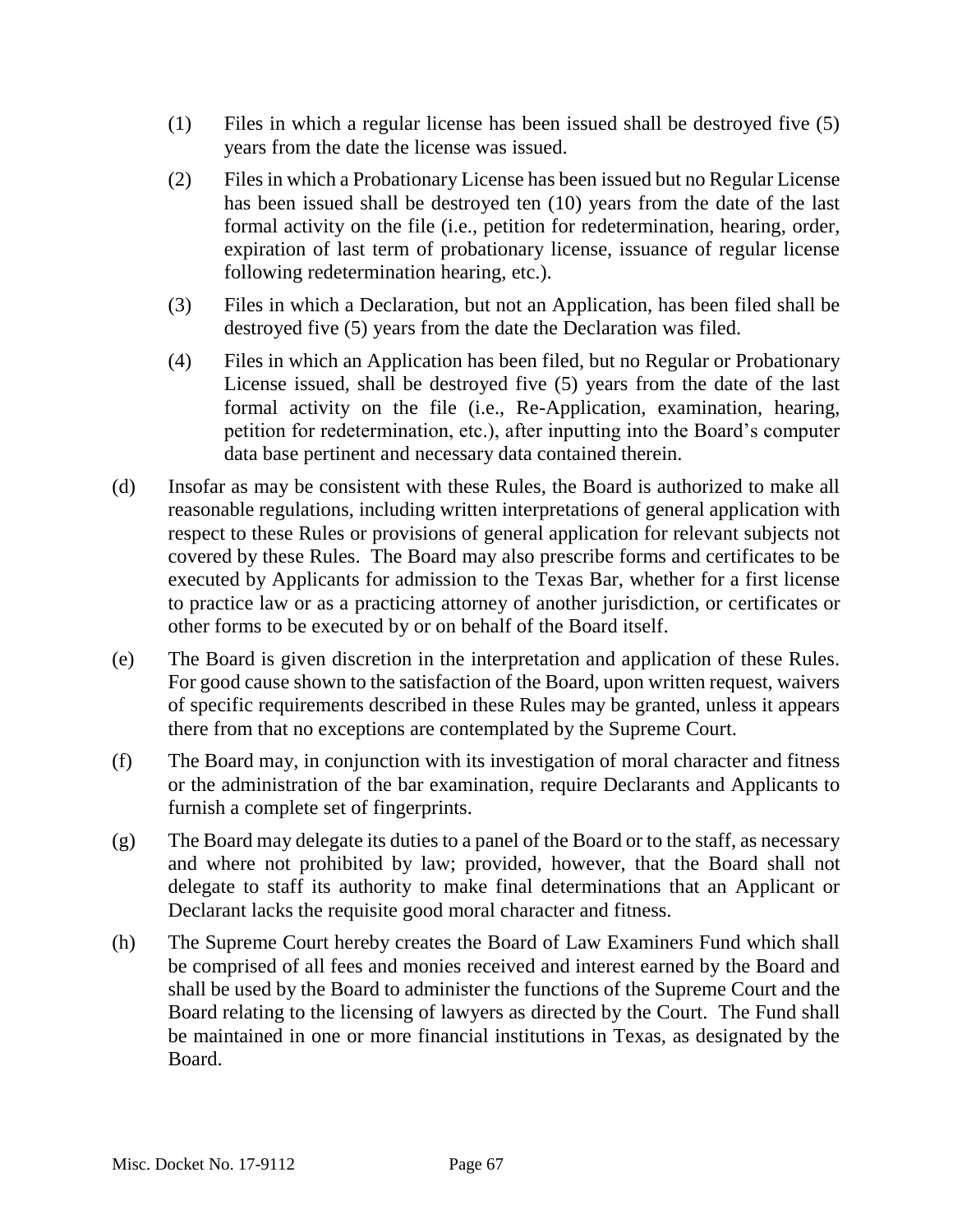(1) Files in which a regular license has been issued shall be destroyed five (5) years from the date the license was issued.

(2) Files in which a Probationary License has been issued but no Regular License has been issued shall be destroyed ten (10) years from the date of the last formal activity on the file (i.e., petition for redetermination, hearing, order, expiration of last term of probationary license, issuance of regular license following redetermination hearing, etc.).

(3) Files in which a Declaration, but not an Application, has been filed shall be destroyed five (5) years from the date the Declaration was filed.

(4) Files in which an Application has been filed, but no Regular or Probationary License issued, shall be destroyed five (5) years from the date of the last formal activity on the file (i.e., Re-Application, examination, hearing, petition for redetermination, etc.), after inputting into the Board's computer data base pertinent and necessary data contained therein.

(d) Insofar as may be consistent with these Rules, the Board is authorized to make all reasonable regulations, including written interpretations of general application with respect to these Rules or provisions of general application for relevant subjects not covered by these Rules. The Board may also prescribe forms and certificates to be executed by Applicants for admission to the Texas Bar, whether for a first license to practice law or as a practicing attorney of another jurisdiction, or certificates or other forms to be executed by or on behalf of the Board itself.

(e) The Board is given discretion in the interpretation and application of these Rules. For good cause shown to the satisfaction of the Board, upon written request, waivers of specific requirements described in these Rules may be granted, unless it appears there from that no exceptions are contemplated by the Supreme Court.

(f) The Board may, in conjunction with its investigation of moral character and fitness or the administration of the bar examination, require Declarants and Applicants to furnish a complete set of fingerprints.

(g) The Board may delegate its duties to a panel of the Board or to the staff, as necessary and where not prohibited by law; provided, however, that the Board shall not delegate to staff its authority to make final determinations that an Applicant or Declarant lacks the requisite good moral character and fitness.

(h) The Supreme Court hereby creates the Board of Law Examiners Fund which shall be comprised of all fees and monies received and interest earned by the Board and shall be used by the Board to administer the functions of the Supreme Court and the Board relating to the licensing of lawyers as directed by the Court. The Fund shall be maintained in one or more financial institutions in Texas, as designated by the Board.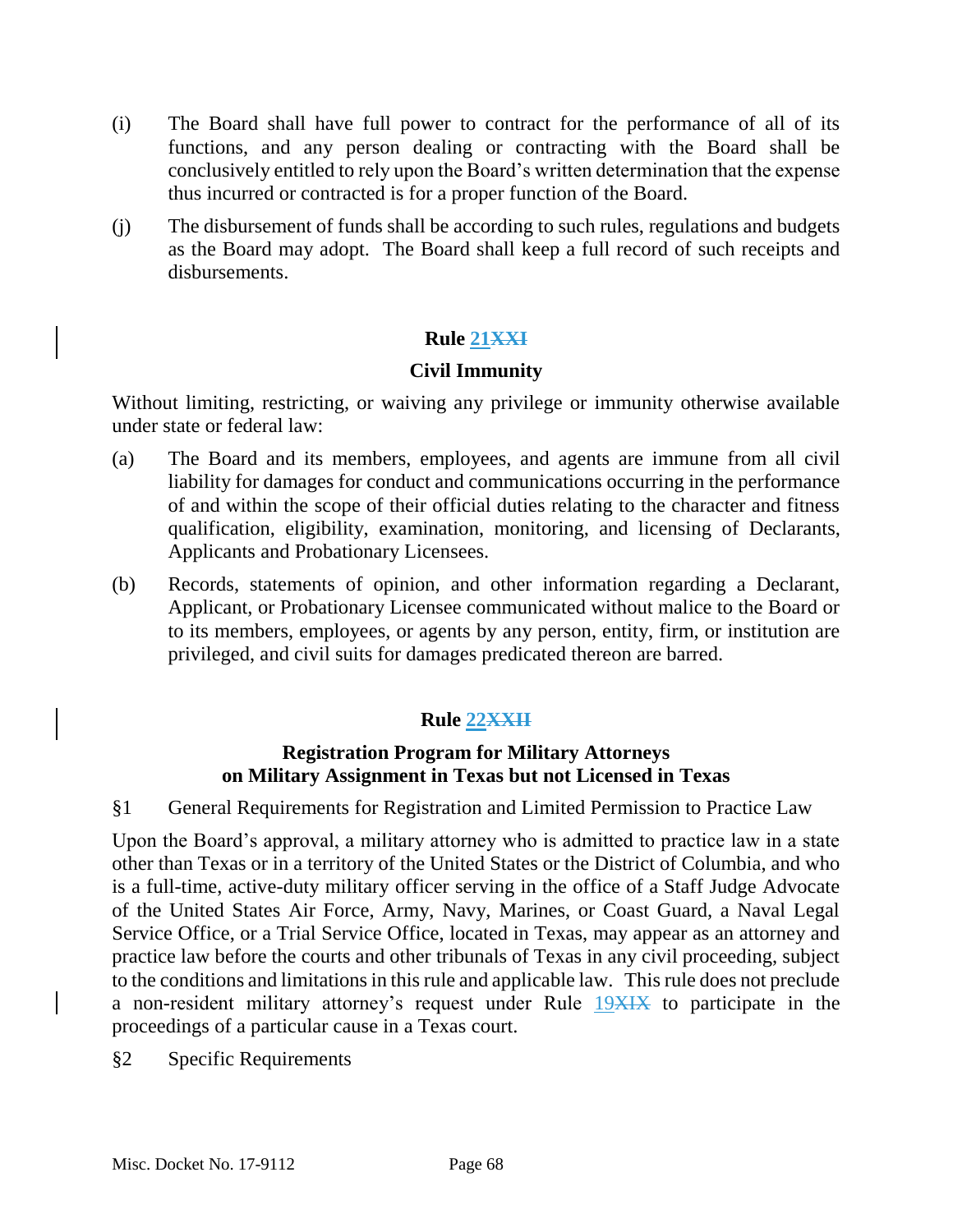(i) The Board shall have full power to contract for the performance of all of its functions, and any person dealing or contracting with the Board shall be conclusively entitled to rely upon the Board's written determination that the expense thus incurred or contracted is for a proper function of the Board.

(j) The disbursement of funds shall be according to such rules, regulations and budgets as the Board may adopt. The Board shall keep a full record of such receipts and disbursements.

## Rule 21~~XXI~~

### Civil Immunity

Without limiting, restricting, or waiving any privilege or immunity otherwise available under state or federal law:

(a) The Board and its members, employees, and agents are immune from all civil liability for damages for conduct and communications occurring in the performance of and within the scope of their official duties relating to the character and fitness qualification, eligibility, examination, monitoring, and licensing of Declarants, Applicants and Probationary Licensees.

(b) Records, statements of opinion, and other information regarding a Declarant, Applicant, or Probationary Licensee communicated without malice to the Board or to its members, employees, or agents by any person, entity, firm, or institution are privileged, and civil suits for damages predicated thereon are barred.

## Rule 22~~XXII~~

### Registration Program for Military Attorneys on Military Assignment in Texas but not Licensed in Texas

§1 General Requirements for Registration and Limited Permission to Practice Law

Upon the Board's approval, a military attorney who is admitted to practice law in a state other than Texas or in a territory of the United States or the District of Columbia, and who is a full-time, active-duty military officer serving in the office of a Staff Judge Advocate of the United States Air Force, Army, Navy, Marines, or Coast Guard, a Naval Legal Service Office, or a Trial Service Office, located in Texas, may appear as an attorney and practice law before the courts and other tribunals of Texas in any civil proceeding, subject to the conditions and limitations in this rule and applicable law. This rule does not preclude a non-resident military attorney's request under Rule 19~~XIX~~ to participate in the proceedings of a particular cause in a Texas court.

§2 Specific Requirements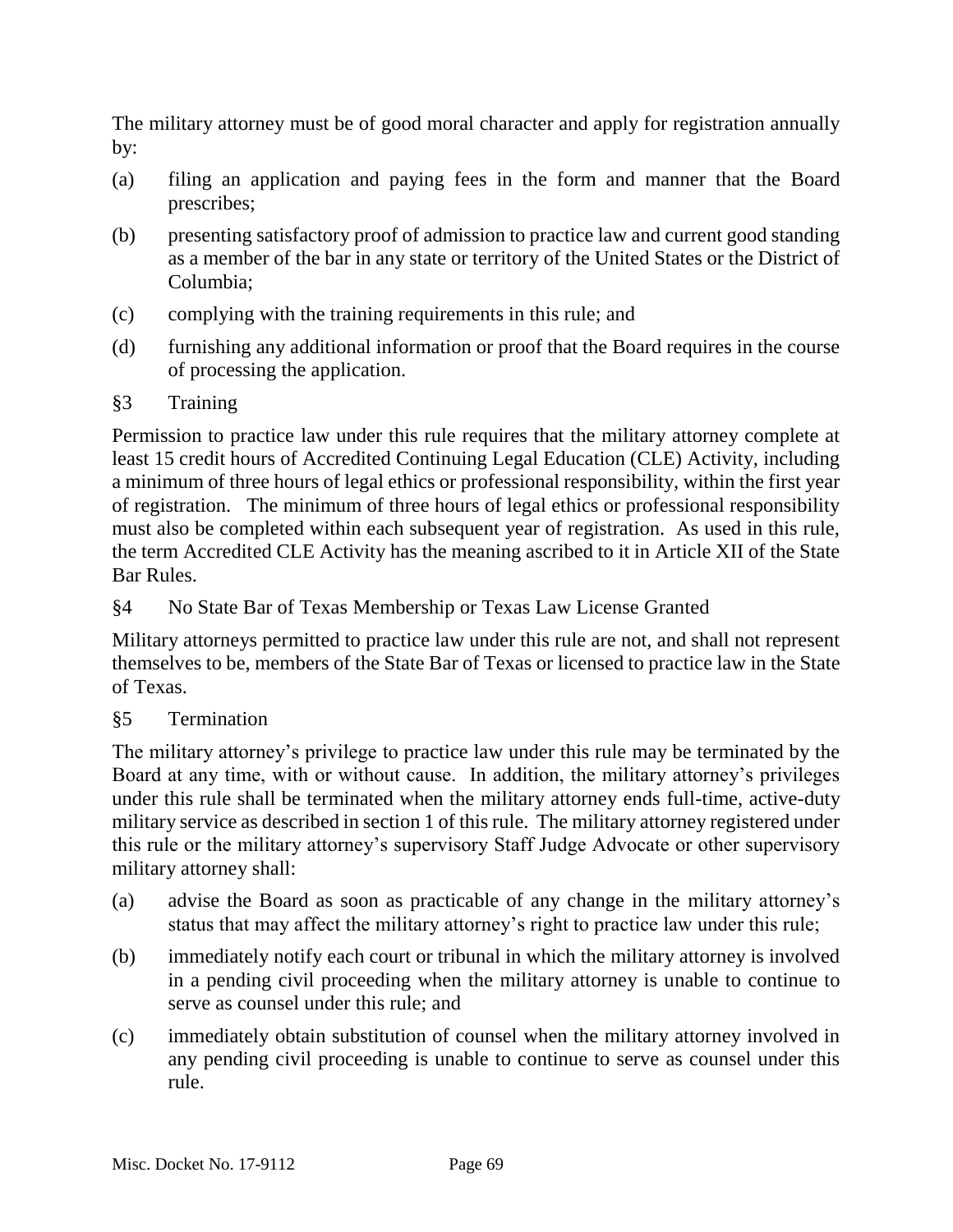The military attorney must be of good moral character and apply for registration annually by:

(a) filing an application and paying fees in the form and manner that the Board prescribes;

(b) presenting satisfactory proof of admission to practice law and current good standing as a member of the bar in any state or territory of the United States or the District of Columbia;

(c) complying with the training requirements in this rule; and

(d) furnishing any additional information or proof that the Board requires in the course of processing the application.

§3 Training

Permission to practice law under this rule requires that the military attorney complete at least 15 credit hours of Accredited Continuing Legal Education (CLE) Activity, including a minimum of three hours of legal ethics or professional responsibility, within the first year of registration. The minimum of three hours of legal ethics or professional responsibility must also be completed within each subsequent year of registration. As used in this rule, the term Accredited CLE Activity has the meaning ascribed to it in Article XII of the State Bar Rules.

§4 No State Bar of Texas Membership or Texas Law License Granted

Military attorneys permitted to practice law under this rule are not, and shall not represent themselves to be, members of the State Bar of Texas or licensed to practice law in the State of Texas.

§5 Termination

The military attorney's privilege to practice law under this rule may be terminated by the Board at any time, with or without cause. In addition, the military attorney's privileges under this rule shall be terminated when the military attorney ends full-time, active-duty military service as described in section 1 of this rule. The military attorney registered under this rule or the military attorney's supervisory Staff Judge Advocate or other supervisory military attorney shall:

(a) advise the Board as soon as practicable of any change in the military attorney's status that may affect the military attorney's right to practice law under this rule;

(b) immediately notify each court or tribunal in which the military attorney is involved in a pending civil proceeding when the military attorney is unable to continue to serve as counsel under this rule; and

(c) immediately obtain substitution of counsel when the military attorney involved in any pending civil proceeding is unable to continue to serve as counsel under this rule.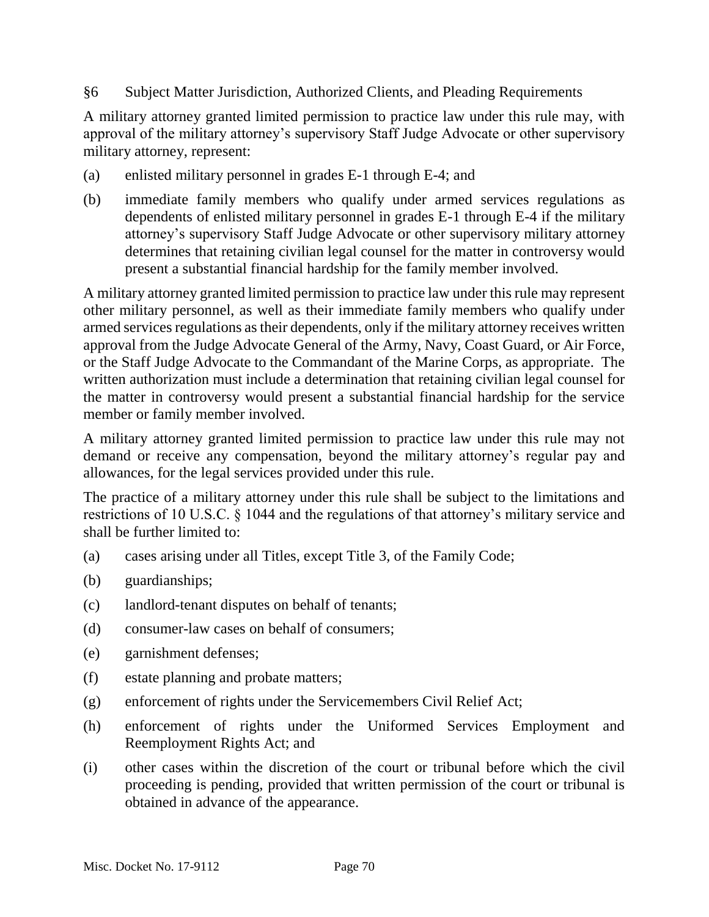## §6 Subject Matter Jurisdiction, Authorized Clients, and Pleading Requirements

A military attorney granted limited permission to practice law under this rule may, with approval of the military attorney's supervisory Staff Judge Advocate or other supervisory military attorney, represent:

(a) enlisted military personnel in grades E-1 through E-4; and

(b) immediate family members who qualify under armed services regulations as dependents of enlisted military personnel in grades E-1 through E-4 if the military attorney's supervisory Staff Judge Advocate or other supervisory military attorney determines that retaining civilian legal counsel for the matter in controversy would present a substantial financial hardship for the family member involved.

A military attorney granted limited permission to practice law under this rule may represent other military personnel, as well as their immediate family members who qualify under armed services regulations as their dependents, only if the military attorney receives written approval from the Judge Advocate General of the Army, Navy, Coast Guard, or Air Force, or the Staff Judge Advocate to the Commandant of the Marine Corps, as appropriate. The written authorization must include a determination that retaining civilian legal counsel for the matter in controversy would present a substantial financial hardship for the service member or family member involved.

A military attorney granted limited permission to practice law under this rule may not demand or receive any compensation, beyond the military attorney's regular pay and allowances, for the legal services provided under this rule.

The practice of a military attorney under this rule shall be subject to the limitations and restrictions of 10 U.S.C. § 1044 and the regulations of that attorney's military service and shall be further limited to:

(a) cases arising under all Titles, except Title 3, of the Family Code;

(b) guardianships;

(c) landlord-tenant disputes on behalf of tenants;

(d) consumer-law cases on behalf of consumers;

(e) garnishment defenses;

(f) estate planning and probate matters;

(g) enforcement of rights under the Servicemembers Civil Relief Act;

(h) enforcement of rights under the Uniformed Services Employment and Reemployment Rights Act; and

(i) other cases within the discretion of the court or tribunal before which the civil proceeding is pending, provided that written permission of the court or tribunal is obtained in advance of the appearance.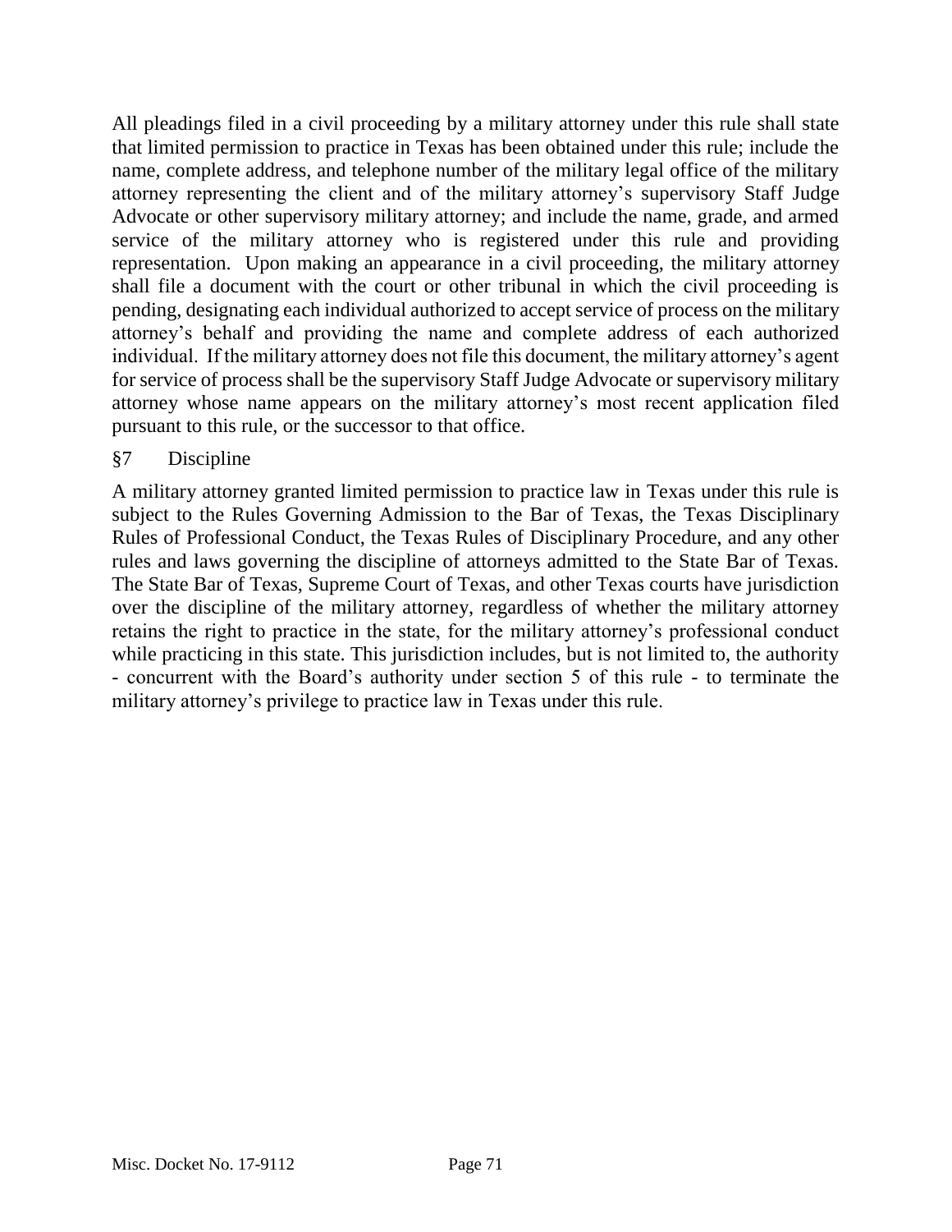All pleadings filed in a civil proceeding by a military attorney under this rule shall state that limited permission to practice in Texas has been obtained under this rule; include the name, complete address, and telephone number of the military legal office of the military attorney representing the client and of the military attorney's supervisory Staff Judge Advocate or other supervisory military attorney; and include the name, grade, and armed service of the military attorney who is registered under this rule and providing representation. Upon making an appearance in a civil proceeding, the military attorney shall file a document with the court or other tribunal in which the civil proceeding is pending, designating each individual authorized to accept service of process on the military attorney's behalf and providing the name and complete address of each authorized individual. If the military attorney does not file this document, the military attorney's agent for service of process shall be the supervisory Staff Judge Advocate or supervisory military attorney whose name appears on the military attorney's most recent application filed pursuant to this rule, or the successor to that office.

§7 Discipline

A military attorney granted limited permission to practice law in Texas under this rule is subject to the Rules Governing Admission to the Bar of Texas, the Texas Disciplinary Rules of Professional Conduct, the Texas Rules of Disciplinary Procedure, and any other rules and laws governing the discipline of attorneys admitted to the State Bar of Texas. The State Bar of Texas, Supreme Court of Texas, and other Texas courts have jurisdiction over the discipline of the military attorney, regardless of whether the military attorney retains the right to practice in the state, for the military attorney's professional conduct while practicing in this state. This jurisdiction includes, but is not limited to, the authority - concurrent with the Board's authority under section 5 of this rule - to terminate the military attorney's privilege to practice law in Texas under this rule.